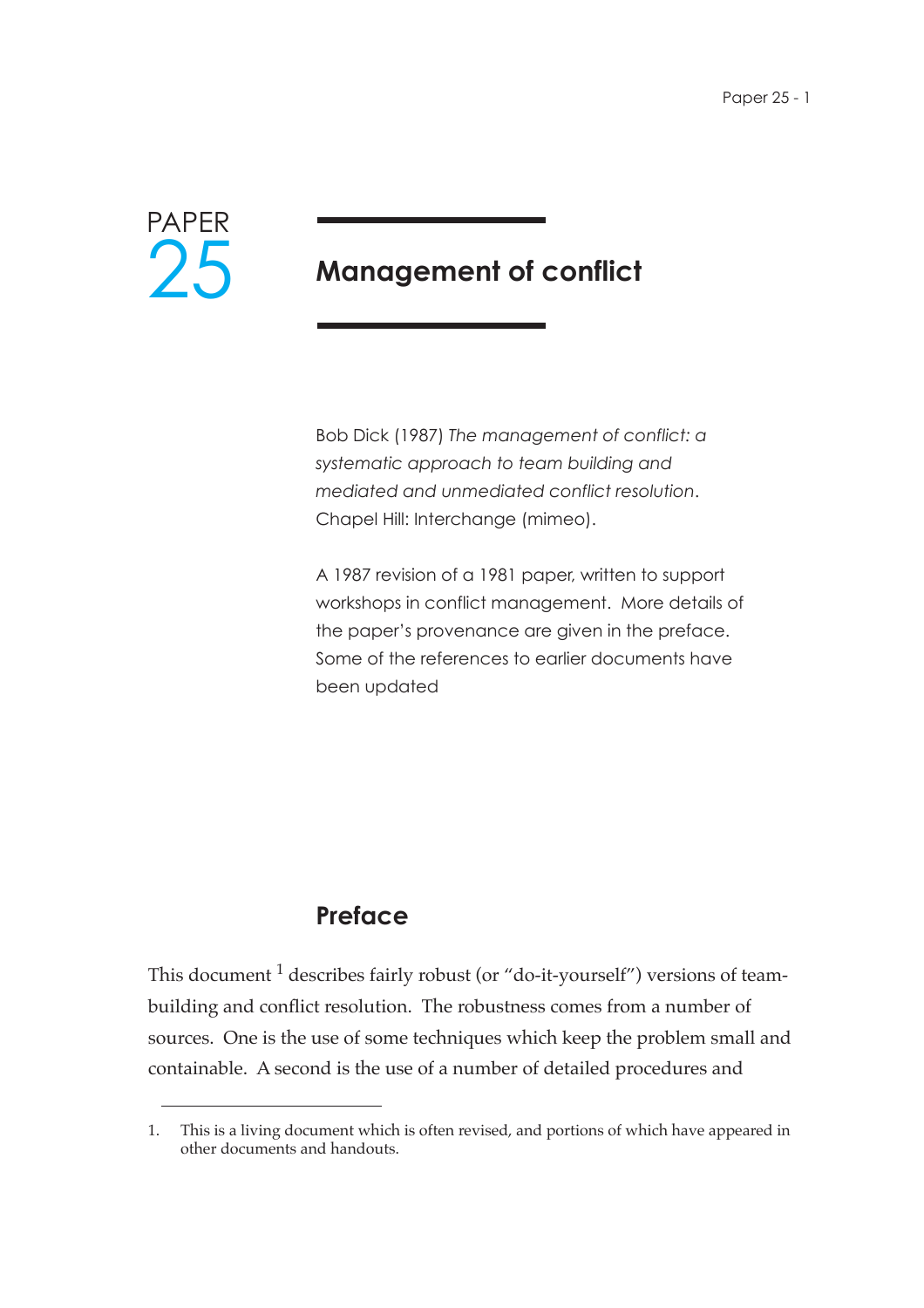# PAPER 25

# Management of conflict

Bob Dick (1987) *The management of conflict: a systematic approach to team building and mediated and unmediated conflict resolution*. Chapel Hill: Interchange (mimeo).

A 1987 revision of a 1981 paper, written to support workshops in conflict management. More details of the paper's provenance are given in the preface. Some of the references to earlier documents have been updated

## Preface

This document [1] describes fairly robust (or "do-it-yourself") versions of team-building and conflict resolution. The robustness comes from a number of sources. One is the use of some techniques which keep the problem small and containable. A second is the use of a number of detailed procedures and

1. This is a living document which is often revised, and portions of which have appeared in other documents and handouts.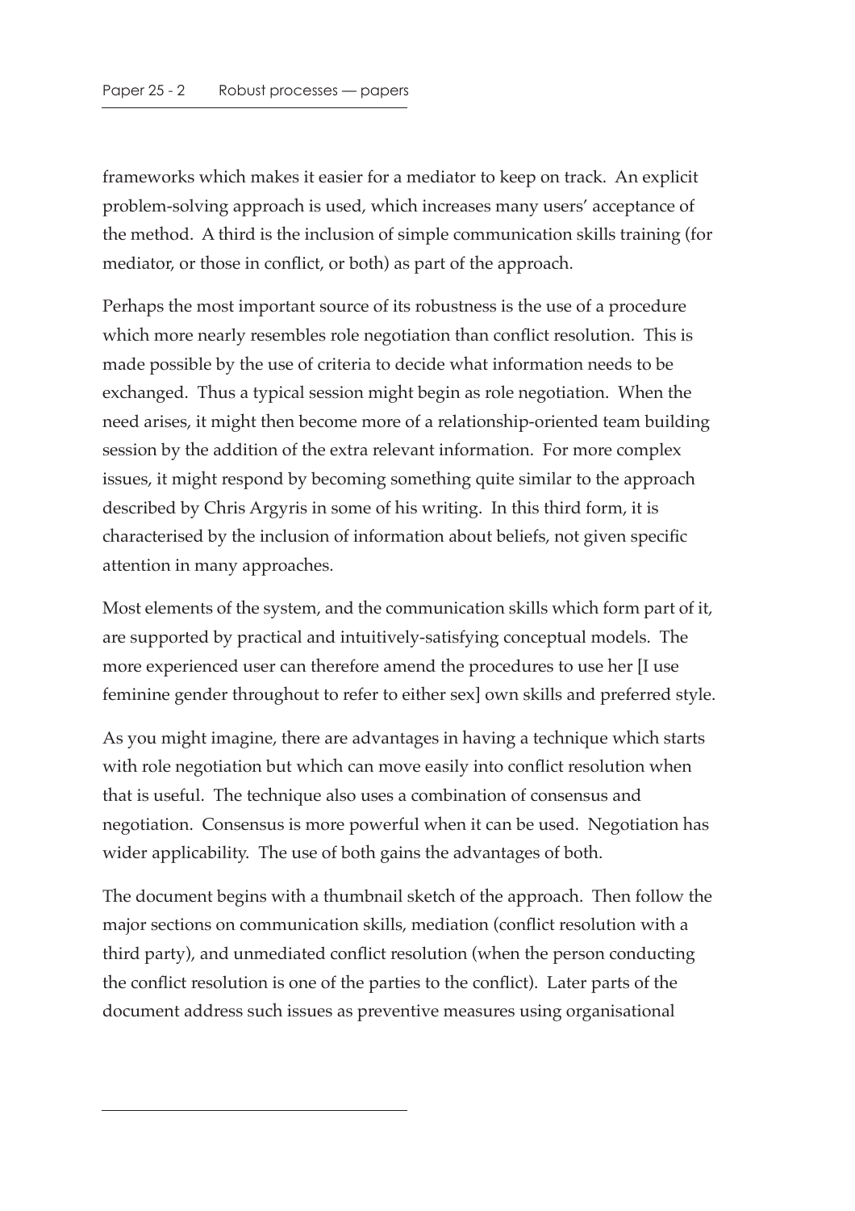frameworks which makes it easier for a mediator to keep on track. An explicit problem-solving approach is used, which increases many users' acceptance of the method. A third is the inclusion of simple communication skills training (for mediator, or those in conflict, or both) as part of the approach.

Perhaps the most important source of its robustness is the use of a procedure which more nearly resembles role negotiation than conflict resolution. This is made possible by the use of criteria to decide what information needs to be exchanged. Thus a typical session might begin as role negotiation. When the need arises, it might then become more of a relationship-oriented team building session by the addition of the extra relevant information. For more complex issues, it might respond by becoming something quite similar to the approach described by Chris Argyris in some of his writing. In this third form, it is characterised by the inclusion of information about beliefs, not given specific attention in many approaches.

Most elements of the system, and the communication skills which form part of it, are supported by practical and intuitively-satisfying conceptual models. The more experienced user can therefore amend the procedures to use her [I use feminine gender throughout to refer to either sex] own skills and preferred style.

As you might imagine, there are advantages in having a technique which starts with role negotiation but which can move easily into conflict resolution when that is useful. The technique also uses a combination of consensus and negotiation. Consensus is more powerful when it can be used. Negotiation has wider applicability. The use of both gains the advantages of both.

The document begins with a thumbnail sketch of the approach. Then follow the major sections on communication skills, mediation (conflict resolution with a third party), and unmediated conflict resolution (when the person conducting the conflict resolution is one of the parties to the conflict). Later parts of the document address such issues as preventive measures using organisational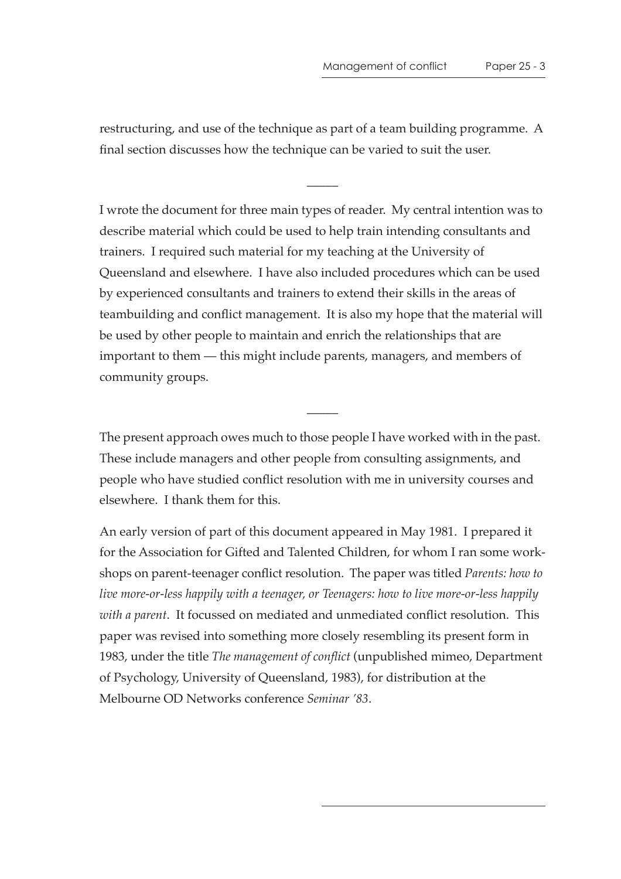restructuring, and use of the technique as part of a team building programme. A final section discusses how the technique can be varied to suit the user.

―――

I wrote the document for three main types of reader. My central intention was to describe material which could be used to help train intending consultants and trainers. I required such material for my teaching at the University of Queensland and elsewhere. I have also included procedures which can be used by experienced consultants and trainers to extend their skills in the areas of teambuilding and conflict management. It is also my hope that the material will be used by other people to maintain and enrich the relationships that are important to them — this might include parents, managers, and members of community groups.

―――

The present approach owes much to those people I have worked with in the past. These include managers and other people from consulting assignments, and people who have studied conflict resolution with me in university courses and elsewhere. I thank them for this.

An early version of part of this document appeared in May 1981. I prepared it for the Association for Gifted and Talented Children, for whom I ran some workshops on parent-teenager conflict resolution. The paper was titled *Parents: how to live more-or-less happily with a teenager, or Teenagers: how to live more-or-less happily with a parent*. It focussed on mediated and unmediated conflict resolution. This paper was revised into something more closely resembling its present form in 1983, under the title *The management of conflict* (unpublished mimeo, Department of Psychology, University of Queensland, 1983), for distribution at the Melbourne OD Networks conference *Seminar '83*.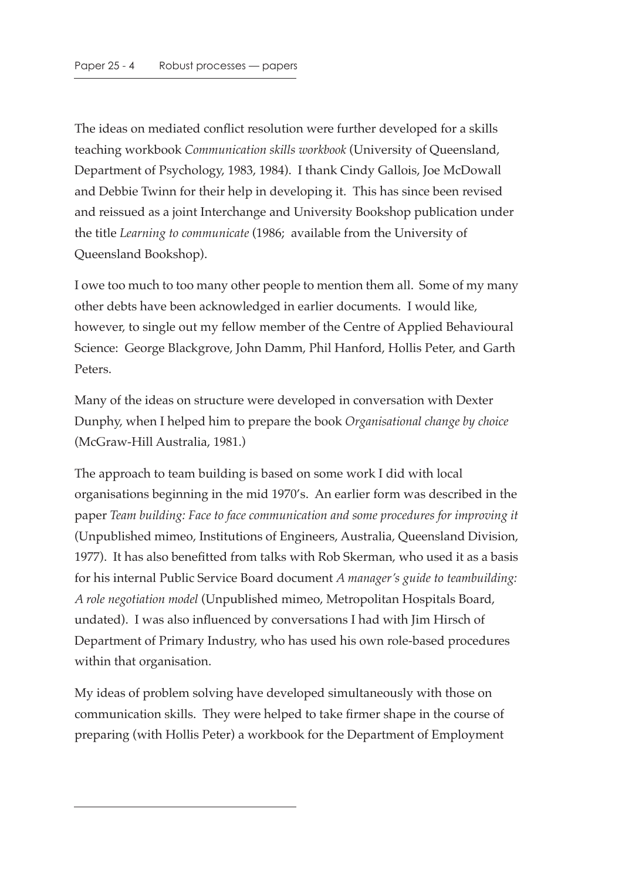The ideas on mediated conflict resolution were further developed for a skills teaching workbook *Communication skills workbook* (University of Queensland, Department of Psychology, 1983, 1984). I thank Cindy Gallois, Joe McDowall and Debbie Twinn for their help in developing it. This has since been revised and reissued as a joint Interchange and University Bookshop publication under the title *Learning to communicate* (1986; available from the University of Queensland Bookshop).

I owe too much to too many other people to mention them all. Some of my many other debts have been acknowledged in earlier documents. I would like, however, to single out my fellow member of the Centre of Applied Behavioural Science: George Blackgrove, John Damm, Phil Hanford, Hollis Peter, and Garth Peters.

Many of the ideas on structure were developed in conversation with Dexter Dunphy, when I helped him to prepare the book *Organisational change by choice* (McGraw-Hill Australia, 1981.)

The approach to team building is based on some work I did with local organisations beginning in the mid 1970's. An earlier form was described in the paper *Team building: Face to face communication and some procedures for improving it* (Unpublished mimeo, Institutions of Engineers, Australia, Queensland Division, 1977). It has also benefitted from talks with Rob Skerman, who used it as a basis for his internal Public Service Board document *A manager's guide to teambuilding: A role negotiation model* (Unpublished mimeo, Metropolitan Hospitals Board, undated). I was also influenced by conversations I had with Jim Hirsch of Department of Primary Industry, who has used his own role-based procedures within that organisation.

My ideas of problem solving have developed simultaneously with those on communication skills. They were helped to take firmer shape in the course of preparing (with Hollis Peter) a workbook for the Department of Employment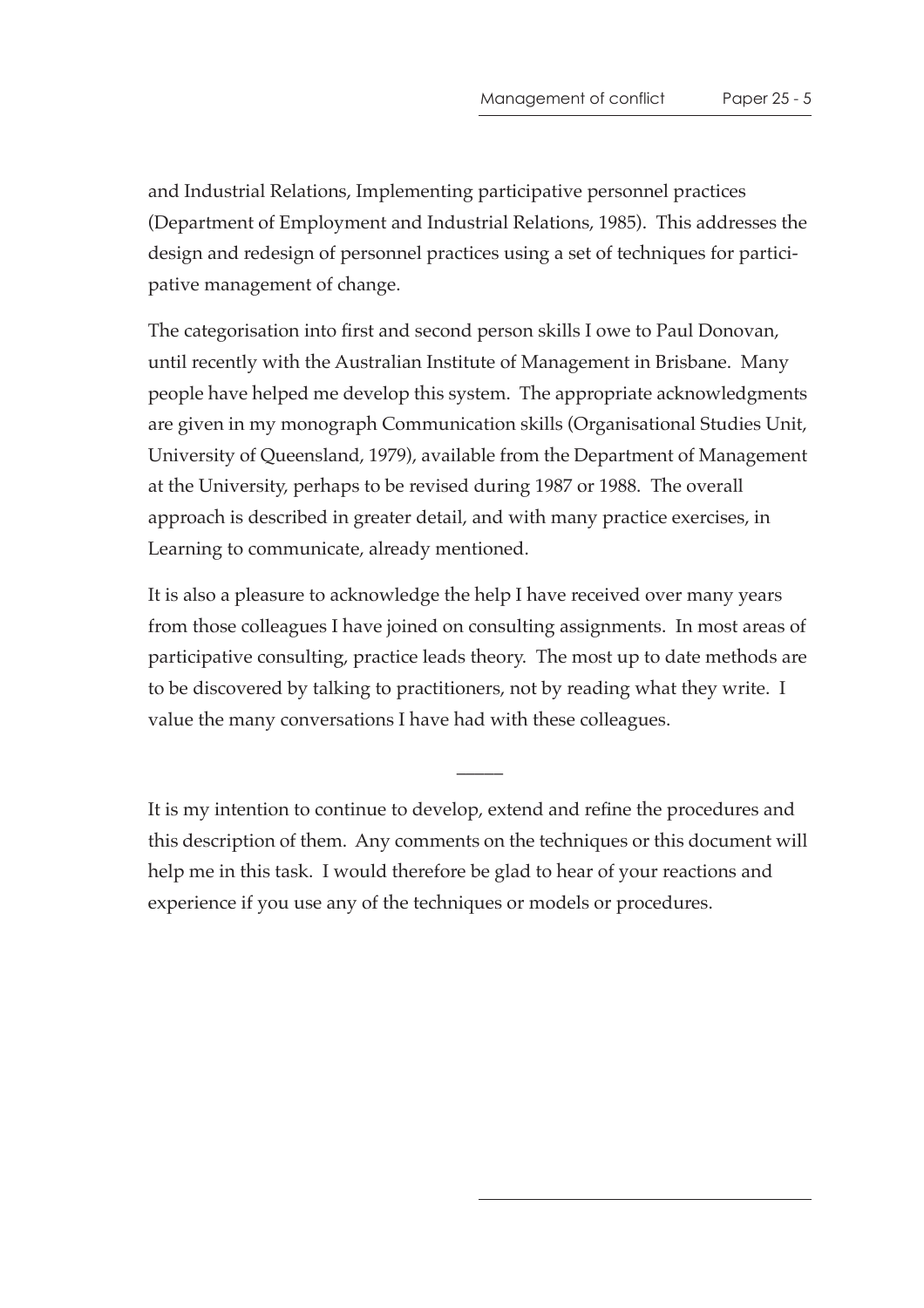and Industrial Relations, Implementing participative personnel practices (Department of Employment and Industrial Relations, 1985). This addresses the design and redesign of personnel practices using a set of techniques for participative management of change.

The categorisation into first and second person skills I owe to Paul Donovan, until recently with the Australian Institute of Management in Brisbane. Many people have helped me develop this system. The appropriate acknowledgments are given in my monograph Communication skills (Organisational Studies Unit, University of Queensland, 1979), available from the Department of Management at the University, perhaps to be revised during 1987 or 1988. The overall approach is described in greater detail, and with many practice exercises, in Learning to communicate, already mentioned.

It is also a pleasure to acknowledge the help I have received over many years from those colleagues I have joined on consulting assignments. In most areas of participative consulting, practice leads theory. The most up to date methods are to be discovered by talking to practitioners, not by reading what they write. I value the many conversations I have had with these colleagues.

---

It is my intention to continue to develop, extend and refine the procedures and this description of them. Any comments on the techniques or this document will help me in this task. I would therefore be glad to hear of your reactions and experience if you use any of the techniques or models or procedures.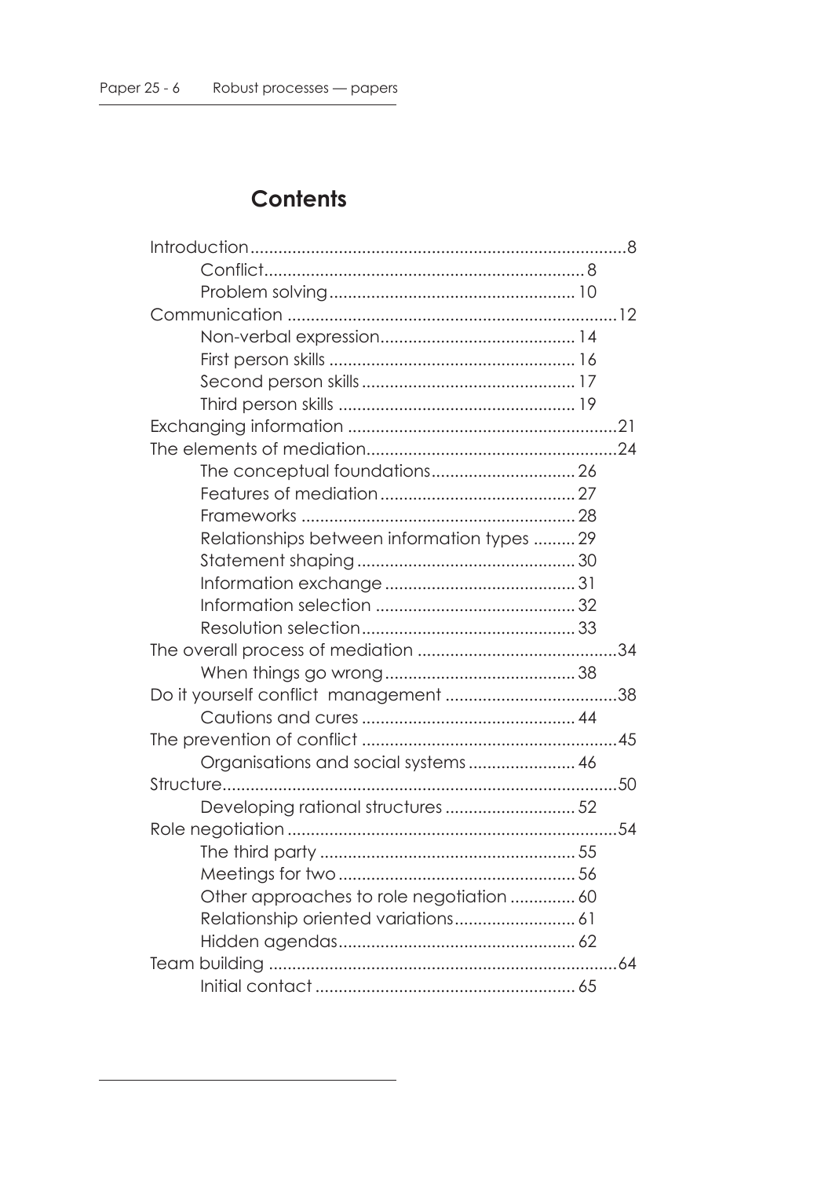## Contents

- Introduction ... 8
  - Conflict ... 8
  - Problem solving ... 10
- Communication ... 12
  - Non-verbal expression ... 14
  - First person skills ... 16
  - Second person skills ... 17
  - Third person skills ... 19
- Exchanging information ... 21
- The elements of mediation ... 24
  - The conceptual foundations ... 26
  - Features of mediation ... 27
  - Frameworks ... 28
  - Relationships between information types ... 29
  - Statement shaping ... 30
  - Information exchange ... 31
  - Information selection ... 32
  - Resolution selection ... 33
- The overall process of mediation ... 34
  - When things go wrong ... 38
- Do it yourself conflict management ... 38
  - Cautions and cures ... 44
- The prevention of conflict ... 45
  - Organisations and social systems ... 46
- Structure ... 50
  - Developing rational structures ... 52
- Role negotiation ... 54
  - The third party ... 55
  - Meetings for two ... 56
  - Other approaches to role negotiation ... 60
  - Relationship oriented variations ... 61
  - Hidden agendas ... 62
- Team building ... 64
  - Initial contact ... 65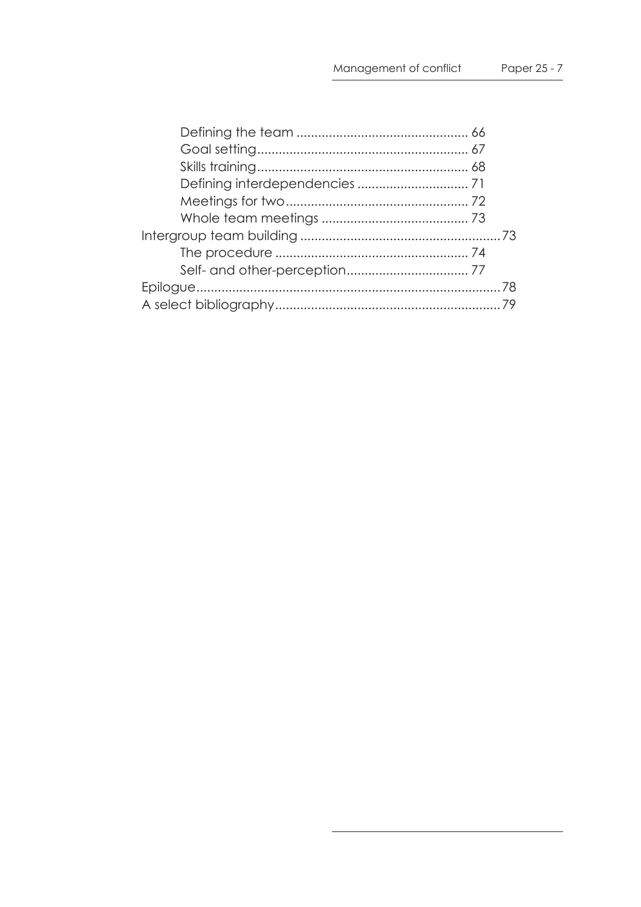- Defining the team ................................................ 66
- Goal setting........................................................... 67
- Skills training........................................................... 68
- Defining interdependencies ............................... 71
- Meetings for two................................................... 72
- Whole team meetings ......................................... 73

Intergroup team building ........................................................73

- The procedure ...................................................... 74
- Self- and other-perception.................................. 77

Epilogue......................................................................................78

A select bibliography...............................................................79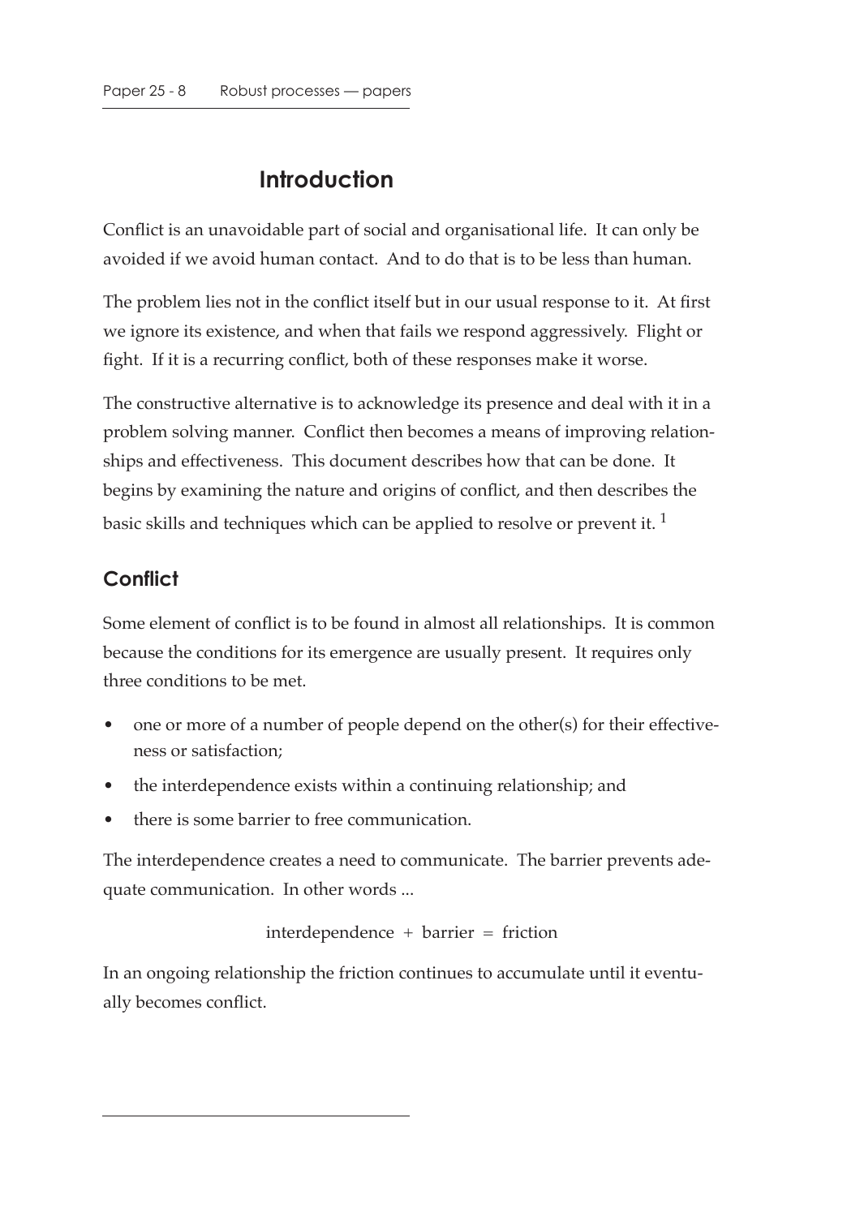# Introduction

Conflict is an unavoidable part of social and organisational life. It can only be avoided if we avoid human contact. And to do that is to be less than human.

The problem lies not in the conflict itself but in our usual response to it. At first we ignore its existence, and when that fails we respond aggressively. Flight or fight. If it is a recurring conflict, both of these responses make it worse.

The constructive alternative is to acknowledge its presence and deal with it in a problem solving manner. Conflict then becomes a means of improving relationships and effectiveness. This document describes how that can be done. It begins by examining the nature and origins of conflict, and then describes the basic skills and techniques which can be applied to resolve or prevent it. [1]

## Conflict

Some element of conflict is to be found in almost all relationships. It is common because the conditions for its emergence are usually present. It requires only three conditions to be met.

- one or more of a number of people depend on the other(s) for their effectiveness or satisfaction;
- the interdependence exists within a continuing relationship; and
- there is some barrier to free communication.

The interdependence creates a need to communicate. The barrier prevents adequate communication. In other words ...

interdependence + barrier = friction

In an ongoing relationship the friction continues to accumulate until it eventually becomes conflict.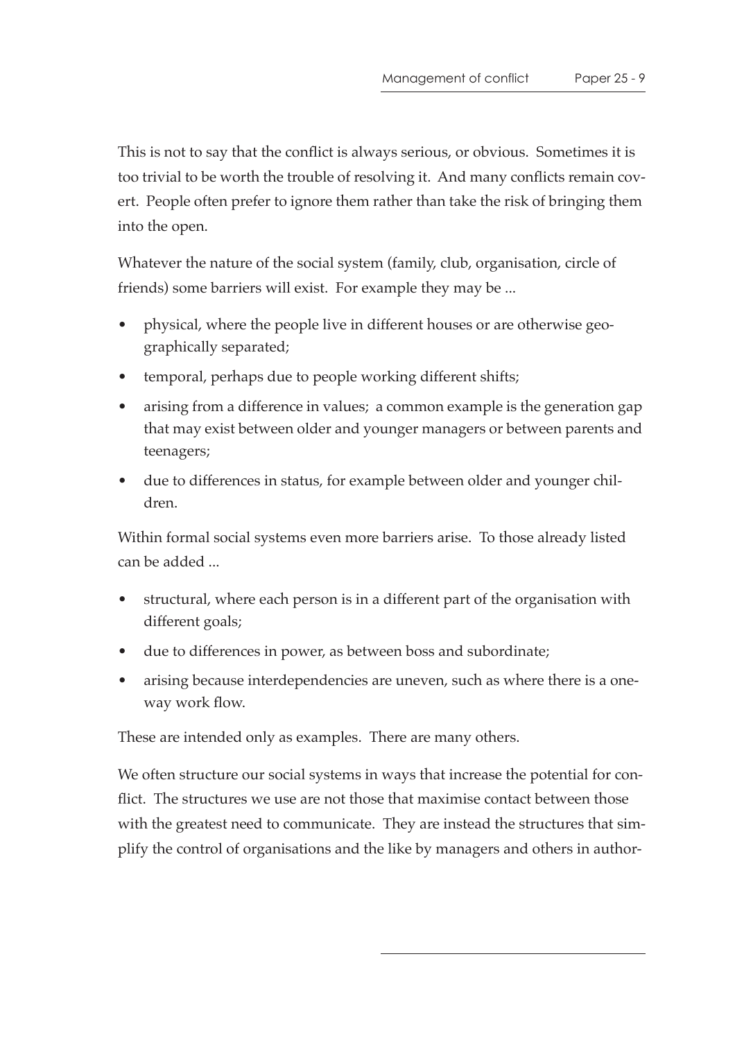This is not to say that the conflict is always serious, or obvious. Sometimes it is too trivial to be worth the trouble of resolving it. And many conflicts remain covert. People often prefer to ignore them rather than take the risk of bringing them into the open.

Whatever the nature of the social system (family, club, organisation, circle of friends) some barriers will exist. For example they may be ...

- physical, where the people live in different houses or are otherwise geographically separated;
- temporal, perhaps due to people working different shifts;
- arising from a difference in values; a common example is the generation gap that may exist between older and younger managers or between parents and teenagers;
- due to differences in status, for example between older and younger children.

Within formal social systems even more barriers arise. To those already listed can be added ...

- structural, where each person is in a different part of the organisation with different goals;
- due to differences in power, as between boss and subordinate;
- arising because interdependencies are uneven, such as where there is a one-way work flow.

These are intended only as examples. There are many others.

We often structure our social systems in ways that increase the potential for conflict. The structures we use are not those that maximise contact between those with the greatest need to communicate. They are instead the structures that simplify the control of organisations and the like by managers and others in author-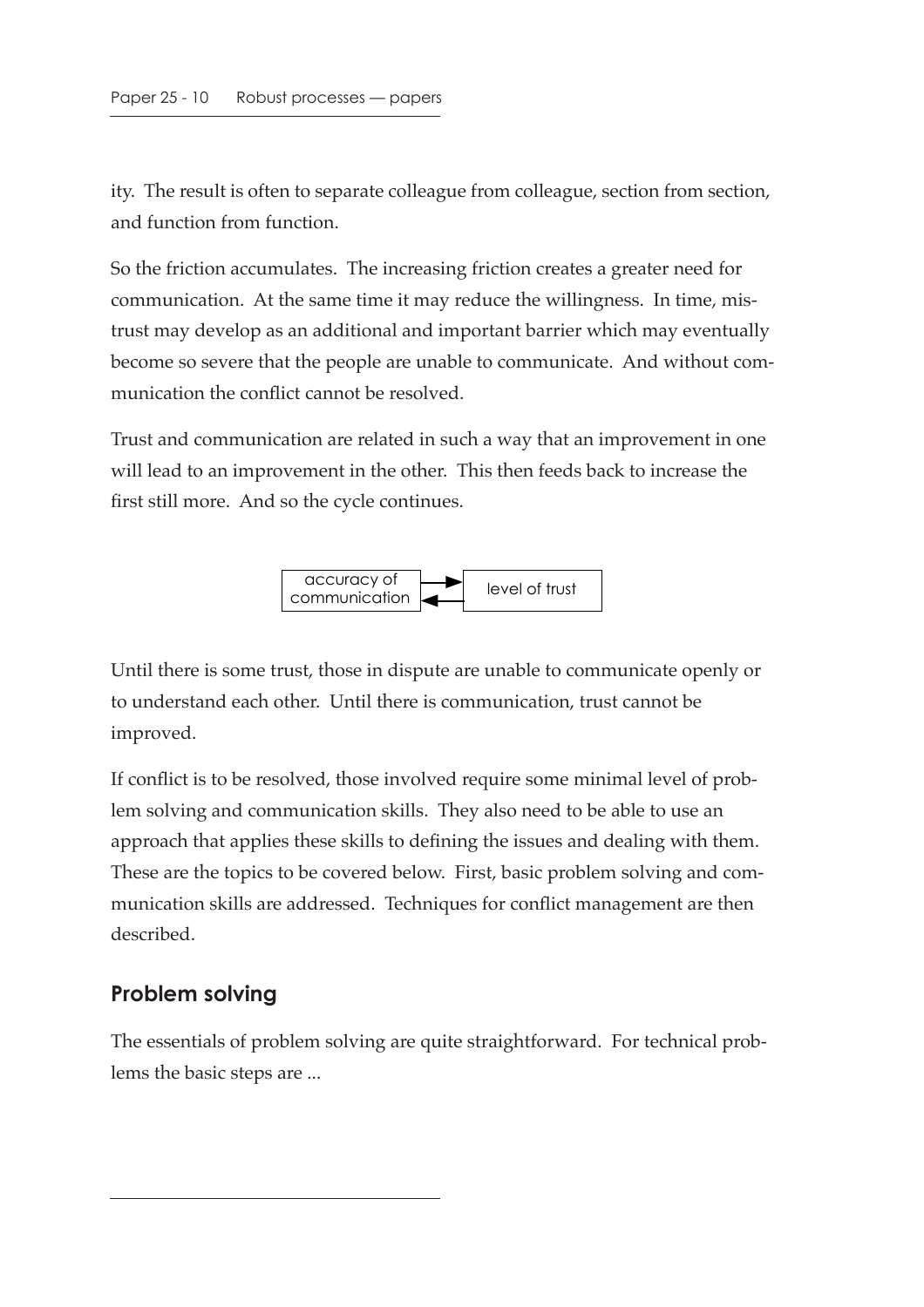ity. The result is often to separate colleague from colleague, section from section, and function from function.

So the friction accumulates. The increasing friction creates a greater need for communication. At the same time it may reduce the willingness. In time, mistrust may develop as an additional and important barrier which may eventually become so severe that the people are unable to communicate. And without communication the conflict cannot be resolved.

Trust and communication are related in such a way that an improvement in one will lead to an improvement in the other. This then feeds back to increase the first still more. And so the cycle continues.

accuracy of communication ⇄ level of trust

Until there is some trust, those in dispute are unable to communicate openly or to understand each other. Until there is communication, trust cannot be improved.

If conflict is to be resolved, those involved require some minimal level of problem solving and communication skills. They also need to be able to use an approach that applies these skills to defining the issues and dealing with them. These are the topics to be covered below. First, basic problem solving and communication skills are addressed. Techniques for conflict management are then described.

## Problem solving

The essentials of problem solving are quite straightforward. For technical problems the basic steps are ...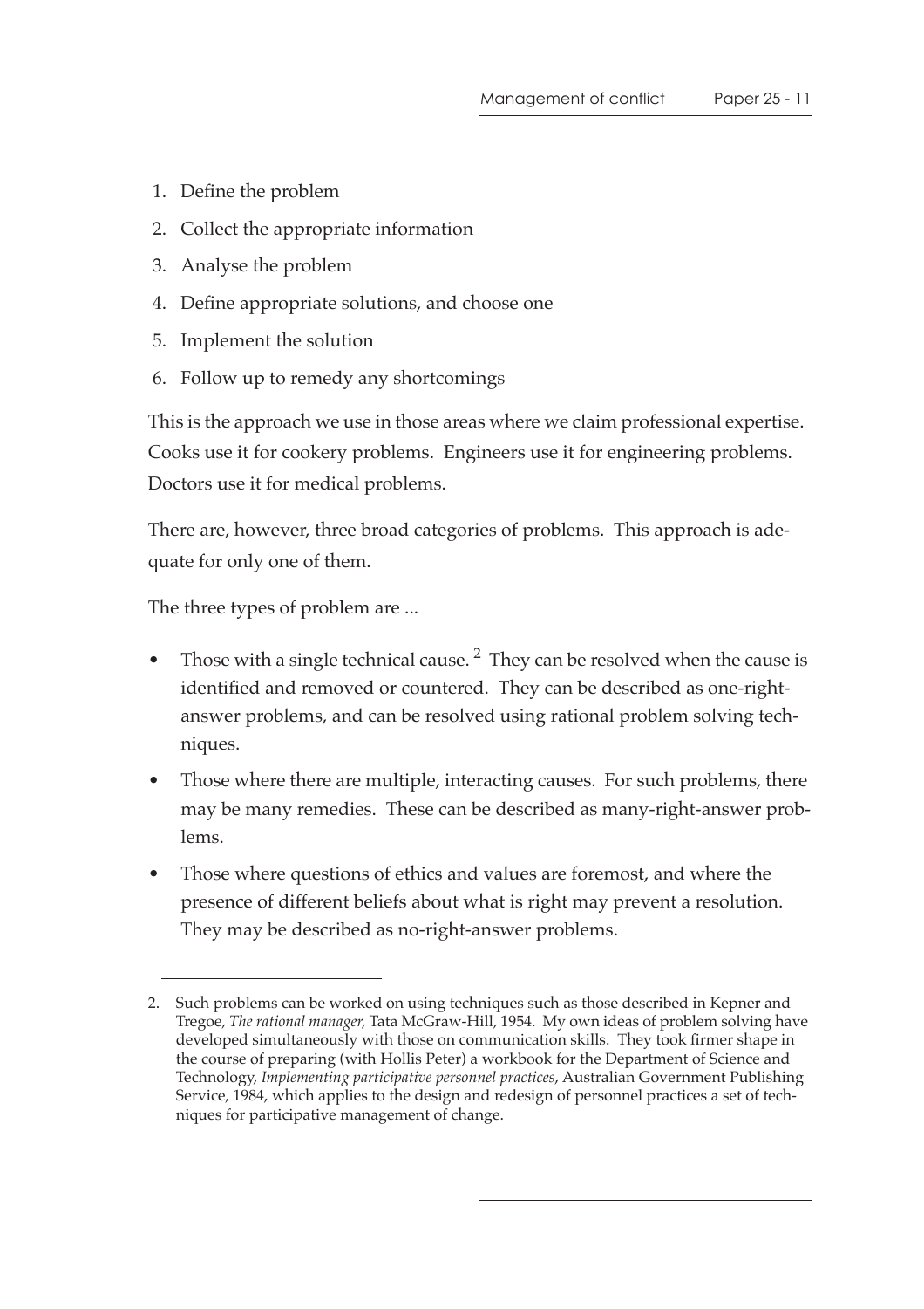1. Define the problem
2. Collect the appropriate information
3. Analyse the problem
4. Define appropriate solutions, and choose one
5. Implement the solution
6. Follow up to remedy any shortcomings

This is the approach we use in those areas where we claim professional expertise. Cooks use it for cookery problems. Engineers use it for engineering problems. Doctors use it for medical problems.

There are, however, three broad categories of problems. This approach is adequate for only one of them.

The three types of problem are ...

- Those with a single technical cause. [2] They can be resolved when the cause is identified and removed or countered. They can be described as one-right-answer problems, and can be resolved using rational problem solving techniques.
- Those where there are multiple, interacting causes. For such problems, there may be many remedies. These can be described as many-right-answer problems.
- Those where questions of ethics and values are foremost, and where the presence of different beliefs about what is right may prevent a resolution. They may be described as no-right-answer problems.

---

2. Such problems can be worked on using techniques such as those described in Kepner and Tregoe, *The rational manager*, Tata McGraw-Hill, 1954. My own ideas of problem solving have developed simultaneously with those on communication skills. They took firmer shape in the course of preparing (with Hollis Peter) a workbook for the Department of Science and Technology, *Implementing participative personnel practices*, Australian Government Publishing Service, 1984, which applies to the design and redesign of personnel practices a set of techniques for participative management of change.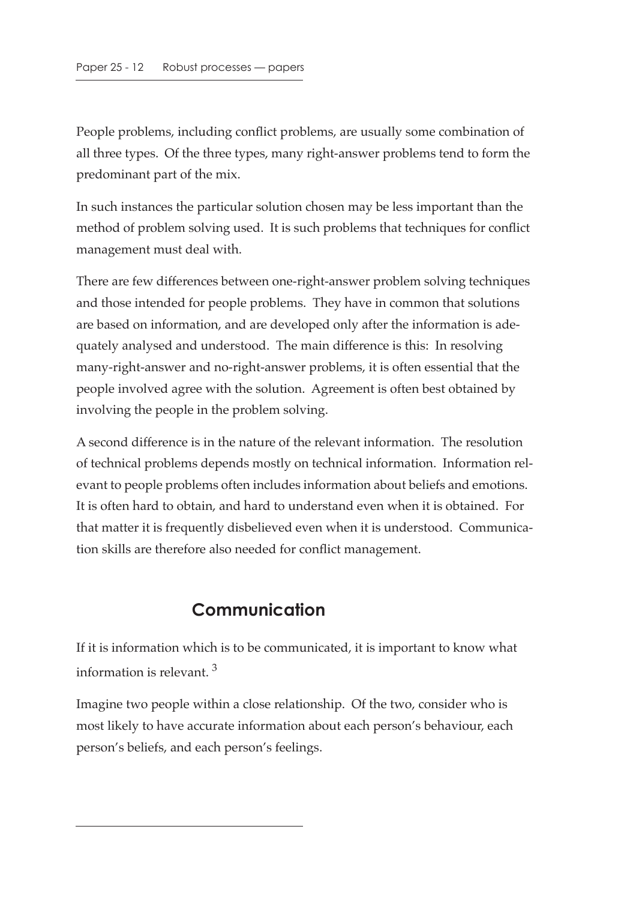People problems, including conflict problems, are usually some combination of all three types. Of the three types, many right-answer problems tend to form the predominant part of the mix.

In such instances the particular solution chosen may be less important than the method of problem solving used. It is such problems that techniques for conflict management must deal with.

There are few differences between one-right-answer problem solving techniques and those intended for people problems. They have in common that solutions are based on information, and are developed only after the information is adequately analysed and understood. The main difference is this: In resolving many-right-answer and no-right-answer problems, it is often essential that the people involved agree with the solution. Agreement is often best obtained by involving the people in the problem solving.

A second difference is in the nature of the relevant information. The resolution of technical problems depends mostly on technical information. Information relevant to people problems often includes information about beliefs and emotions. It is often hard to obtain, and hard to understand even when it is obtained. For that matter it is frequently disbelieved even when it is understood. Communication skills are therefore also needed for conflict management.

## Communication

If it is information which is to be communicated, it is important to know what information is relevant. [3]

Imagine two people within a close relationship. Of the two, consider who is most likely to have accurate information about each person's behaviour, each person's beliefs, and each person's feelings.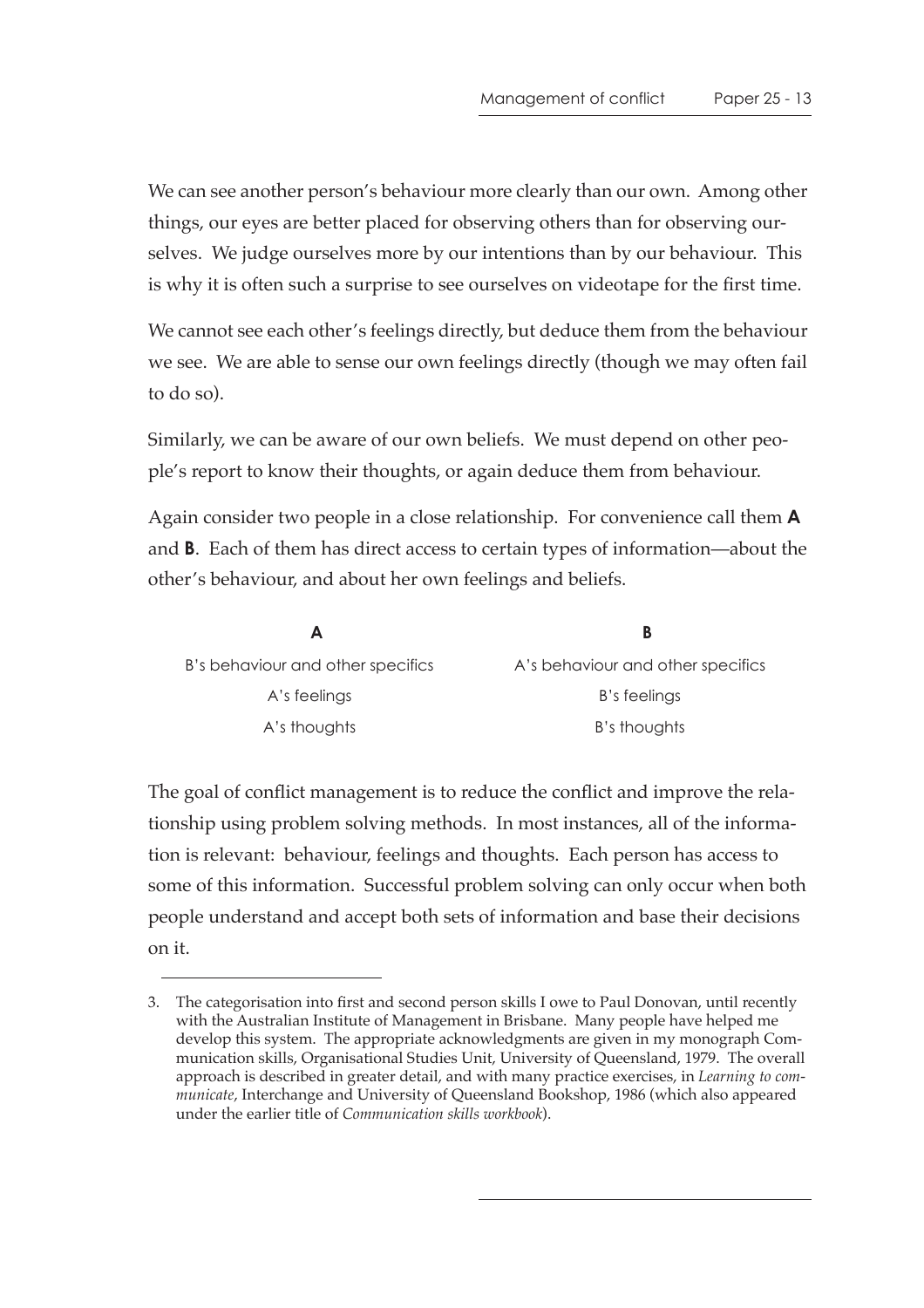We can see another person's behaviour more clearly than our own. Among other things, our eyes are better placed for observing others than for observing ourselves. We judge ourselves more by our intentions than by our behaviour. This is why it is often such a surprise to see ourselves on videotape for the first time.

We cannot see each other's feelings directly, but deduce them from the behaviour we see. We are able to sense our own feelings directly (though we may often fail to do so).

Similarly, we can be aware of our own beliefs. We must depend on other people's report to know their thoughts, or again deduce them from behaviour.

Again consider two people in a close relationship. For convenience call them **A** and **B**. Each of them has direct access to certain types of information—about the other's behaviour, and about her own feelings and beliefs.

| A | B |
|---|---|
| B's behaviour and other specifics | A's behaviour and other specifics |
| A's feelings | B's feelings |
| A's thoughts | B's thoughts |

The goal of conflict management is to reduce the conflict and improve the relationship using problem solving methods. In most instances, all of the information is relevant: behaviour, feelings and thoughts. Each person has access to some of this information. Successful problem solving can only occur when both people understand and accept both sets of information and base their decisions on it.

---

3. The categorisation into first and second person skills I owe to Paul Donovan, until recently with the Australian Institute of Management in Brisbane. Many people have helped me develop this system. The appropriate acknowledgments are given in my monograph Communication skills, Organisational Studies Unit, University of Queensland, 1979. The overall approach is described in greater detail, and with many practice exercises, in *Learning to communicate*, Interchange and University of Queensland Bookshop, 1986 (which also appeared under the earlier title of *Communication skills workbook*).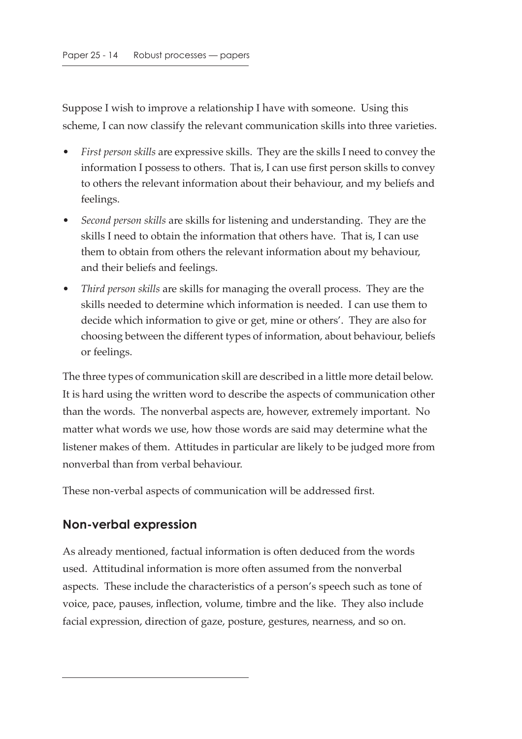Suppose I wish to improve a relationship I have with someone. Using this scheme, I can now classify the relevant communication skills into three varieties.

- *First person skills* are expressive skills. They are the skills I need to convey the information I possess to others. That is, I can use first person skills to convey to others the relevant information about their behaviour, and my beliefs and feelings.
- *Second person skills* are skills for listening and understanding. They are the skills I need to obtain the information that others have. That is, I can use them to obtain from others the relevant information about my behaviour, and their beliefs and feelings.
- *Third person skills* are skills for managing the overall process. They are the skills needed to determine which information is needed. I can use them to decide which information to give or get, mine or others'. They are also for choosing between the different types of information, about behaviour, beliefs or feelings.

The three types of communication skill are described in a little more detail below. It is hard using the written word to describe the aspects of communication other than the words. The nonverbal aspects are, however, extremely important. No matter what words we use, how those words are said may determine what the listener makes of them. Attitudes in particular are likely to be judged more from nonverbal than from verbal behaviour.

These non-verbal aspects of communication will be addressed first.

## Non-verbal expression

As already mentioned, factual information is often deduced from the words used. Attitudinal information is more often assumed from the nonverbal aspects. These include the characteristics of a person's speech such as tone of voice, pace, pauses, inflection, volume, timbre and the like. They also include facial expression, direction of gaze, posture, gestures, nearness, and so on.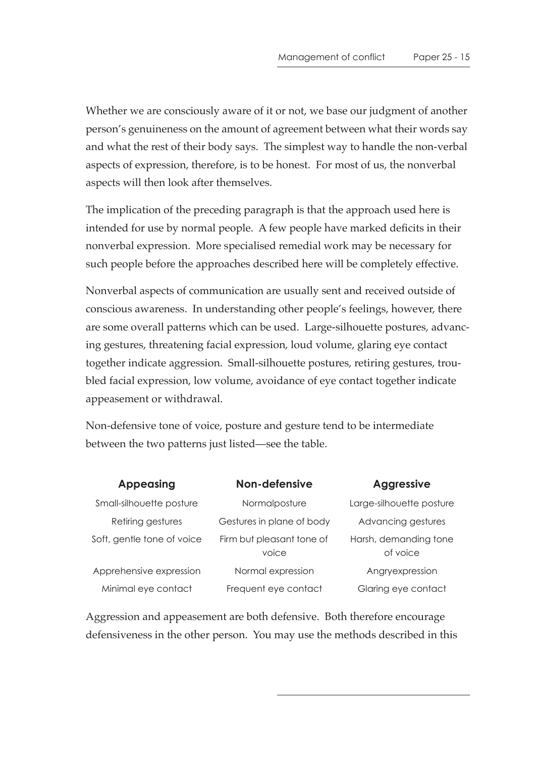Whether we are consciously aware of it or not, we base our judgment of another person's genuineness on the amount of agreement between what their words say and what the rest of their body says. The simplest way to handle the non-verbal aspects of expression, therefore, is to be honest. For most of us, the nonverbal aspects will then look after themselves.

The implication of the preceding paragraph is that the approach used here is intended for use by normal people. A few people have marked deficits in their nonverbal expression. More specialised remedial work may be necessary for such people before the approaches described here will be completely effective.

Nonverbal aspects of communication are usually sent and received outside of conscious awareness. In understanding other people's feelings, however, there are some overall patterns which can be used. Large-silhouette postures, advancing gestures, threatening facial expression, loud volume, glaring eye contact together indicate aggression. Small-silhouette postures, retiring gestures, troubled facial expression, low volume, avoidance of eye contact together indicate appeasement or withdrawal.

Non-defensive tone of voice, posture and gesture tend to be intermediate between the two patterns just listed—see the table.

| Appeasing | Non-defensive | Aggressive |
| --- | --- | --- |
| Small-silhouette posture | Normalposture | Large-silhouette posture |
| Retiring gestures | Gestures in plane of body | Advancing gestures |
| Soft, gentle tone of voice | Firm but pleasant tone of voice | Harsh, demanding tone of voice |
| Apprehensive expression | Normal expression | Angryexpression |
| Minimal eye contact | Frequent eye contact | Glaring eye contact |

Aggression and appeasement are both defensive. Both therefore encourage defensiveness in the other person. You may use the methods described in this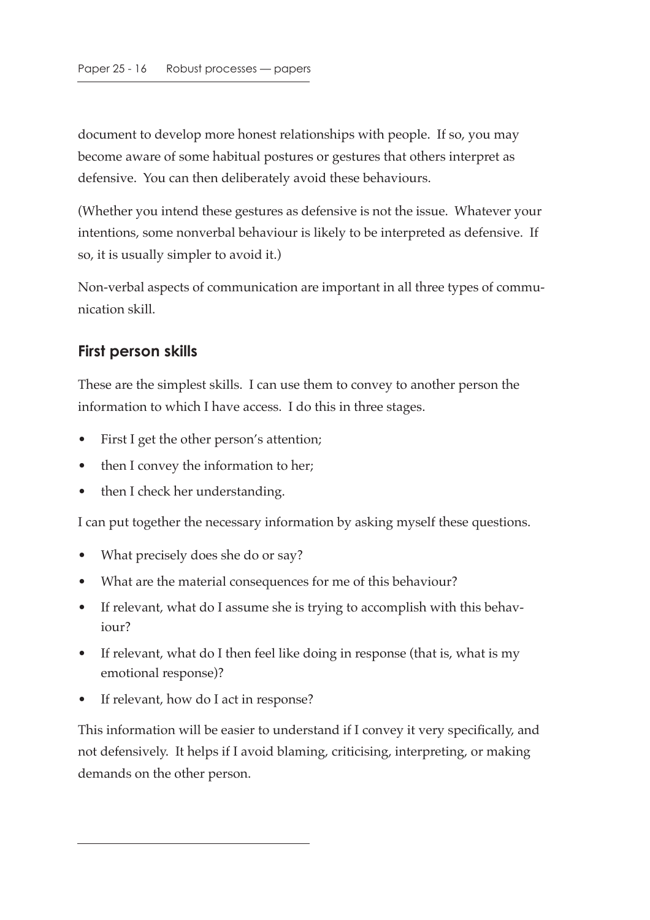document to develop more honest relationships with people. If so, you may become aware of some habitual postures or gestures that others interpret as defensive. You can then deliberately avoid these behaviours.

(Whether you intend these gestures as defensive is not the issue. Whatever your intentions, some nonverbal behaviour is likely to be interpreted as defensive. If so, it is usually simpler to avoid it.)

Non-verbal aspects of communication are important in all three types of communication skill.

## First person skills

These are the simplest skills. I can use them to convey to another person the information to which I have access. I do this in three stages.

- First I get the other person's attention;
- then I convey the information to her;
- then I check her understanding.

I can put together the necessary information by asking myself these questions.

- What precisely does she do or say?
- What are the material consequences for me of this behaviour?
- If relevant, what do I assume she is trying to accomplish with this behaviour?
- If relevant, what do I then feel like doing in response (that is, what is my emotional response)?
- If relevant, how do I act in response?

This information will be easier to understand if I convey it very specifically, and not defensively. It helps if I avoid blaming, criticising, interpreting, or making demands on the other person.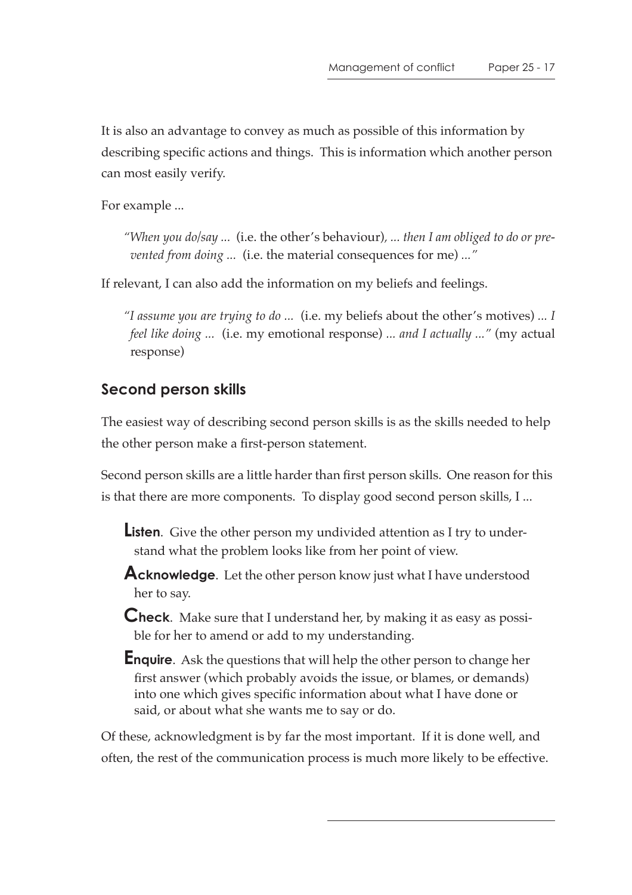It is also an advantage to convey as much as possible of this information by describing specific actions and things. This is information which another person can most easily verify.

For example ...

> "*When you do/say ...* (i.e. the other's behaviour)*, ... then I am obliged to do or prevented from doing ...* (i.e. the material consequences for me) *...*"

If relevant, I can also add the information on my beliefs and feelings.

> "*I assume you are trying to do ...* (i.e. my beliefs about the other's motives) *... I feel like doing ...* (i.e. my emotional response) *... and I actually ...*" (my actual response)

## Second person skills

The easiest way of describing second person skills is as the skills needed to help the other person make a first-person statement.

Second person skills are a little harder than first person skills. One reason for this is that there are more components. To display good second person skills, I ...

- **Listen**. Give the other person my undivided attention as I try to understand what the problem looks like from her point of view.
- **Acknowledge**. Let the other person know just what I have understood her to say.
- **Check**. Make sure that I understand her, by making it as easy as possible for her to amend or add to my understanding.
- **Enquire**. Ask the questions that will help the other person to change her first answer (which probably avoids the issue, or blames, or demands) into one which gives specific information about what I have done or said, or about what she wants me to say or do.

Of these, acknowledgment is by far the most important. If it is done well, and often, the rest of the communication process is much more likely to be effective.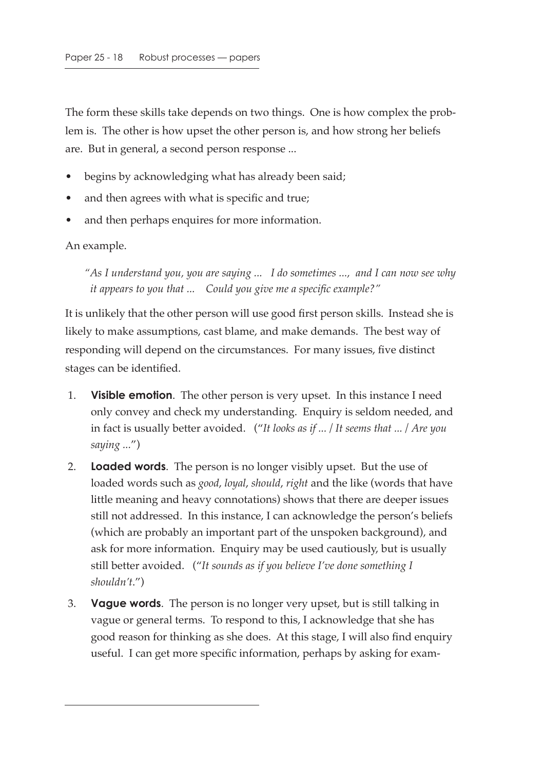The form these skills take depends on two things. One is how complex the problem is. The other is how upset the other person is, and how strong her beliefs are. But in general, a second person response ...

- begins by acknowledging what has already been said;
- and then agrees with what is specific and true;
- and then perhaps enquires for more information.

An example.

> *"As I understand you, you are saying ... I do sometimes ..., and I can now see why it appears to you that ... Could you give me a specific example?"*

It is unlikely that the other person will use good first person skills. Instead she is likely to make assumptions, cast blame, and make demands. The best way of responding will depend on the circumstances. For many issues, five distinct stages can be identified.

1. **Visible emotion**. The other person is very upset. In this instance I need only convey and check my understanding. Enquiry is seldom needed, and in fact is usually better avoided. ("*It looks as if ... / It seems that ... / Are you saying ...*")
2. **Loaded words**. The person is no longer visibly upset. But the use of loaded words such as *good*, *loyal*, *should*, *right* and the like (words that have little meaning and heavy connotations) shows that there are deeper issues still not addressed. In this instance, I can acknowledge the person's beliefs (which are probably an important part of the unspoken background), and ask for more information. Enquiry may be used cautiously, but is usually still better avoided. ("*It sounds as if you believe I've done something I shouldn't.*")
3. **Vague words**. The person is no longer very upset, but is still talking in vague or general terms. To respond to this, I acknowledge that she has good reason for thinking as she does. At this stage, I will also find enquiry useful. I can get more specific information, perhaps by asking for exam-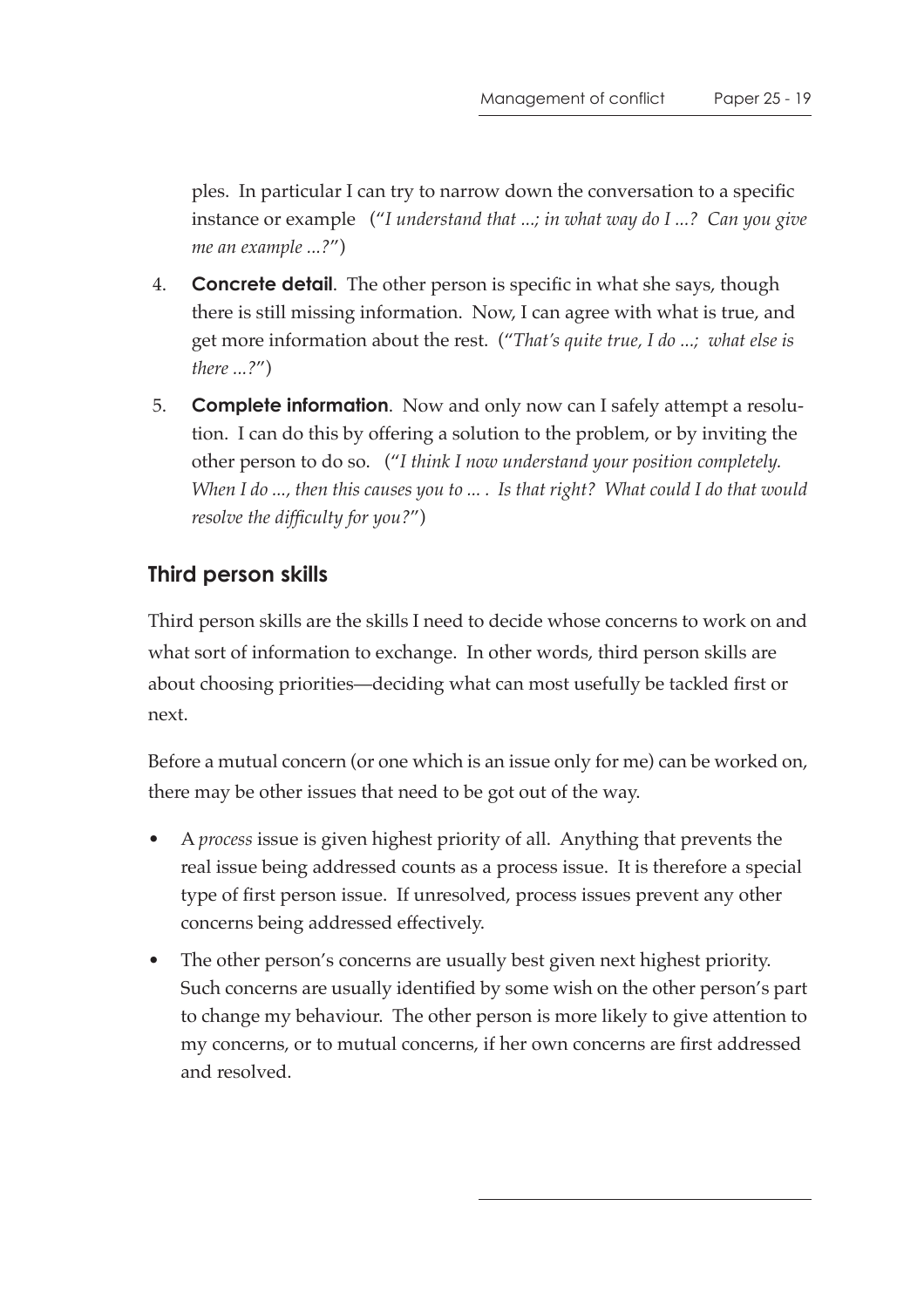ples. In particular I can try to narrow down the conversation to a specific instance or example ("*I understand that ...; in what way do I ...? Can you give me an example ...?*")

4. **Concrete detail**. The other person is specific in what she says, though there is still missing information. Now, I can agree with what is true, and get more information about the rest. ("*That's quite true, I do ...; what else is there ...?*")

5. **Complete information**. Now and only now can I safely attempt a resolution. I can do this by offering a solution to the problem, or by inviting the other person to do so. ("*I think I now understand your position completely. When I do ..., then this causes you to ... . Is that right? What could I do that would resolve the difficulty for you?*")

## Third person skills

Third person skills are the skills I need to decide whose concerns to work on and what sort of information to exchange. In other words, third person skills are about choosing priorities—deciding what can most usefully be tackled first or next.

Before a mutual concern (or one which is an issue only for me) can be worked on, there may be other issues that need to be got out of the way.

- A *process* issue is given highest priority of all. Anything that prevents the real issue being addressed counts as a process issue. It is therefore a special type of first person issue. If unresolved, process issues prevent any other concerns being addressed effectively.
- The other person's concerns are usually best given next highest priority. Such concerns are usually identified by some wish on the other person's part to change my behaviour. The other person is more likely to give attention to my concerns, or to mutual concerns, if her own concerns are first addressed and resolved.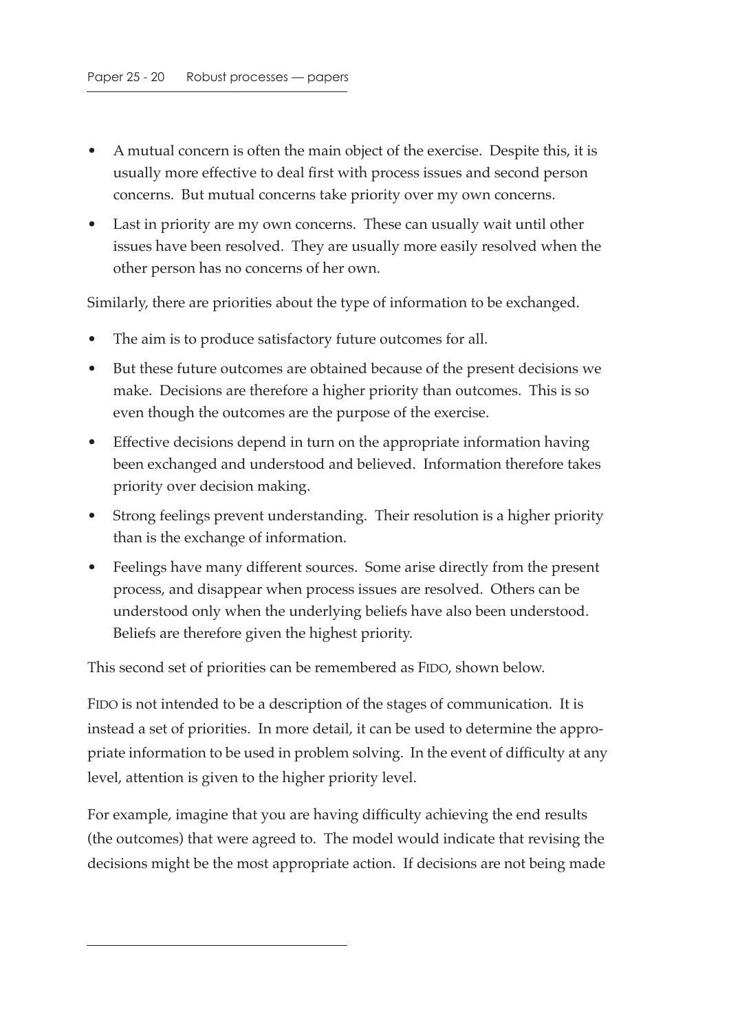- A mutual concern is often the main object of the exercise. Despite this, it is usually more effective to deal first with process issues and second person concerns. But mutual concerns take priority over my own concerns.
- Last in priority are my own concerns. These can usually wait until other issues have been resolved. They are usually more easily resolved when the other person has no concerns of her own.

Similarly, there are priorities about the type of information to be exchanged.

- The aim is to produce satisfactory future outcomes for all.
- But these future outcomes are obtained because of the present decisions we make. Decisions are therefore a higher priority than outcomes. This is so even though the outcomes are the purpose of the exercise.
- Effective decisions depend in turn on the appropriate information having been exchanged and understood and believed. Information therefore takes priority over decision making.
- Strong feelings prevent understanding. Their resolution is a higher priority than is the exchange of information.
- Feelings have many different sources. Some arise directly from the present process, and disappear when process issues are resolved. Others can be understood only when the underlying beliefs have also been understood. Beliefs are therefore given the highest priority.

This second set of priorities can be remembered as FIDO, shown below.

FIDO is not intended to be a description of the stages of communication. It is instead a set of priorities. In more detail, it can be used to determine the appropriate information to be used in problem solving. In the event of difficulty at any level, attention is given to the higher priority level.

For example, imagine that you are having difficulty achieving the end results (the outcomes) that were agreed to. The model would indicate that revising the decisions might be the most appropriate action. If decisions are not being made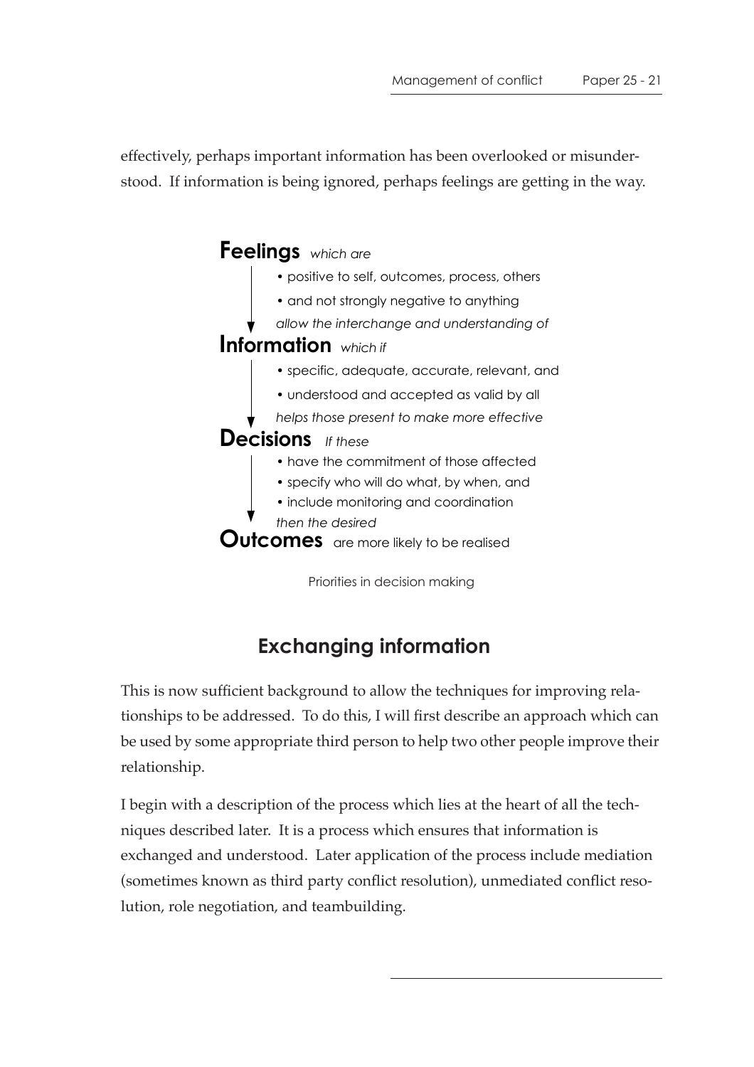effectively, perhaps important information has been overlooked or misunderstood. If information is being ignored, perhaps feelings are getting in the way.

**Feelings** *which are*

- positive to self, outcomes, process, others
- and not strongly negative to anything

*allow the interchange and understanding of*

**Information** *which if*

- specific, adequate, accurate, relevant, and
- understood and accepted as valid by all

*helps those present to make more effective*

**Decisions** *If these*

- have the commitment of those affected
- specify who will do what, by when, and
- include monitoring and coordination

*then the desired*

**Outcomes** are more likely to be realised

Priorities in decision making

## Exchanging information

This is now sufficient background to allow the techniques for improving relationships to be addressed. To do this, I will first describe an approach which can be used by some appropriate third person to help two other people improve their relationship.

I begin with a description of the process which lies at the heart of all the techniques described later. It is a process which ensures that information is exchanged and understood. Later application of the process include mediation (sometimes known as third party conflict resolution), unmediated conflict resolution, role negotiation, and teambuilding.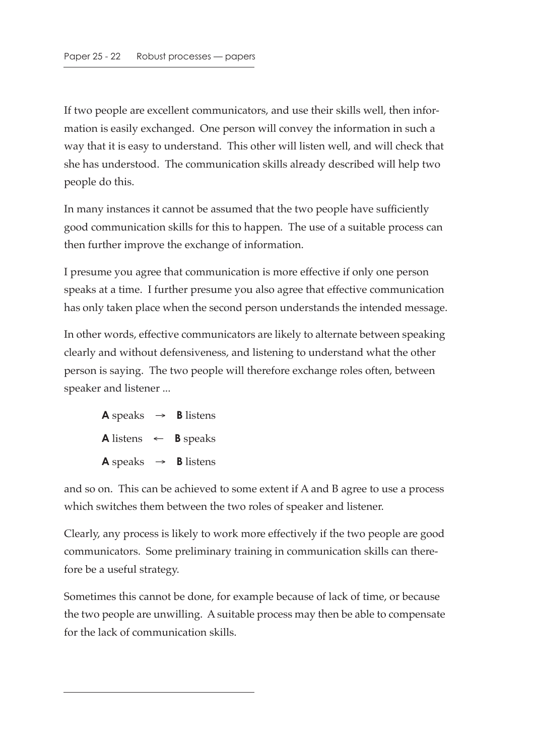If two people are excellent communicators, and use their skills well, then information is easily exchanged. One person will convey the information in such a way that it is easy to understand. This other will listen well, and will check that she has understood. The communication skills already described will help two people do this.

In many instances it cannot be assumed that the two people have sufficiently good communication skills for this to happen. The use of a suitable process can then further improve the exchange of information.

I presume you agree that communication is more effective if only one person speaks at a time. I further presume you also agree that effective communication has only taken place when the second person understands the intended message.

In other words, effective communicators are likely to alternate between speaking clearly and without defensiveness, and listening to understand what the other person is saying. The two people will therefore exchange roles often, between speaker and listener ...

> **A** speaks → **B** listens
>
> **A** listens ← **B** speaks
>
> **A** speaks → **B** listens

and so on. This can be achieved to some extent if A and B agree to use a process which switches them between the two roles of speaker and listener.

Clearly, any process is likely to work more effectively if the two people are good communicators. Some preliminary training in communication skills can therefore be a useful strategy.

Sometimes this cannot be done, for example because of lack of time, or because the two people are unwilling. A suitable process may then be able to compensate for the lack of communication skills.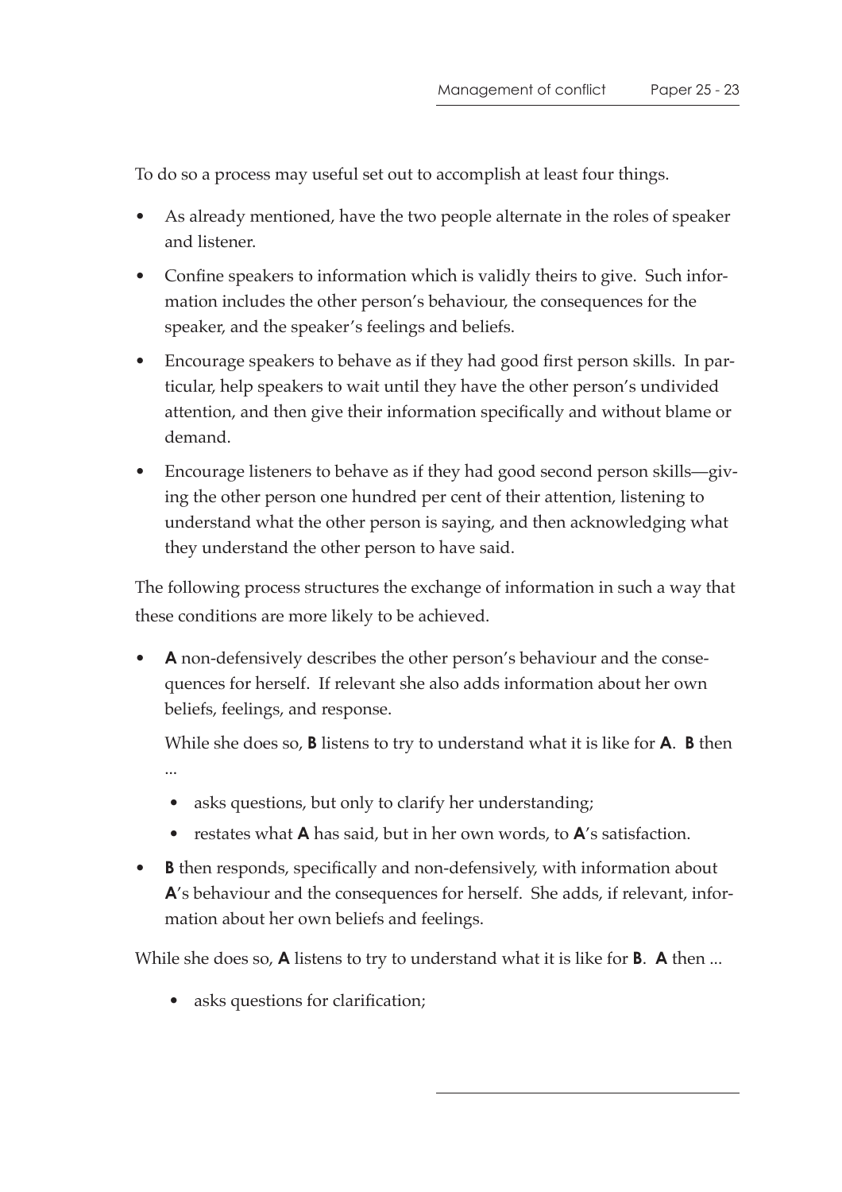To do so a process may useful set out to accomplish at least four things.

- As already mentioned, have the two people alternate in the roles of speaker and listener.
- Confine speakers to information which is validly theirs to give. Such information includes the other person's behaviour, the consequences for the speaker, and the speaker's feelings and beliefs.
- Encourage speakers to behave as if they had good first person skills. In particular, help speakers to wait until they have the other person's undivided attention, and then give their information specifically and without blame or demand.
- Encourage listeners to behave as if they had good second person skills—giving the other person one hundred per cent of their attention, listening to understand what the other person is saying, and then acknowledging what they understand the other person to have said.

The following process structures the exchange of information in such a way that these conditions are more likely to be achieved.

- **A** non-defensively describes the other person's behaviour and the consequences for herself. If relevant she also adds information about her own beliefs, feelings, and response.

  While she does so, **B** listens to try to understand what it is like for **A**. **B** then ...

  - asks questions, but only to clarify her understanding;
  - restates what **A** has said, but in her own words, to **A**'s satisfaction.

- **B** then responds, specifically and non-defensively, with information about **A**'s behaviour and the consequences for herself. She adds, if relevant, information about her own beliefs and feelings.

While she does so, **A** listens to try to understand what it is like for **B**. **A** then ...

  - asks questions for clarification;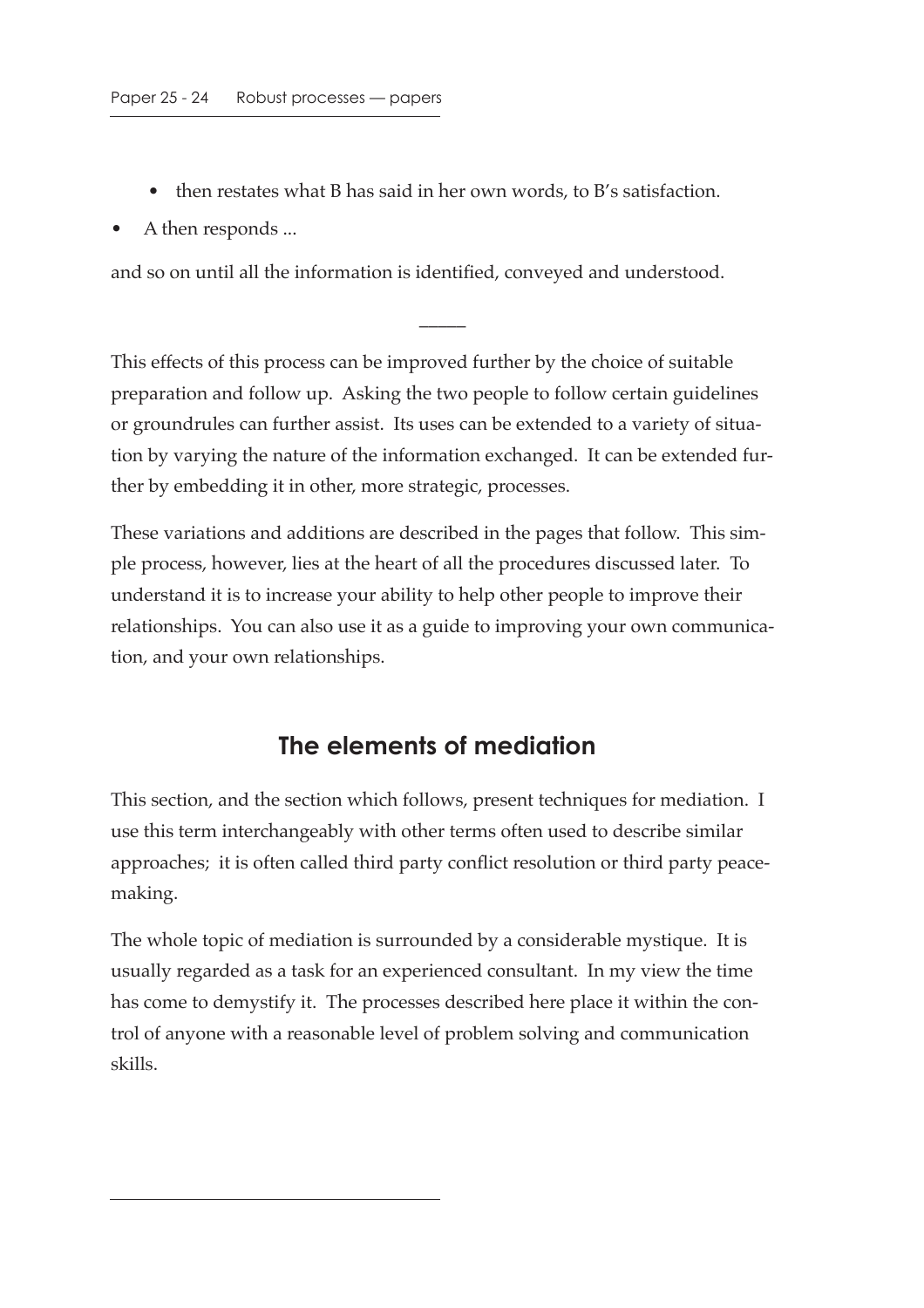- then restates what B has said in her own words, to B's satisfaction.
- A then responds ...

and so on until all the information is identified, conveyed and understood.

—––

This effects of this process can be improved further by the choice of suitable preparation and follow up. Asking the two people to follow certain guidelines or groundrules can further assist. Its uses can be extended to a variety of situation by varying the nature of the information exchanged. It can be extended further by embedding it in other, more strategic, processes.

These variations and additions are described in the pages that follow. This simple process, however, lies at the heart of all the procedures discussed later. To understand it is to increase your ability to help other people to improve their relationships. You can also use it as a guide to improving your own communication, and your own relationships.

## The elements of mediation

This section, and the section which follows, present techniques for mediation. I use this term interchangeably with other terms often used to describe similar approaches; it is often called third party conflict resolution or third party peacemaking.

The whole topic of mediation is surrounded by a considerable mystique. It is usually regarded as a task for an experienced consultant. In my view the time has come to demystify it. The processes described here place it within the control of anyone with a reasonable level of problem solving and communication skills.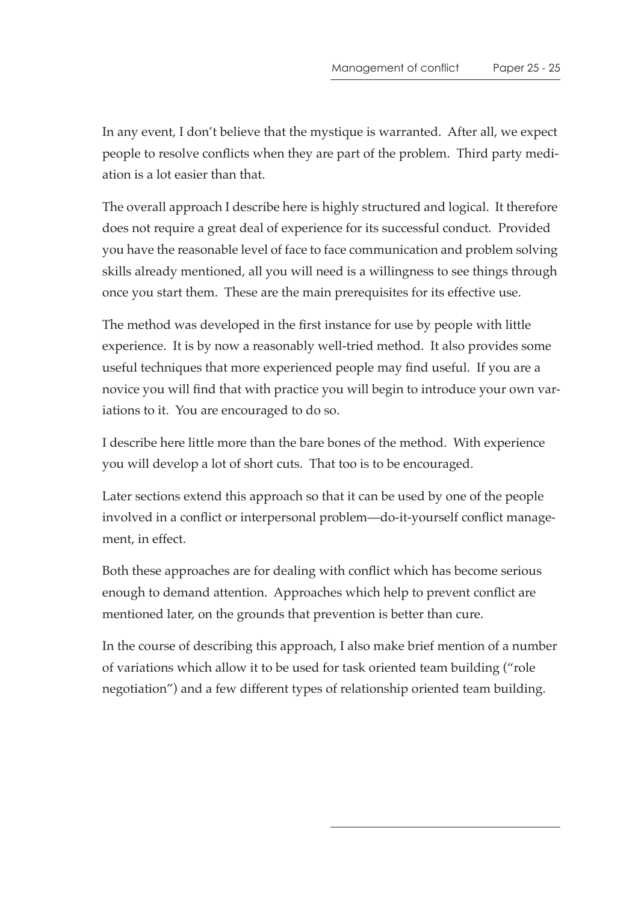In any event, I don't believe that the mystique is warranted. After all, we expect people to resolve conflicts when they are part of the problem. Third party mediation is a lot easier than that.

The overall approach I describe here is highly structured and logical. It therefore does not require a great deal of experience for its successful conduct. Provided you have the reasonable level of face to face communication and problem solving skills already mentioned, all you will need is a willingness to see things through once you start them. These are the main prerequisites for its effective use.

The method was developed in the first instance for use by people with little experience. It is by now a reasonably well-tried method. It also provides some useful techniques that more experienced people may find useful. If you are a novice you will find that with practice you will begin to introduce your own variations to it. You are encouraged to do so.

I describe here little more than the bare bones of the method. With experience you will develop a lot of short cuts. That too is to be encouraged.

Later sections extend this approach so that it can be used by one of the people involved in a conflict or interpersonal problem—do-it-yourself conflict management, in effect.

Both these approaches are for dealing with conflict which has become serious enough to demand attention. Approaches which help to prevent conflict are mentioned later, on the grounds that prevention is better than cure.

In the course of describing this approach, I also make brief mention of a number of variations which allow it to be used for task oriented team building ("role negotiation") and a few different types of relationship oriented team building.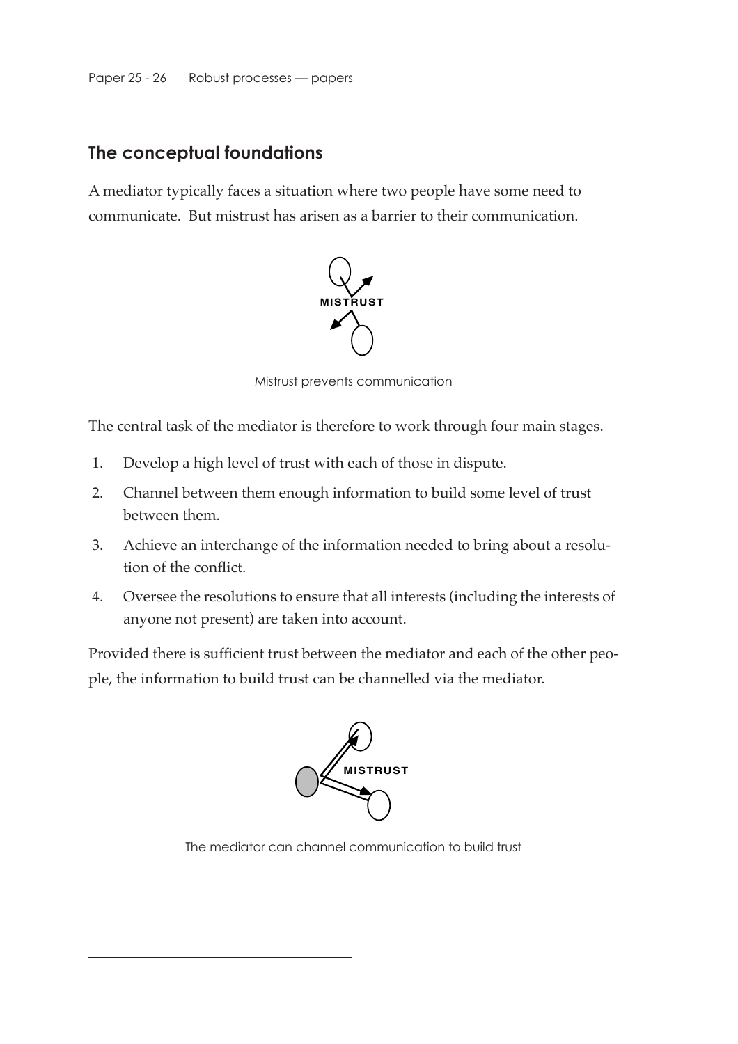## The conceptual foundations

A mediator typically faces a situation where two people have some need to communicate. But mistrust has arisen as a barrier to their communication.

MISTRUST

Mistrust prevents communication

The central task of the mediator is therefore to work through four main stages.

1. Develop a high level of trust with each of those in dispute.
2. Channel between them enough information to build some level of trust between them.
3. Achieve an interchange of the information needed to bring about a resolution of the conflict.
4. Oversee the resolutions to ensure that all interests (including the interests of anyone not present) are taken into account.

Provided there is sufficient trust between the mediator and each of the other people, the information to build trust can be channelled via the mediator.

MISTRUST

The mediator can channel communication to build trust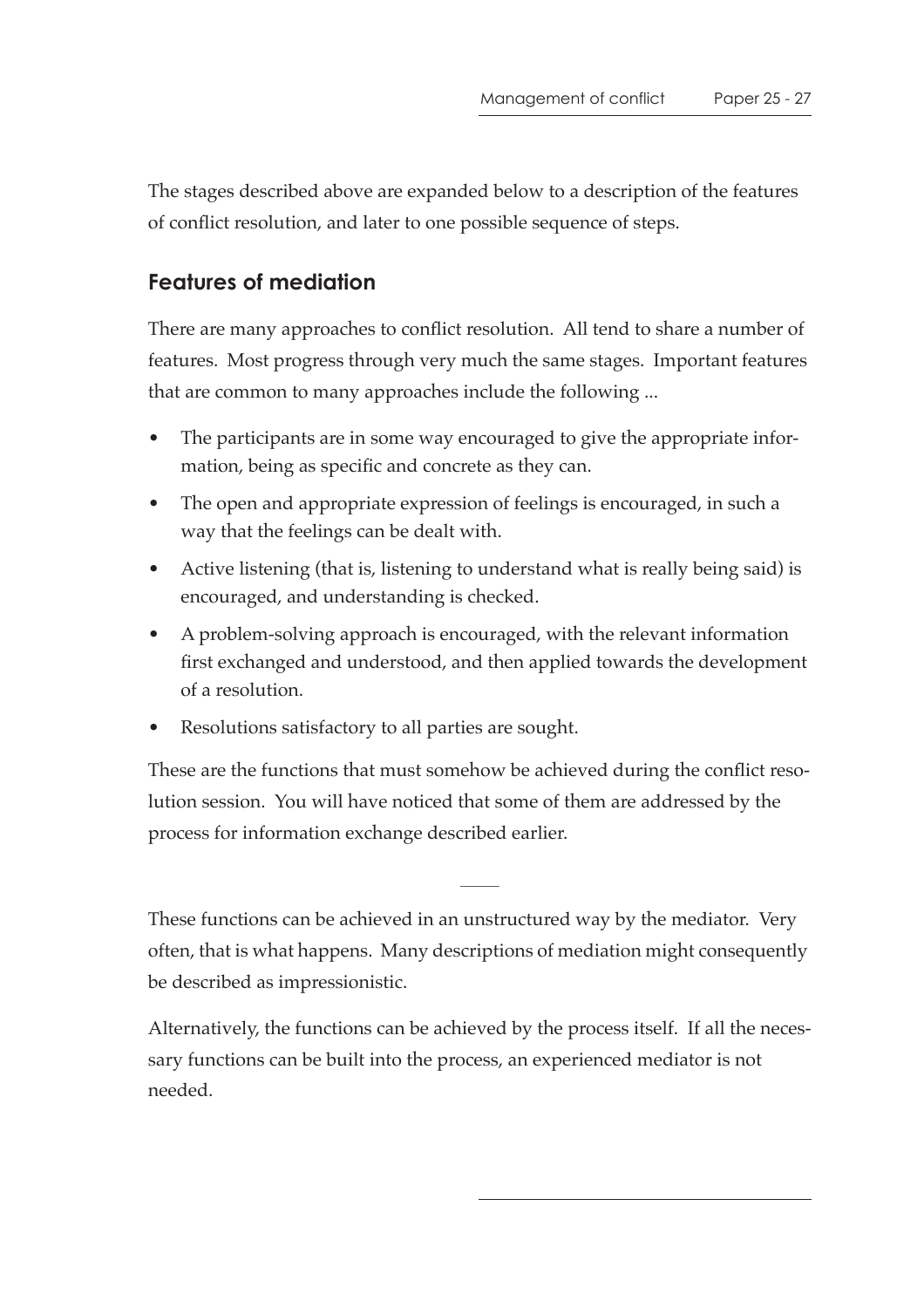The stages described above are expanded below to a description of the features of conflict resolution, and later to one possible sequence of steps.

## Features of mediation

There are many approaches to conflict resolution. All tend to share a number of features. Most progress through very much the same stages. Important features that are common to many approaches include the following ...

- The participants are in some way encouraged to give the appropriate information, being as specific and concrete as they can.
- The open and appropriate expression of feelings is encouraged, in such a way that the feelings can be dealt with.
- Active listening (that is, listening to understand what is really being said) is encouraged, and understanding is checked.
- A problem-solving approach is encouraged, with the relevant information first exchanged and understood, and then applied towards the development of a resolution.
- Resolutions satisfactory to all parties are sought.

These are the functions that must somehow be achieved during the conflict resolution session. You will have noticed that some of them are addressed by the process for information exchange described earlier.

---

These functions can be achieved in an unstructured way by the mediator. Very often, that is what happens. Many descriptions of mediation might consequently be described as impressionistic.

Alternatively, the functions can be achieved by the process itself. If all the necessary functions can be built into the process, an experienced mediator is not needed.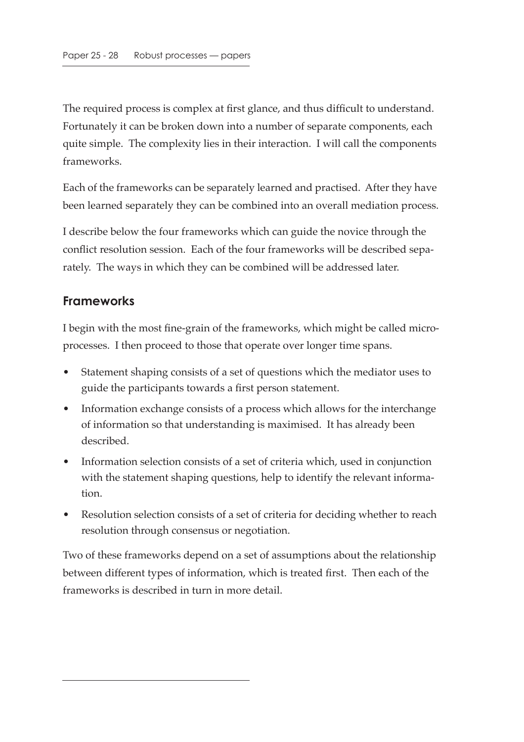The required process is complex at first glance, and thus difficult to understand. Fortunately it can be broken down into a number of separate components, each quite simple. The complexity lies in their interaction. I will call the components frameworks.

Each of the frameworks can be separately learned and practised. After they have been learned separately they can be combined into an overall mediation process.

I describe below the four frameworks which can guide the novice through the conflict resolution session. Each of the four frameworks will be described separately. The ways in which they can be combined will be addressed later.

## Frameworks

I begin with the most fine-grain of the frameworks, which might be called micro-processes. I then proceed to those that operate over longer time spans.

- Statement shaping consists of a set of questions which the mediator uses to guide the participants towards a first person statement.
- Information exchange consists of a process which allows for the interchange of information so that understanding is maximised. It has already been described.
- Information selection consists of a set of criteria which, used in conjunction with the statement shaping questions, help to identify the relevant information.
- Resolution selection consists of a set of criteria for deciding whether to reach resolution through consensus or negotiation.

Two of these frameworks depend on a set of assumptions about the relationship between different types of information, which is treated first. Then each of the frameworks is described in turn in more detail.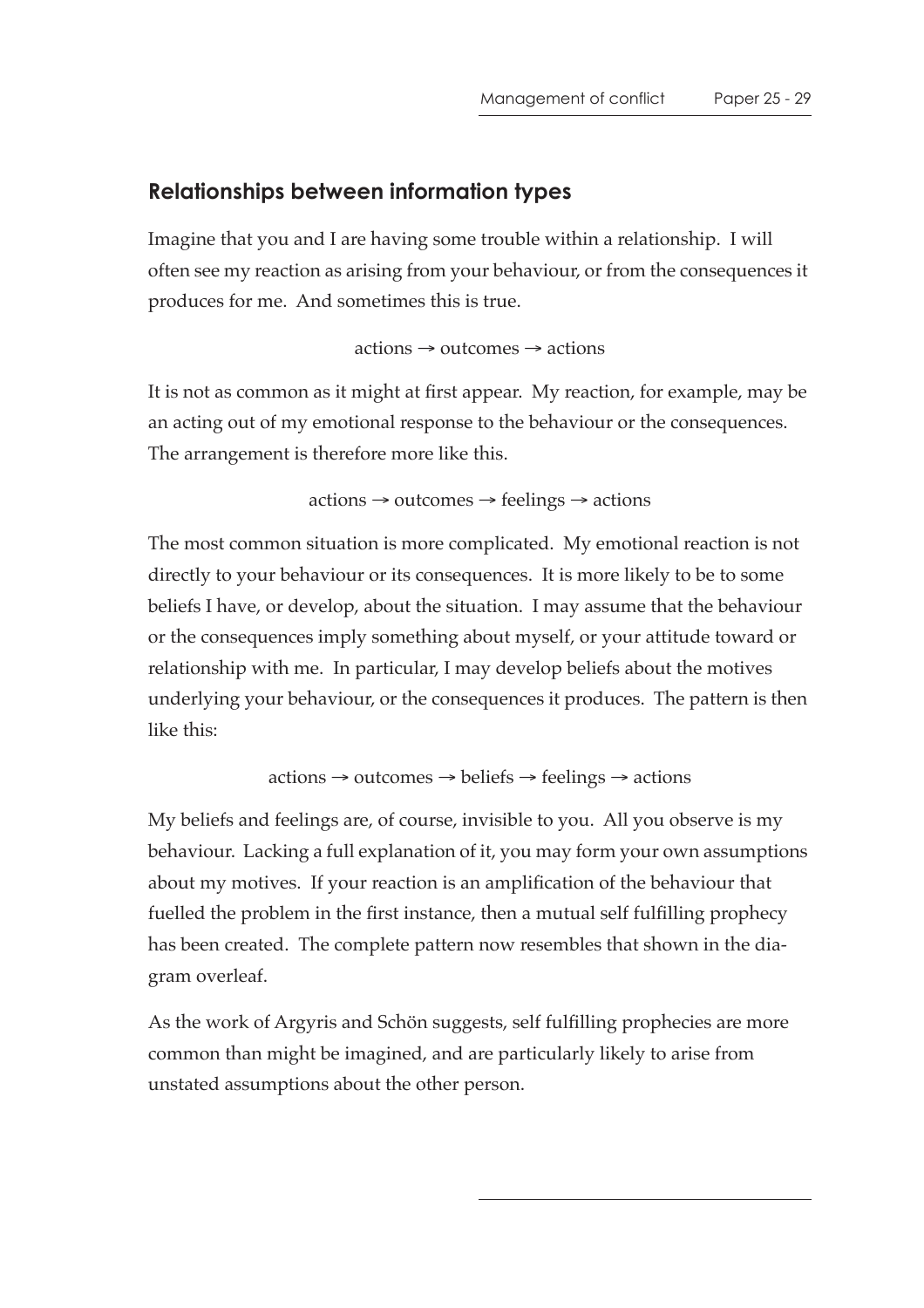## Relationships between information types

Imagine that you and I are having some trouble within a relationship. I will often see my reaction as arising from your behaviour, or from the consequences it produces for me. And sometimes this is true.

actions → outcomes → actions

It is not as common as it might at first appear. My reaction, for example, may be an acting out of my emotional response to the behaviour or the consequences. The arrangement is therefore more like this.

actions → outcomes → feelings → actions

The most common situation is more complicated. My emotional reaction is not directly to your behaviour or its consequences. It is more likely to be to some beliefs I have, or develop, about the situation. I may assume that the behaviour or the consequences imply something about myself, or your attitude toward or relationship with me. In particular, I may develop beliefs about the motives underlying your behaviour, or the consequences it produces. The pattern is then like this:

actions → outcomes → beliefs → feelings → actions

My beliefs and feelings are, of course, invisible to you. All you observe is my behaviour. Lacking a full explanation of it, you may form your own assumptions about my motives. If your reaction is an amplification of the behaviour that fuelled the problem in the first instance, then a mutual self fulfilling prophecy has been created. The complete pattern now resembles that shown in the diagram overleaf.

As the work of Argyris and Schön suggests, self fulfilling prophecies are more common than might be imagined, and are particularly likely to arise from unstated assumptions about the other person.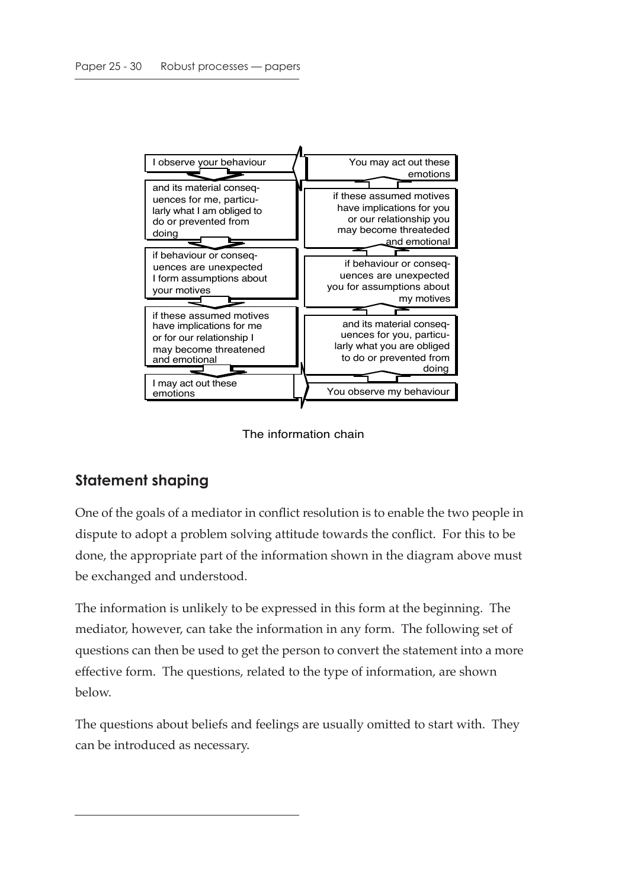I observe your behaviour

and its material consequences for me, particularly what I am obliged to do or prevented from doing

if behaviour or consequences are unexpected I form assumptions about your motives

if these assumed motives have implications for me or for our relationship I may become threatened and emotional

I may act out these emotions

You observe my behaviour

and its material consequences for you, particularly what you are obliged to do or prevented from doing

if behaviour or consequences are unexpected you for assumptions about my motives

if these assumed motives have implications for you or our relationship you may become threateded and emotional

You may act out these emotions

The information chain

## Statement shaping

One of the goals of a mediator in conflict resolution is to enable the two people in dispute to adopt a problem solving attitude towards the conflict. For this to be done, the appropriate part of the information shown in the diagram above must be exchanged and understood.

The information is unlikely to be expressed in this form at the beginning. The mediator, however, can take the information in any form. The following set of questions can then be used to get the person to convert the statement into a more effective form. The questions, related to the type of information, are shown below.

The questions about beliefs and feelings are usually omitted to start with. They can be introduced as necessary.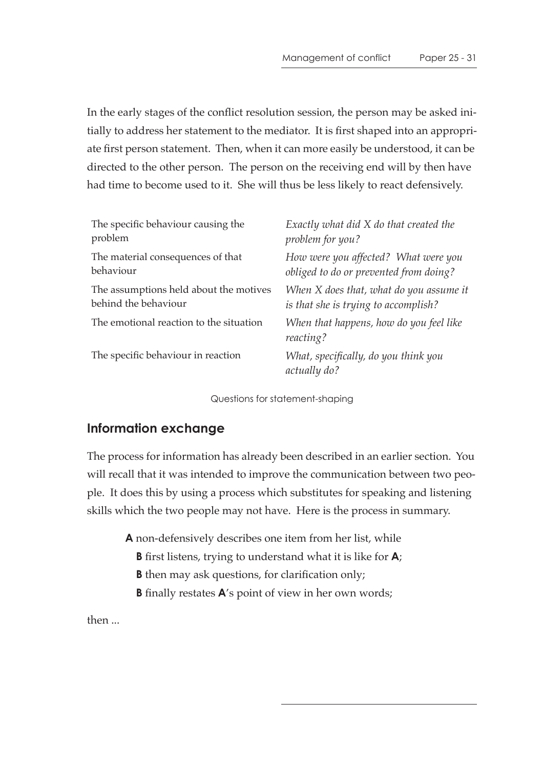In the early stages of the conflict resolution session, the person may be asked initially to address her statement to the mediator. It is first shaped into an appropriate first person statement. Then, when it can more easily be understood, it can be directed to the other person. The person on the receiving end will by then have had time to become used to it. She will thus be less likely to react defensively.

| | |
|---|---|
| The specific behaviour causing the problem | *Exactly what did X do that created the problem for you?* |
| The material consequences of that behaviour | *How were you affected? What were you obliged to do or prevented from doing?* |
| The assumptions held about the motives behind the behaviour | *When X does that, what do you assume it is that she is trying to accomplish?* |
| The emotional reaction to the situation | *When that happens, how do you feel like reacting?* |
| The specific behaviour in reaction | *What, specifically, do you think you actually do?* |

Questions for statement-shaping

## Information exchange

The process for information has already been described in an earlier section. You will recall that it was intended to improve the communication between two people. It does this by using a process which substitutes for speaking and listening skills which the two people may not have. Here is the process in summary.

**A** non-defensively describes one item from her list, while

- **B** first listens, trying to understand what it is like for **A**;
- **B** then may ask questions, for clarification only;
- **B** finally restates **A**'s point of view in her own words;

then ...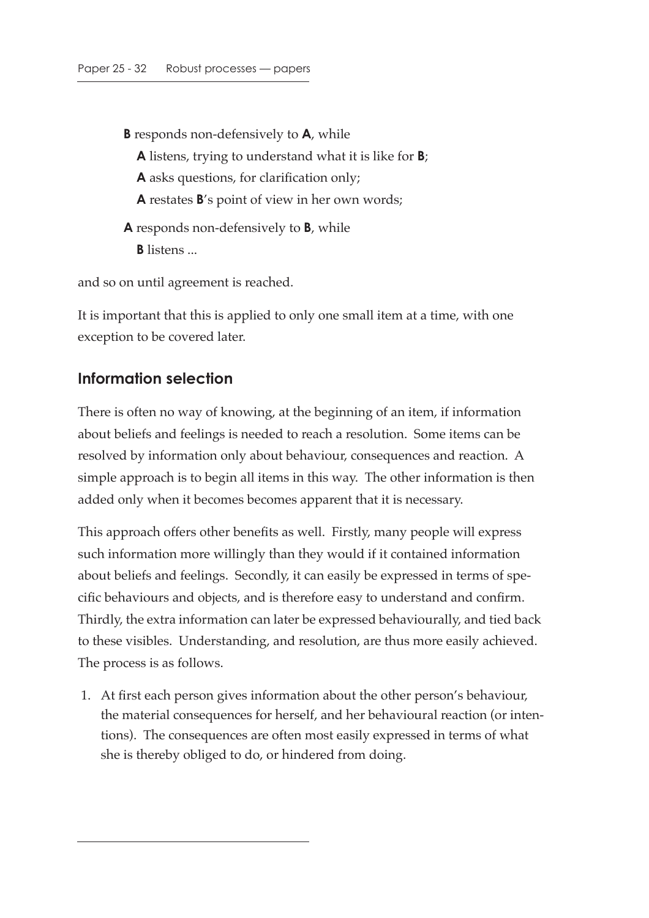**B** responds non-defensively to **A**, while

  **A** listens, trying to understand what it is like for **B**;

  **A** asks questions, for clarification only;

  **A** restates **B**'s point of view in her own words;

**A** responds non-defensively to **B**, while

  **B** listens ...

and so on until agreement is reached.

It is important that this is applied to only one small item at a time, with one exception to be covered later.

## Information selection

There is often no way of knowing, at the beginning of an item, if information about beliefs and feelings is needed to reach a resolution. Some items can be resolved by information only about behaviour, consequences and reaction. A simple approach is to begin all items in this way. The other information is then added only when it becomes becomes apparent that it is necessary.

This approach offers other benefits as well. Firstly, many people will express such information more willingly than they would if it contained information about beliefs and feelings. Secondly, it can easily be expressed in terms of specific behaviours and objects, and is therefore easy to understand and confirm. Thirdly, the extra information can later be expressed behaviourally, and tied back to these visibles. Understanding, and resolution, are thus more easily achieved. The process is as follows.

1. At first each person gives information about the other person's behaviour, the material consequences for herself, and her behavioural reaction (or intentions). The consequences are often most easily expressed in terms of what she is thereby obliged to do, or hindered from doing.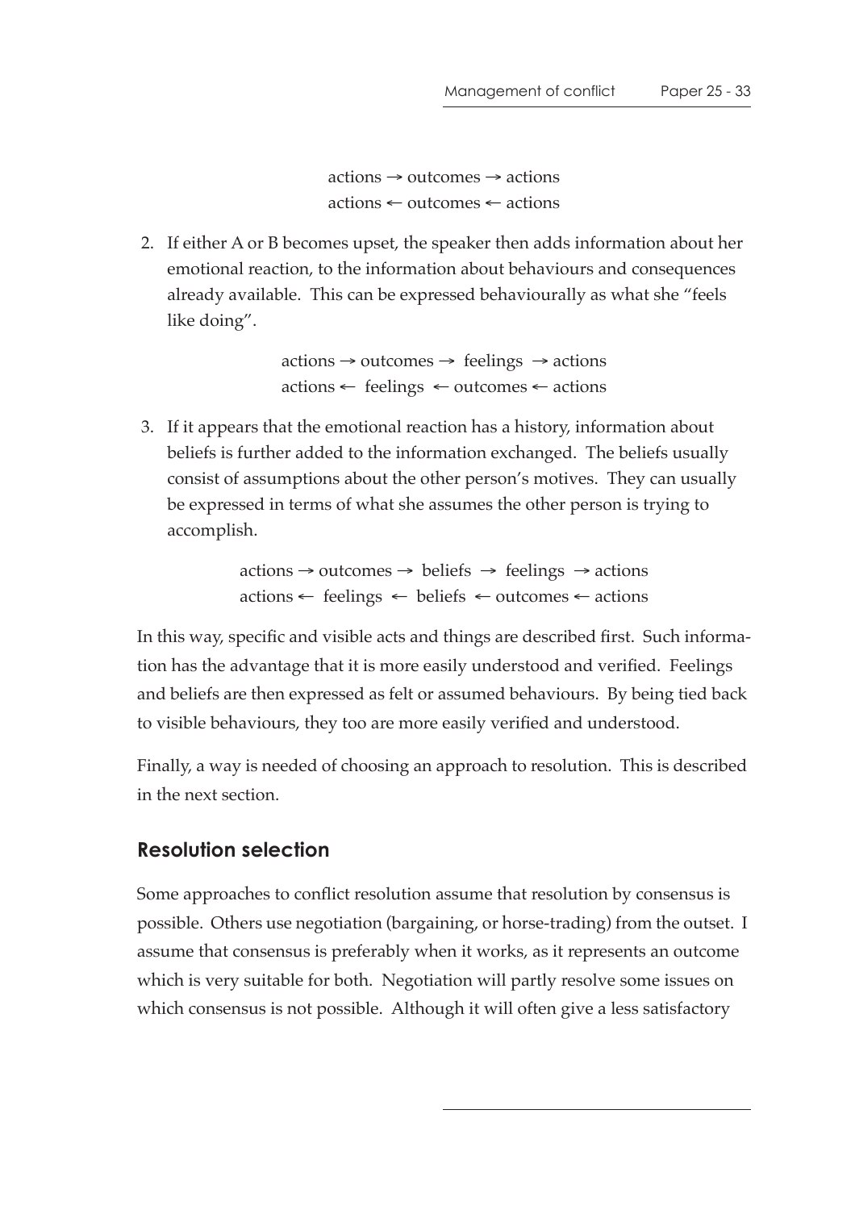actions → outcomes → actions
actions ← outcomes ← actions

2. If either A or B becomes upset, the speaker then adds information about her emotional reaction, to the information about behaviours and consequences already available. This can be expressed behaviourally as what she "feels like doing".

   actions → outcomes → feelings → actions
   actions ← feelings ← outcomes ← actions

3. If it appears that the emotional reaction has a history, information about beliefs is further added to the information exchanged. The beliefs usually consist of assumptions about the other person's motives. They can usually be expressed in terms of what she assumes the other person is trying to accomplish.

   actions → outcomes → beliefs → feelings → actions
   actions ← feelings ← beliefs ← outcomes ← actions

In this way, specific and visible acts and things are described first. Such information has the advantage that it is more easily understood and verified. Feelings and beliefs are then expressed as felt or assumed behaviours. By being tied back to visible behaviours, they too are more easily verified and understood.

Finally, a way is needed of choosing an approach to resolution. This is described in the next section.

## Resolution selection

Some approaches to conflict resolution assume that resolution by consensus is possible. Others use negotiation (bargaining, or horse-trading) from the outset. I assume that consensus is preferably when it works, as it represents an outcome which is very suitable for both. Negotiation will partly resolve some issues on which consensus is not possible. Although it will often give a less satisfactory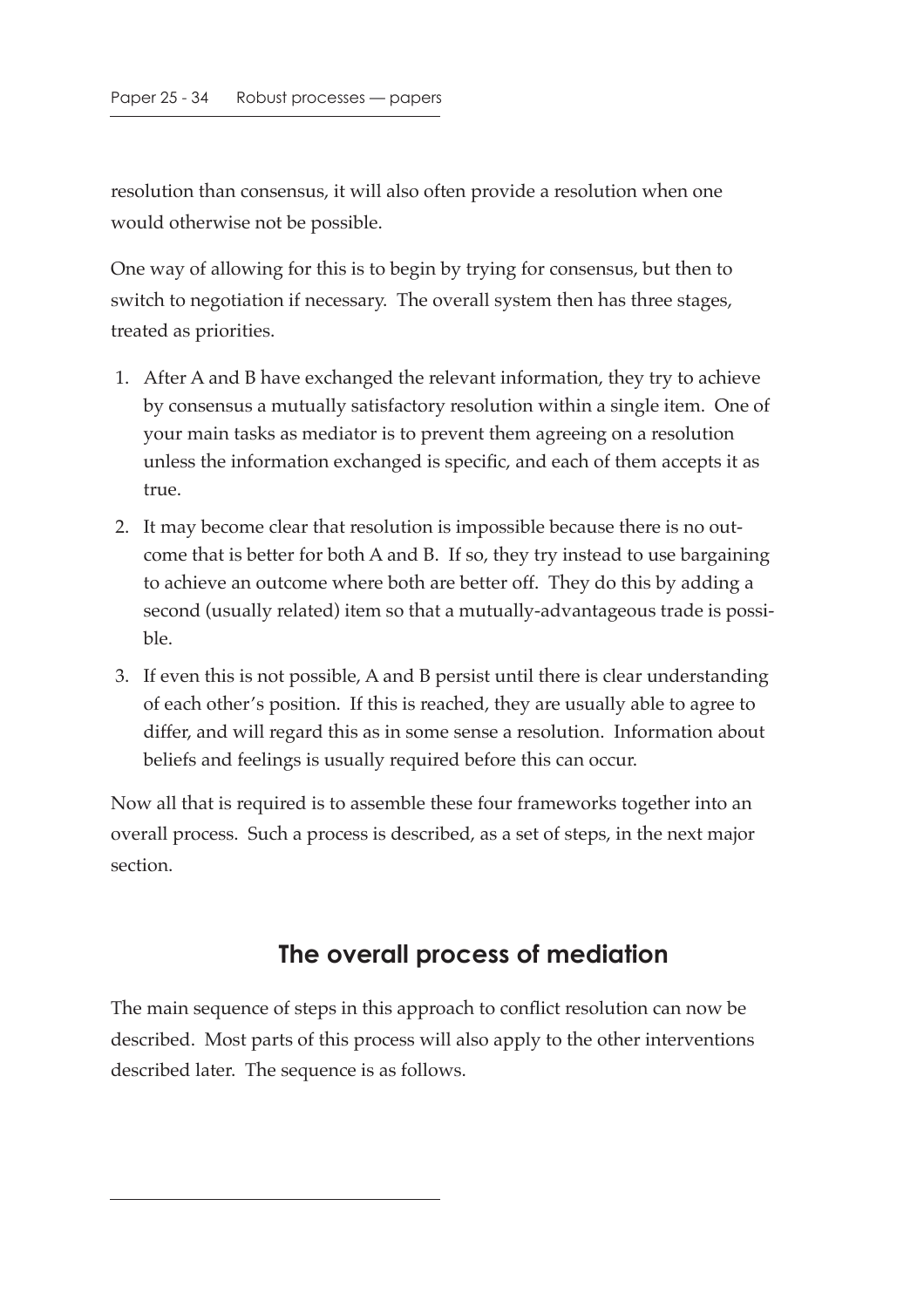resolution than consensus, it will also often provide a resolution when one would otherwise not be possible.

One way of allowing for this is to begin by trying for consensus, but then to switch to negotiation if necessary. The overall system then has three stages, treated as priorities.

1. After A and B have exchanged the relevant information, they try to achieve by consensus a mutually satisfactory resolution within a single item. One of your main tasks as mediator is to prevent them agreeing on a resolution unless the information exchanged is specific, and each of them accepts it as true.
2. It may become clear that resolution is impossible because there is no outcome that is better for both A and B. If so, they try instead to use bargaining to achieve an outcome where both are better off. They do this by adding a second (usually related) item so that a mutually-advantageous trade is possible.
3. If even this is not possible, A and B persist until there is clear understanding of each other's position. If this is reached, they are usually able to agree to differ, and will regard this as in some sense a resolution. Information about beliefs and feelings is usually required before this can occur.

Now all that is required is to assemble these four frameworks together into an overall process. Such a process is described, as a set of steps, in the next major section.

## The overall process of mediation

The main sequence of steps in this approach to conflict resolution can now be described. Most parts of this process will also apply to the other interventions described later. The sequence is as follows.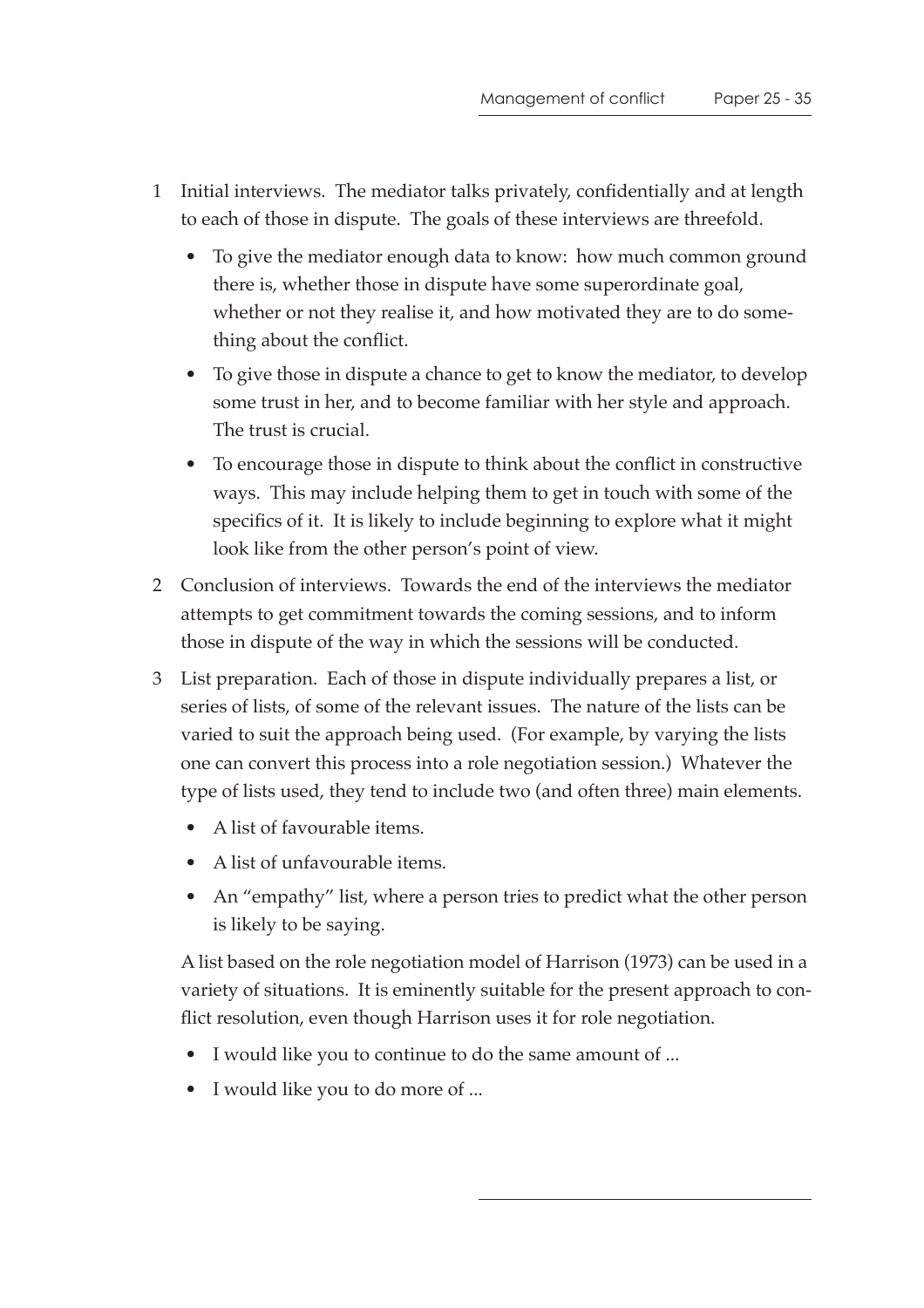1. Initial interviews. The mediator talks privately, confidentially and at length to each of those in dispute. The goals of these interviews are threefold.

   - To give the mediator enough data to know: how much common ground there is, whether those in dispute have some superordinate goal, whether or not they realise it, and how motivated they are to do something about the conflict.
   - To give those in dispute a chance to get to know the mediator, to develop some trust in her, and to become familiar with her style and approach. The trust is crucial.
   - To encourage those in dispute to think about the conflict in constructive ways. This may include helping them to get in touch with some of the specifics of it. It is likely to include beginning to explore what it might look like from the other person's point of view.

2. Conclusion of interviews. Towards the end of the interviews the mediator attempts to get commitment towards the coming sessions, and to inform those in dispute of the way in which the sessions will be conducted.

3. List preparation. Each of those in dispute individually prepares a list, or series of lists, of some of the relevant issues. The nature of the lists can be varied to suit the approach being used. (For example, by varying the lists one can convert this process into a role negotiation session.) Whatever the type of lists used, they tend to include two (and often three) main elements.

   - A list of favourable items.
   - A list of unfavourable items.
   - An "empathy" list, where a person tries to predict what the other person is likely to be saying.

   A list based on the role negotiation model of Harrison (1973) can be used in a variety of situations. It is eminently suitable for the present approach to conflict resolution, even though Harrison uses it for role negotiation.

   - I would like you to continue to do the same amount of ...
   - I would like you to do more of ...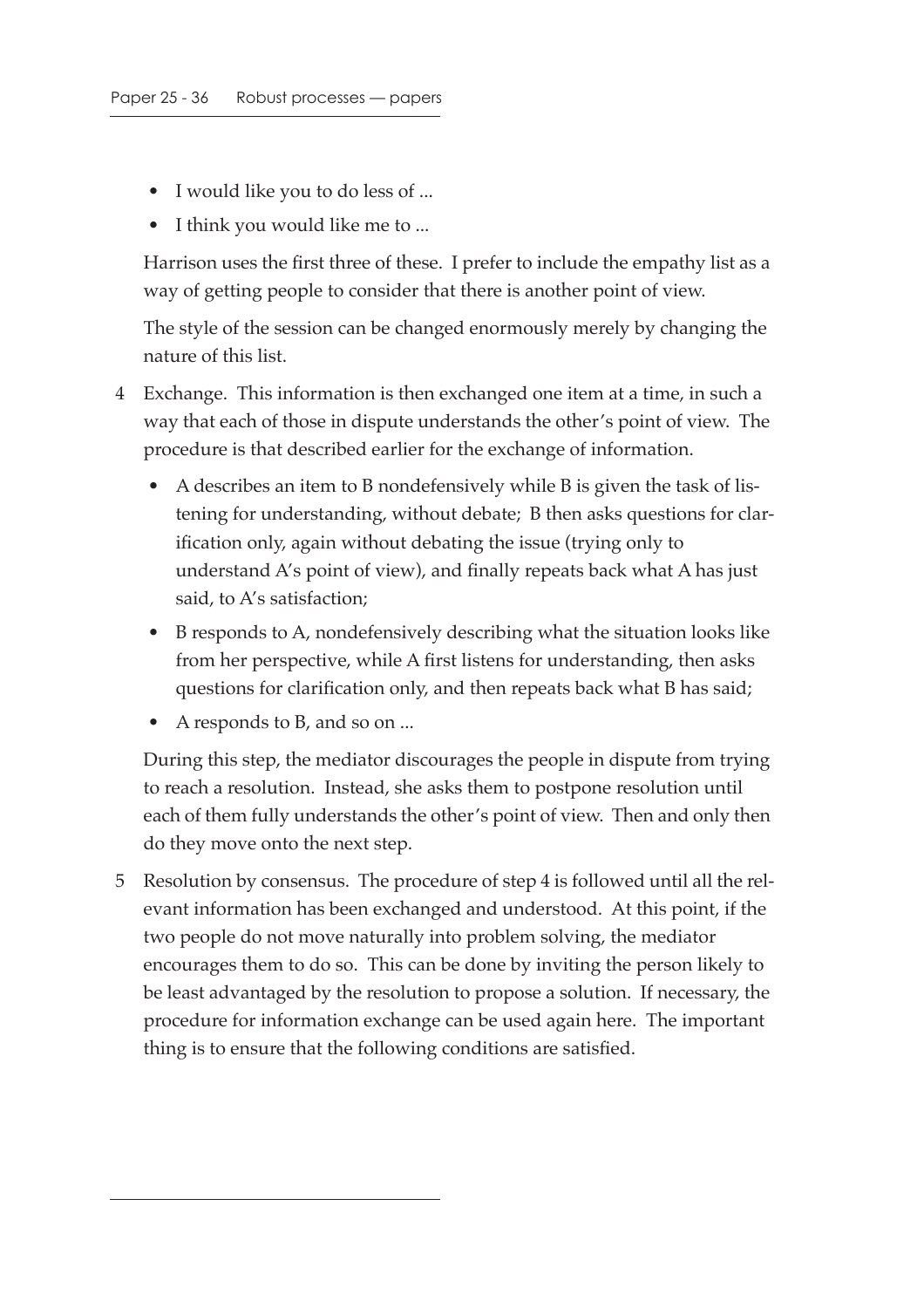- I would like you to do less of ...
- I think you would like me to ...

Harrison uses the first three of these. I prefer to include the empathy list as a way of getting people to consider that there is another point of view.

The style of the session can be changed enormously merely by changing the nature of this list.

4 Exchange. This information is then exchanged one item at a time, in such a way that each of those in dispute understands the other's point of view. The procedure is that described earlier for the exchange of information.

   - A describes an item to B nondefensively while B is given the task of listening for understanding, without debate; B then asks questions for clarification only, again without debating the issue (trying only to understand A's point of view), and finally repeats back what A has just said, to A's satisfaction;
   - B responds to A, nondefensively describing what the situation looks like from her perspective, while A first listens for understanding, then asks questions for clarification only, and then repeats back what B has said;
   - A responds to B, and so on ...

   During this step, the mediator discourages the people in dispute from trying to reach a resolution. Instead, she asks them to postpone resolution until each of them fully understands the other's point of view. Then and only then do they move onto the next step.

5 Resolution by consensus. The procedure of step 4 is followed until all the relevant information has been exchanged and understood. At this point, if the two people do not move naturally into problem solving, the mediator encourages them to do so. This can be done by inviting the person likely to be least advantaged by the resolution to propose a solution. If necessary, the procedure for information exchange can be used again here. The important thing is to ensure that the following conditions are satisfied.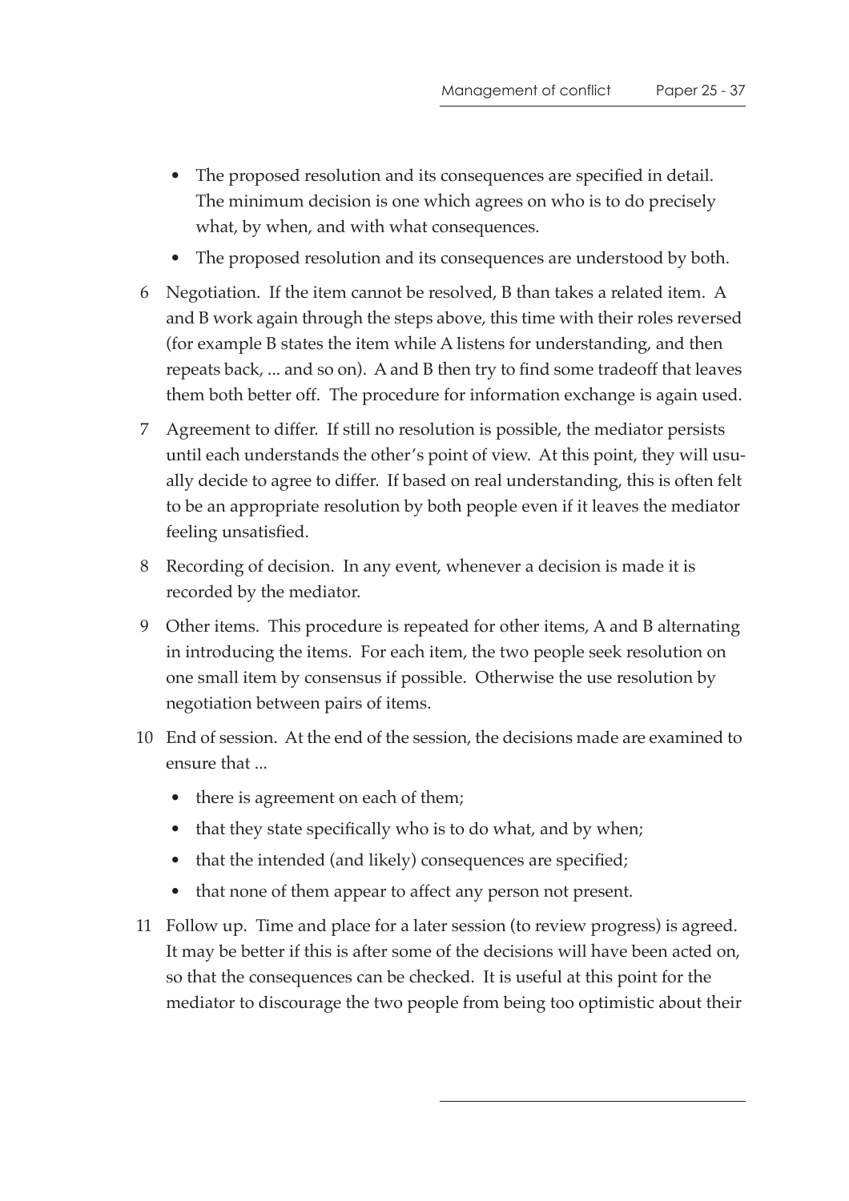- The proposed resolution and its consequences are specified in detail. The minimum decision is one which agrees on who is to do precisely what, by when, and with what consequences.
- The proposed resolution and its consequences are understood by both.

6 Negotiation. If the item cannot be resolved, B than takes a related item. A and B work again through the steps above, this time with their roles reversed (for example B states the item while A listens for understanding, and then repeats back, ... and so on). A and B then try to find some tradeoff that leaves them both better off. The procedure for information exchange is again used.

7 Agreement to differ. If still no resolution is possible, the mediator persists until each understands the other's point of view. At this point, they will usually decide to agree to differ. If based on real understanding, this is often felt to be an appropriate resolution by both people even if it leaves the mediator feeling unsatisfied.

8 Recording of decision. In any event, whenever a decision is made it is recorded by the mediator.

9 Other items. This procedure is repeated for other items, A and B alternating in introducing the items. For each item, the two people seek resolution on one small item by consensus if possible. Otherwise the use resolution by negotiation between pairs of items.

10 End of session. At the end of the session, the decisions made are examined to ensure that ...

- there is agreement on each of them;
- that they state specifically who is to do what, and by when;
- that the intended (and likely) consequences are specified;
- that none of them appear to affect any person not present.

11 Follow up. Time and place for a later session (to review progress) is agreed. It may be better if this is after some of the decisions will have been acted on, so that the consequences can be checked. It is useful at this point for the mediator to discourage the two people from being too optimistic about their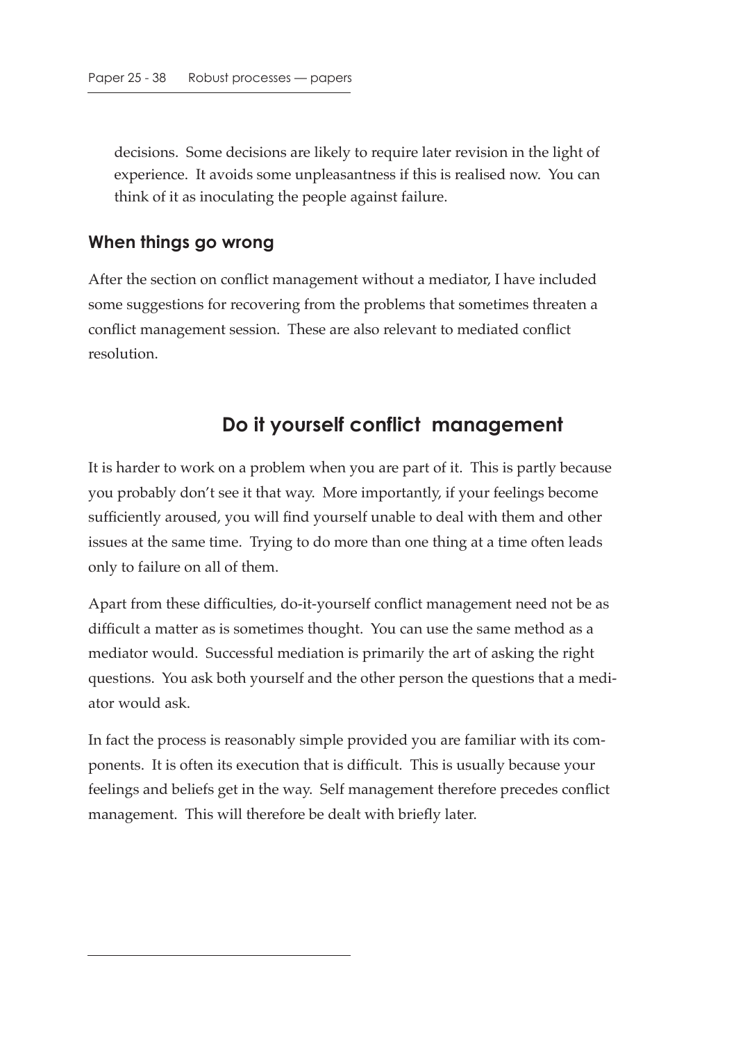decisions. Some decisions are likely to require later revision in the light of experience. It avoids some unpleasantness if this is realised now. You can think of it as inoculating the people against failure.

### When things go wrong

After the section on conflict management without a mediator, I have included some suggestions for recovering from the problems that sometimes threaten a conflict management session. These are also relevant to mediated conflict resolution.

## Do it yourself conflict management

It is harder to work on a problem when you are part of it. This is partly because you probably don't see it that way. More importantly, if your feelings become sufficiently aroused, you will find yourself unable to deal with them and other issues at the same time. Trying to do more than one thing at a time often leads only to failure on all of them.

Apart from these difficulties, do-it-yourself conflict management need not be as difficult a matter as is sometimes thought. You can use the same method as a mediator would. Successful mediation is primarily the art of asking the right questions. You ask both yourself and the other person the questions that a mediator would ask.

In fact the process is reasonably simple provided you are familiar with its components. It is often its execution that is difficult. This is usually because your feelings and beliefs get in the way. Self management therefore precedes conflict management. This will therefore be dealt with briefly later.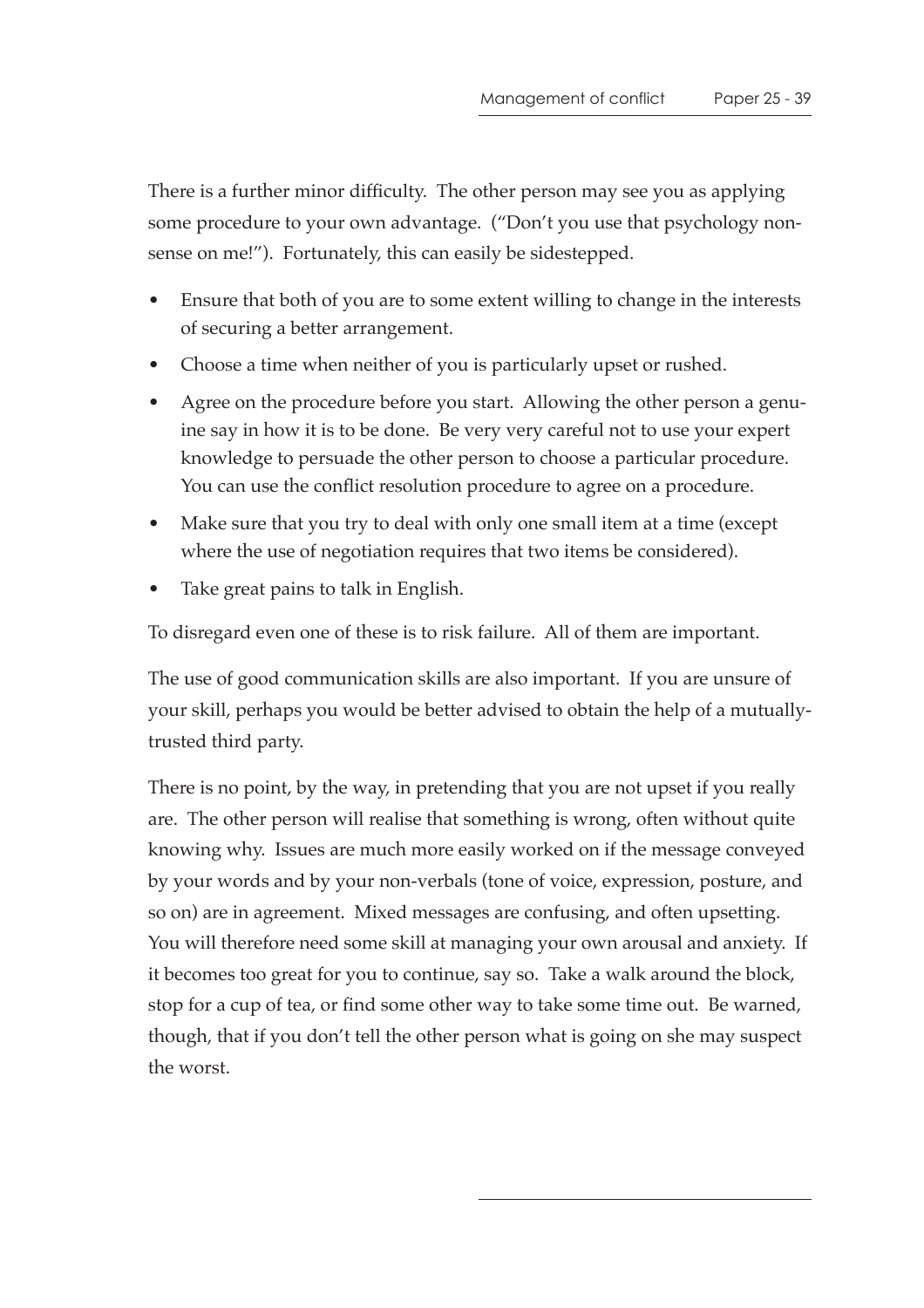There is a further minor difficulty. The other person may see you as applying some procedure to your own advantage. ("Don't you use that psychology nonsense on me!"). Fortunately, this can easily be sidestepped.

- Ensure that both of you are to some extent willing to change in the interests of securing a better arrangement.
- Choose a time when neither of you is particularly upset or rushed.
- Agree on the procedure before you start. Allowing the other person a genuine say in how it is to be done. Be very very careful not to use your expert knowledge to persuade the other person to choose a particular procedure. You can use the conflict resolution procedure to agree on a procedure.
- Make sure that you try to deal with only one small item at a time (except where the use of negotiation requires that two items be considered).
- Take great pains to talk in English.

To disregard even one of these is to risk failure. All of them are important.

The use of good communication skills are also important. If you are unsure of your skill, perhaps you would be better advised to obtain the help of a mutually-trusted third party.

There is no point, by the way, in pretending that you are not upset if you really are. The other person will realise that something is wrong, often without quite knowing why. Issues are much more easily worked on if the message conveyed by your words and by your non-verbals (tone of voice, expression, posture, and so on) are in agreement. Mixed messages are confusing, and often upsetting. You will therefore need some skill at managing your own arousal and anxiety. If it becomes too great for you to continue, say so. Take a walk around the block, stop for a cup of tea, or find some other way to take some time out. Be warned, though, that if you don't tell the other person what is going on she may suspect the worst.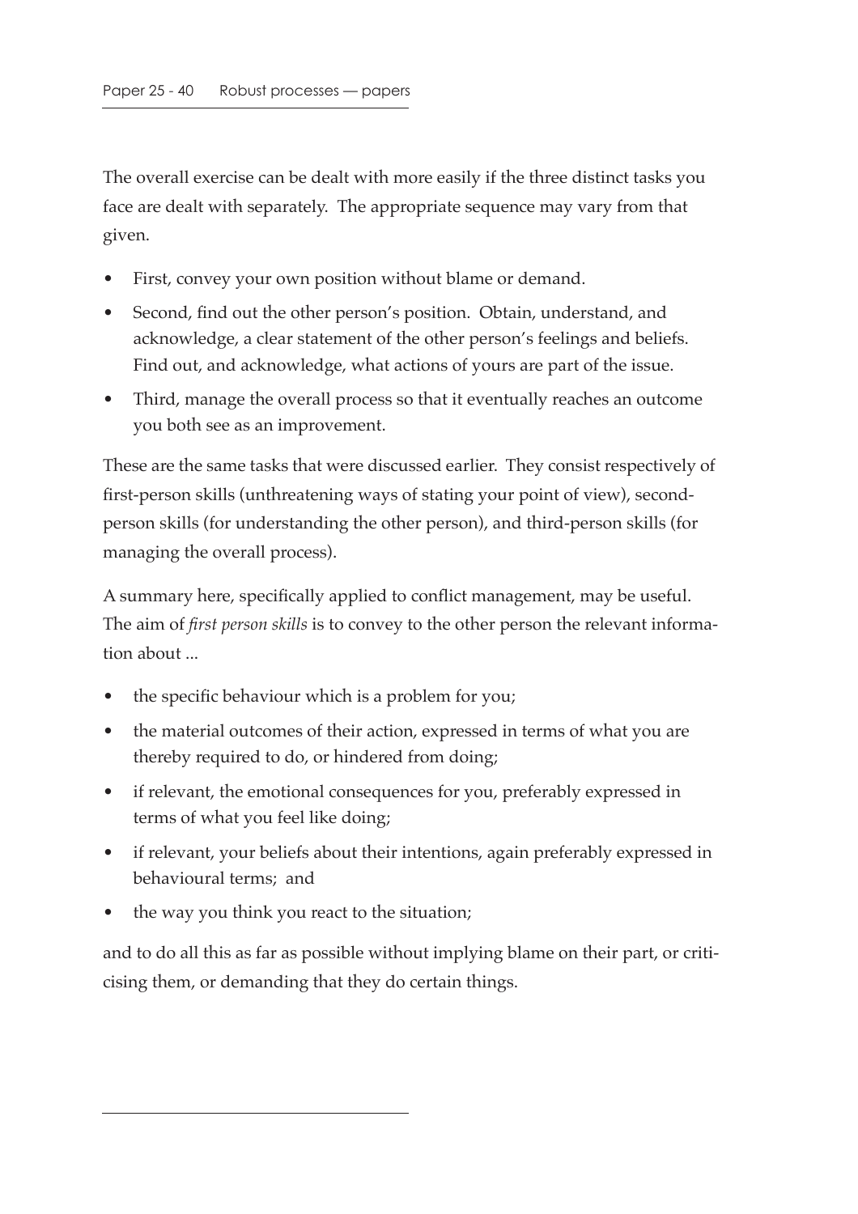The overall exercise can be dealt with more easily if the three distinct tasks you face are dealt with separately. The appropriate sequence may vary from that given.

- First, convey your own position without blame or demand.
- Second, find out the other person's position. Obtain, understand, and acknowledge, a clear statement of the other person's feelings and beliefs. Find out, and acknowledge, what actions of yours are part of the issue.
- Third, manage the overall process so that it eventually reaches an outcome you both see as an improvement.

These are the same tasks that were discussed earlier. They consist respectively of first-person skills (unthreatening ways of stating your point of view), second-person skills (for understanding the other person), and third-person skills (for managing the overall process).

A summary here, specifically applied to conflict management, may be useful. The aim of *first person skills* is to convey to the other person the relevant information about ...

- the specific behaviour which is a problem for you;
- the material outcomes of their action, expressed in terms of what you are thereby required to do, or hindered from doing;
- if relevant, the emotional consequences for you, preferably expressed in terms of what you feel like doing;
- if relevant, your beliefs about their intentions, again preferably expressed in behavioural terms; and
- the way you think you react to the situation;

and to do all this as far as possible without implying blame on their part, or criticising them, or demanding that they do certain things.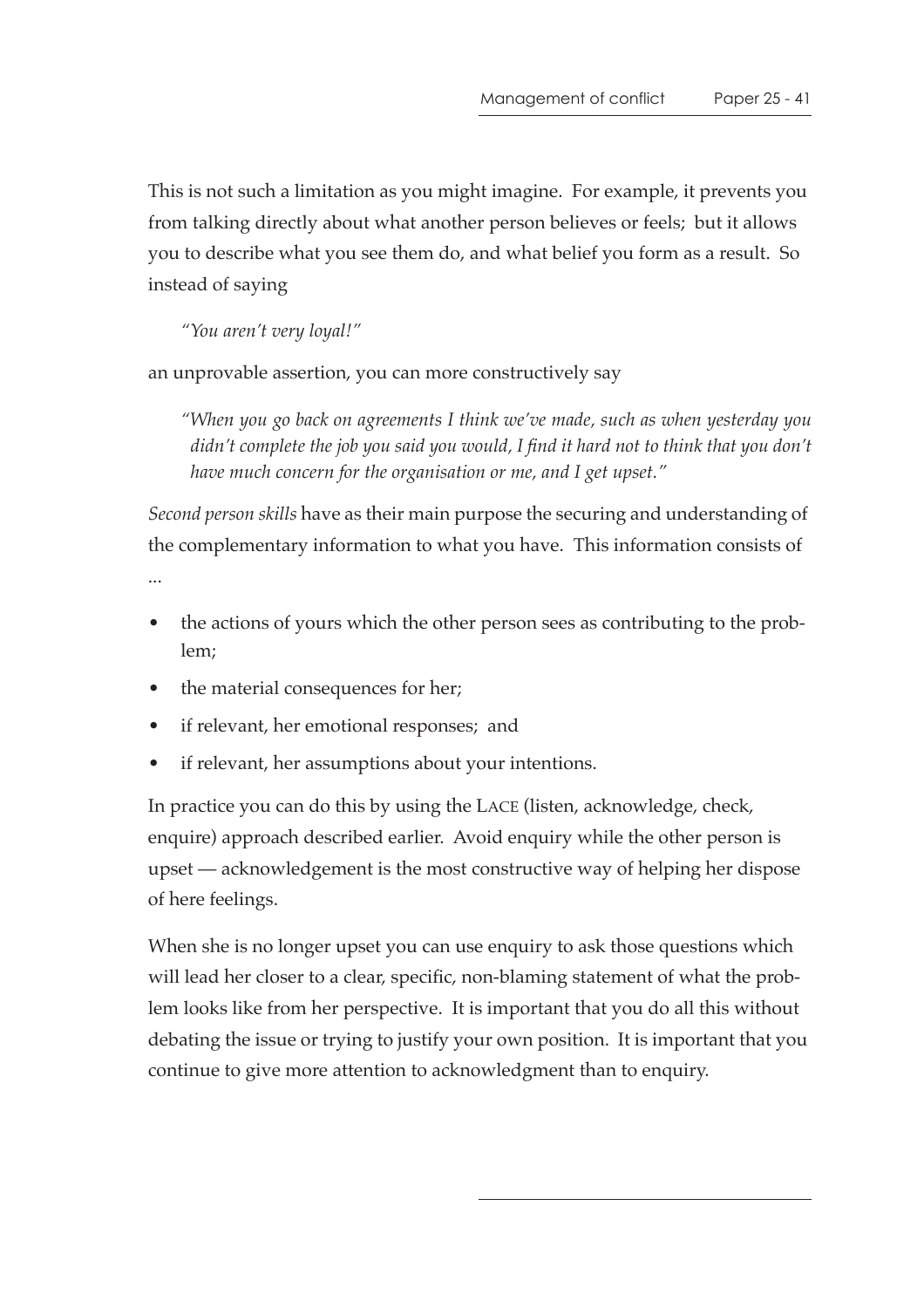This is not such a limitation as you might imagine. For example, it prevents you from talking directly about what another person believes or feels; but it allows you to describe what you see them do, and what belief you form as a result. So instead of saying

> *"You aren't very loyal!"*

an unprovable assertion, you can more constructively say

> *"When you go back on agreements I think we've made, such as when yesterday you didn't complete the job you said you would, I find it hard not to think that you don't have much concern for the organisation or me, and I get upset."*

*Second person skills* have as their main purpose the securing and understanding of the complementary information to what you have. This information consists of ...

- the actions of yours which the other person sees as contributing to the problem;
- the material consequences for her;
- if relevant, her emotional responses; and
- if relevant, her assumptions about your intentions.

In practice you can do this by using the LACE (listen, acknowledge, check, enquire) approach described earlier. Avoid enquiry while the other person is upset — acknowledgement is the most constructive way of helping her dispose of here feelings.

When she is no longer upset you can use enquiry to ask those questions which will lead her closer to a clear, specific, non-blaming statement of what the problem looks like from her perspective. It is important that you do all this without debating the issue or trying to justify your own position. It is important that you continue to give more attention to acknowledgment than to enquiry.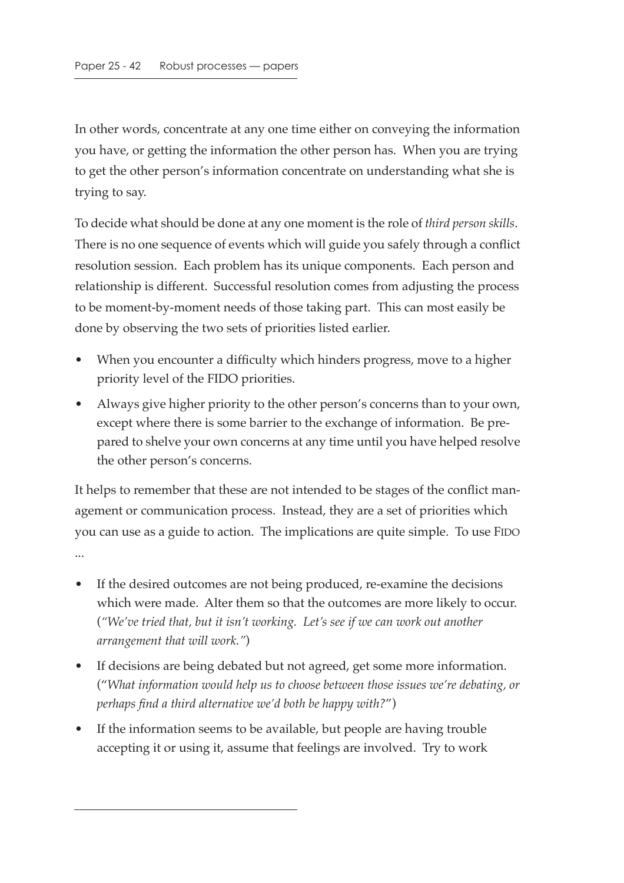In other words, concentrate at any one time either on conveying the information you have, or getting the information the other person has. When you are trying to get the other person's information concentrate on understanding what she is trying to say.

To decide what should be done at any one moment is the role of *third person skills*. There is no one sequence of events which will guide you safely through a conflict resolution session. Each problem has its unique components. Each person and relationship is different. Successful resolution comes from adjusting the process to be moment-by-moment needs of those taking part. This can most easily be done by observing the two sets of priorities listed earlier.

- When you encounter a difficulty which hinders progress, move to a higher priority level of the FIDO priorities.
- Always give higher priority to the other person's concerns than to your own, except where there is some barrier to the exchange of information. Be prepared to shelve your own concerns at any time until you have helped resolve the other person's concerns.

It helps to remember that these are not intended to be stages of the conflict management or communication process. Instead, they are a set of priorities which you can use as a guide to action. The implications are quite simple. To use FIDO ...

- If the desired outcomes are not being produced, re-examine the decisions which were made. Alter them so that the outcomes are more likely to occur. (*"We've tried that, but it isn't working. Let's see if we can work out another arrangement that will work."*)
- If decisions are being debated but not agreed, get some more information. ("*What information would help us to choose between those issues we're debating, or perhaps find a third alternative we'd both be happy with?*")
- If the information seems to be available, but people are having trouble accepting it or using it, assume that feelings are involved. Try to work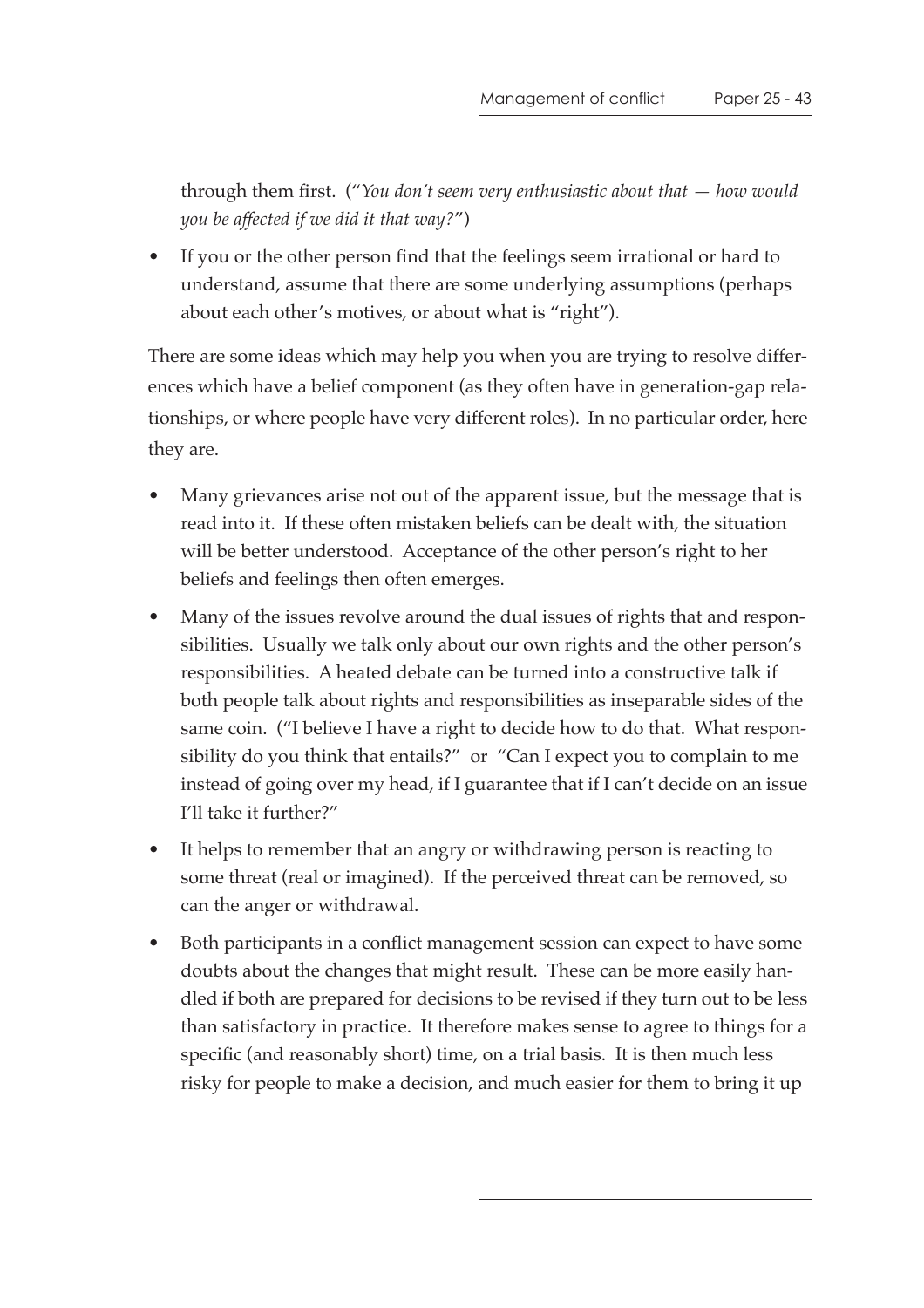through them first. ("*You don't seem very enthusiastic about that — how would you be affected if we did it that way?*")

- If you or the other person find that the feelings seem irrational or hard to understand, assume that there are some underlying assumptions (perhaps about each other's motives, or about what is "right").

There are some ideas which may help you when you are trying to resolve differences which have a belief component (as they often have in generation-gap relationships, or where people have very different roles). In no particular order, here they are.

- Many grievances arise not out of the apparent issue, but the message that is read into it. If these often mistaken beliefs can be dealt with, the situation will be better understood. Acceptance of the other person's right to her beliefs and feelings then often emerges.
- Many of the issues revolve around the dual issues of rights that and responsibilities. Usually we talk only about our own rights and the other person's responsibilities. A heated debate can be turned into a constructive talk if both people talk about rights and responsibilities as inseparable sides of the same coin. ("I believe I have a right to decide how to do that. What responsibility do you think that entails?" or "Can I expect you to complain to me instead of going over my head, if I guarantee that if I can't decide on an issue I'll take it further?"
- It helps to remember that an angry or withdrawing person is reacting to some threat (real or imagined). If the perceived threat can be removed, so can the anger or withdrawal.
- Both participants in a conflict management session can expect to have some doubts about the changes that might result. These can be more easily handled if both are prepared for decisions to be revised if they turn out to be less than satisfactory in practice. It therefore makes sense to agree to things for a specific (and reasonably short) time, on a trial basis. It is then much less risky for people to make a decision, and much easier for them to bring it up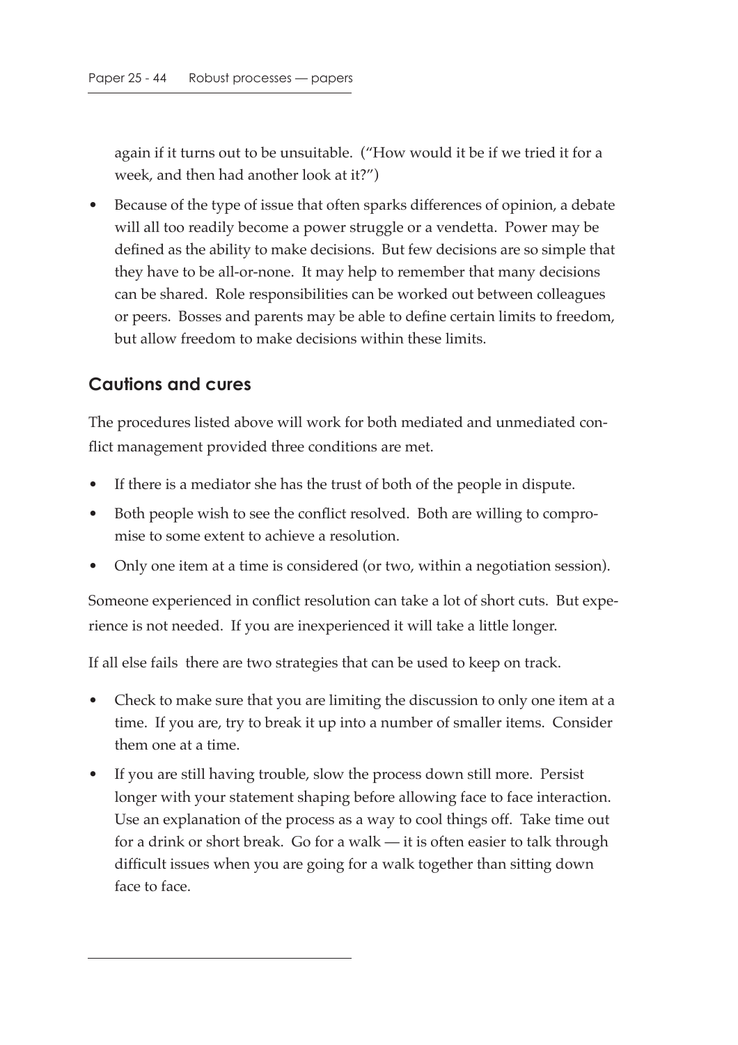again if it turns out to be unsuitable. ("How would it be if we tried it for a week, and then had another look at it?")

- Because of the type of issue that often sparks differences of opinion, a debate will all too readily become a power struggle or a vendetta. Power may be defined as the ability to make decisions. But few decisions are so simple that they have to be all-or-none. It may help to remember that many decisions can be shared. Role responsibilities can be worked out between colleagues or peers. Bosses and parents may be able to define certain limits to freedom, but allow freedom to make decisions within these limits.

## Cautions and cures

The procedures listed above will work for both mediated and unmediated conflict management provided three conditions are met.

- If there is a mediator she has the trust of both of the people in dispute.
- Both people wish to see the conflict resolved. Both are willing to compromise to some extent to achieve a resolution.
- Only one item at a time is considered (or two, within a negotiation session).

Someone experienced in conflict resolution can take a lot of short cuts. But experience is not needed. If you are inexperienced it will take a little longer.

If all else fails there are two strategies that can be used to keep on track.

- Check to make sure that you are limiting the discussion to only one item at a time. If you are, try to break it up into a number of smaller items. Consider them one at a time.
- If you are still having trouble, slow the process down still more. Persist longer with your statement shaping before allowing face to face interaction. Use an explanation of the process as a way to cool things off. Take time out for a drink or short break. Go for a walk — it is often easier to talk through difficult issues when you are going for a walk together than sitting down face to face.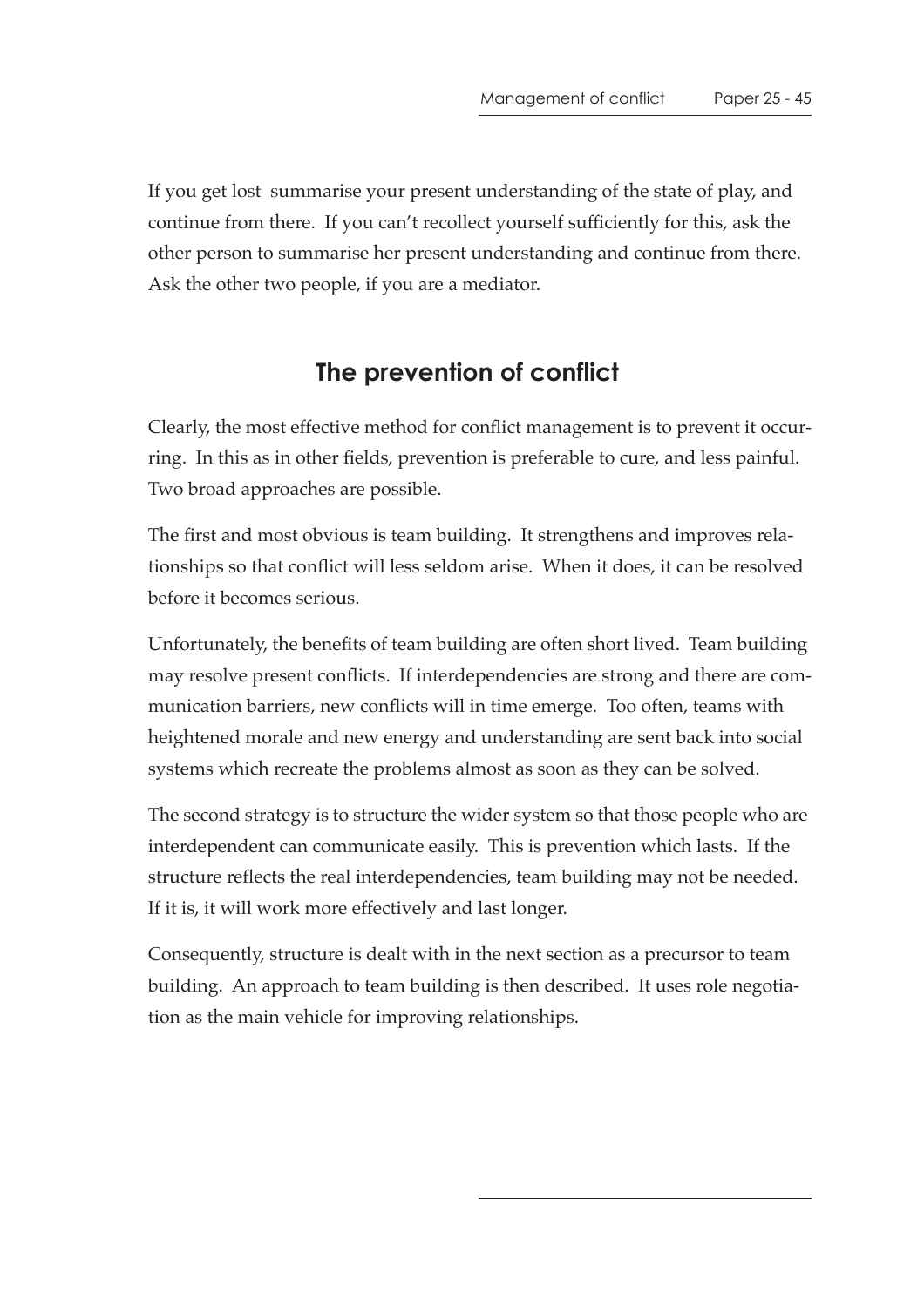If you get lost  summarise your present understanding of the state of play, and continue from there.  If you can't recollect yourself sufficiently for this, ask the other person to summarise her present understanding and continue from there.  Ask the other two people, if you are a mediator.

## The prevention of conflict

Clearly, the most effective method for conflict management is to prevent it occurring.  In this as in other fields, prevention is preferable to cure, and less painful.  Two broad approaches are possible.

The first and most obvious is team building.  It strengthens and improves relationships so that conflict will less seldom arise.  When it does, it can be resolved before it becomes serious.

Unfortunately, the benefits of team building are often short lived.  Team building may resolve present conflicts.  If interdependencies are strong and there are communication barriers, new conflicts will in time emerge.  Too often, teams with heightened morale and new energy and understanding are sent back into social systems which recreate the problems almost as soon as they can be solved.

The second strategy is to structure the wider system so that those people who are interdependent can communicate easily.  This is prevention which lasts.  If the structure reflects the real interdependencies, team building may not be needed.  If it is, it will work more effectively and last longer.

Consequently, structure is dealt with in the next section as a precursor to team building.  An approach to team building is then described.  It uses role negotiation as the main vehicle for improving relationships.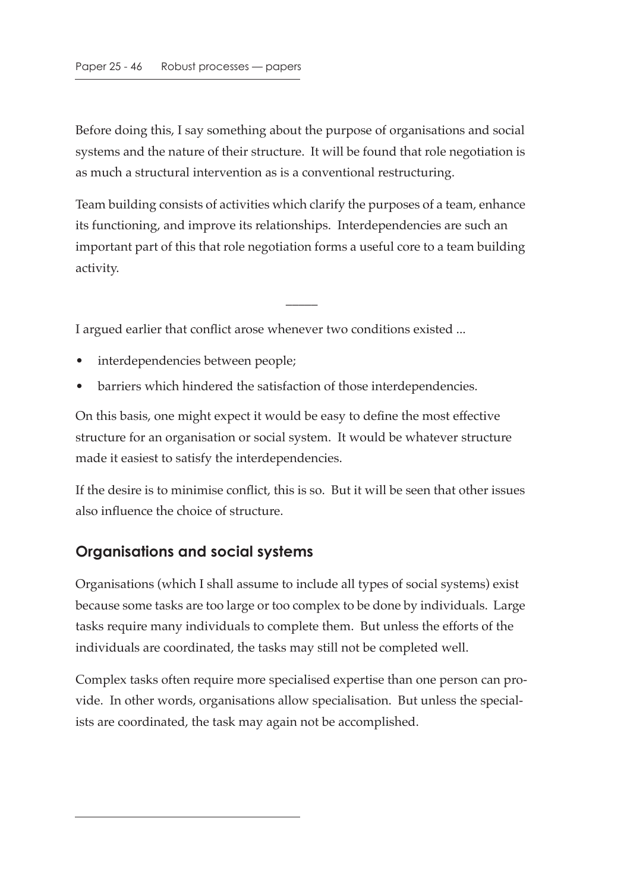Before doing this, I say something about the purpose of organisations and social systems and the nature of their structure. It will be found that role negotiation is as much a structural intervention as is a conventional restructuring.

Team building consists of activities which clarify the purposes of a team, enhance its functioning, and improve its relationships. Interdependencies are such an important part of this that role negotiation forms a useful core to a team building activity.

_____

I argued earlier that conflict arose whenever two conditions existed ...

- interdependencies between people;
- barriers which hindered the satisfaction of those interdependencies.

On this basis, one might expect it would be easy to define the most effective structure for an organisation or social system. It would be whatever structure made it easiest to satisfy the interdependencies.

If the desire is to minimise conflict, this is so. But it will be seen that other issues also influence the choice of structure.

## Organisations and social systems

Organisations (which I shall assume to include all types of social systems) exist because some tasks are too large or too complex to be done by individuals. Large tasks require many individuals to complete them. But unless the efforts of the individuals are coordinated, the tasks may still not be completed well.

Complex tasks often require more specialised expertise than one person can provide. In other words, organisations allow specialisation. But unless the specialists are coordinated, the task may again not be accomplished.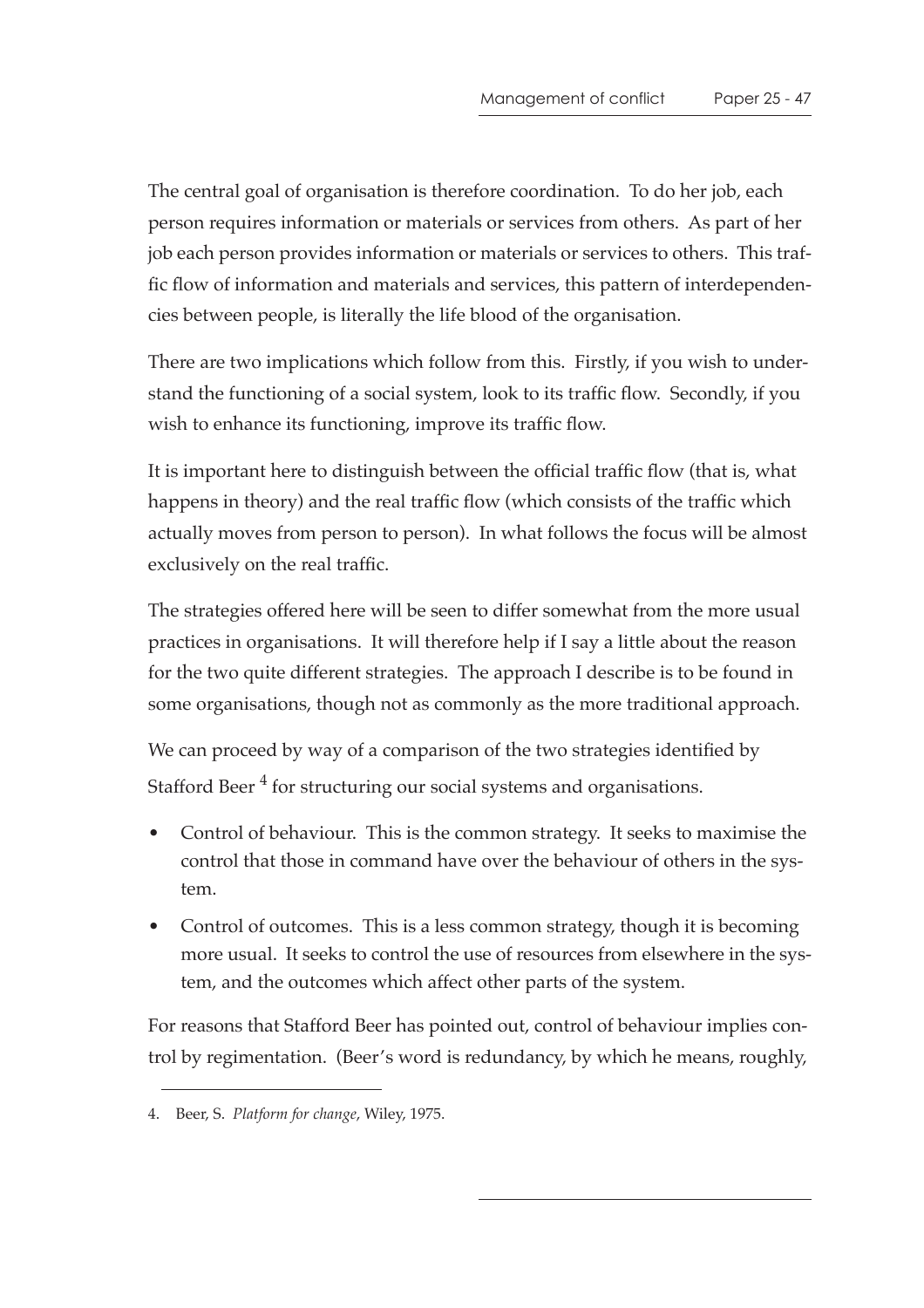The central goal of organisation is therefore coordination. To do her job, each person requires information or materials or services from others. As part of her job each person provides information or materials or services to others. This traffic flow of information and materials and services, this pattern of interdependencies between people, is literally the life blood of the organisation.

There are two implications which follow from this. Firstly, if you wish to understand the functioning of a social system, look to its traffic flow. Secondly, if you wish to enhance its functioning, improve its traffic flow.

It is important here to distinguish between the official traffic flow (that is, what happens in theory) and the real traffic flow (which consists of the traffic which actually moves from person to person). In what follows the focus will be almost exclusively on the real traffic.

The strategies offered here will be seen to differ somewhat from the more usual practices in organisations. It will therefore help if I say a little about the reason for the two quite different strategies. The approach I describe is to be found in some organisations, though not as commonly as the more traditional approach.

We can proceed by way of a comparison of the two strategies identified by Stafford Beer [4] for structuring our social systems and organisations.

- Control of behaviour. This is the common strategy. It seeks to maximise the control that those in command have over the behaviour of others in the system.
- Control of outcomes. This is a less common strategy, though it is becoming more usual. It seeks to control the use of resources from elsewhere in the system, and the outcomes which affect other parts of the system.

For reasons that Stafford Beer has pointed out, control of behaviour implies control by regimentation. (Beer's word is redundancy, by which he means, roughly,

4. Beer, S. *Platform for change*, Wiley, 1975.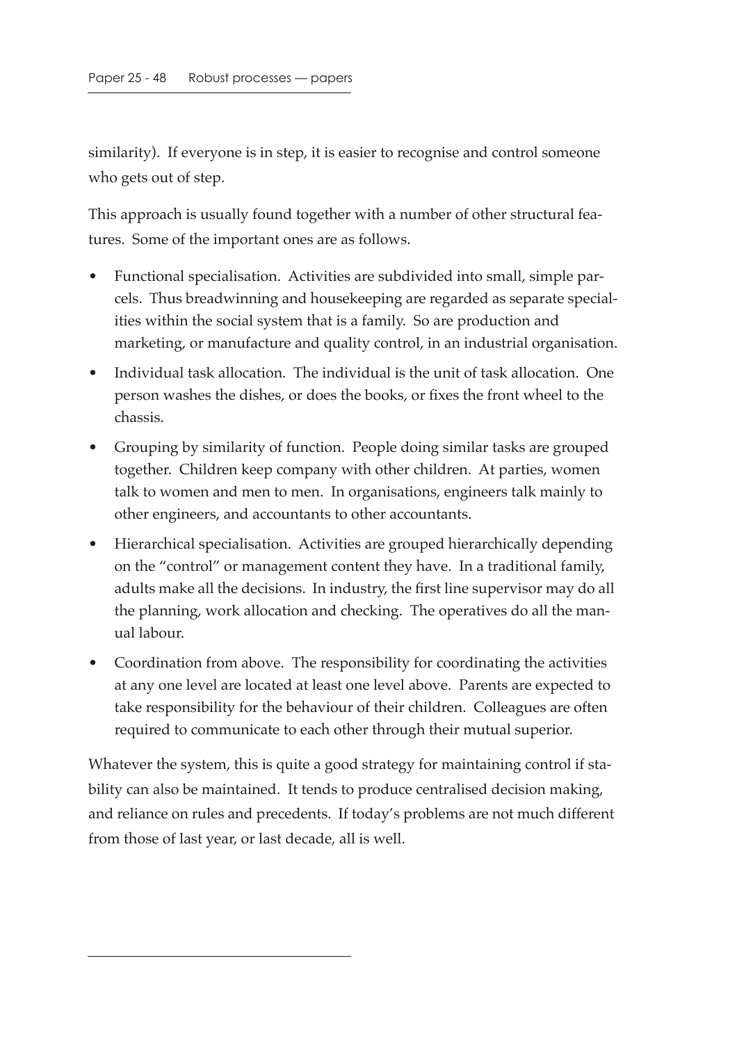similarity). If everyone is in step, it is easier to recognise and control someone who gets out of step.

This approach is usually found together with a number of other structural features. Some of the important ones are as follows.

- Functional specialisation. Activities are subdivided into small, simple parcels. Thus breadwinning and housekeeping are regarded as separate specialities within the social system that is a family. So are production and marketing, or manufacture and quality control, in an industrial organisation.
- Individual task allocation. The individual is the unit of task allocation. One person washes the dishes, or does the books, or fixes the front wheel to the chassis.
- Grouping by similarity of function. People doing similar tasks are grouped together. Children keep company with other children. At parties, women talk to women and men to men. In organisations, engineers talk mainly to other engineers, and accountants to other accountants.
- Hierarchical specialisation. Activities are grouped hierarchically depending on the "control" or management content they have. In a traditional family, adults make all the decisions. In industry, the first line supervisor may do all the planning, work allocation and checking. The operatives do all the manual labour.
- Coordination from above. The responsibility for coordinating the activities at any one level are located at least one level above. Parents are expected to take responsibility for the behaviour of their children. Colleagues are often required to communicate to each other through their mutual superior.

Whatever the system, this is quite a good strategy for maintaining control if stability can also be maintained. It tends to produce centralised decision making, and reliance on rules and precedents. If today's problems are not much different from those of last year, or last decade, all is well.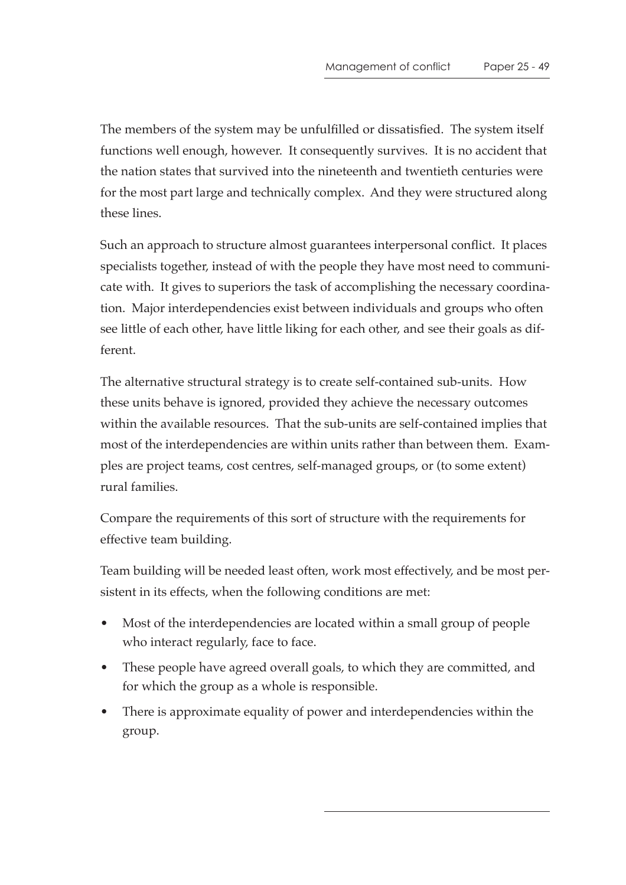The members of the system may be unfulfilled or dissatisfied. The system itself functions well enough, however. It consequently survives. It is no accident that the nation states that survived into the nineteenth and twentieth centuries were for the most part large and technically complex. And they were structured along these lines.

Such an approach to structure almost guarantees interpersonal conflict. It places specialists together, instead of with the people they have most need to communicate with. It gives to superiors the task of accomplishing the necessary coordination. Major interdependencies exist between individuals and groups who often see little of each other, have little liking for each other, and see their goals as different.

The alternative structural strategy is to create self-contained sub-units. How these units behave is ignored, provided they achieve the necessary outcomes within the available resources. That the sub-units are self-contained implies that most of the interdependencies are within units rather than between them. Examples are project teams, cost centres, self-managed groups, or (to some extent) rural families.

Compare the requirements of this sort of structure with the requirements for effective team building.

Team building will be needed least often, work most effectively, and be most persistent in its effects, when the following conditions are met:

- Most of the interdependencies are located within a small group of people who interact regularly, face to face.
- These people have agreed overall goals, to which they are committed, and for which the group as a whole is responsible.
- There is approximate equality of power and interdependencies within the group.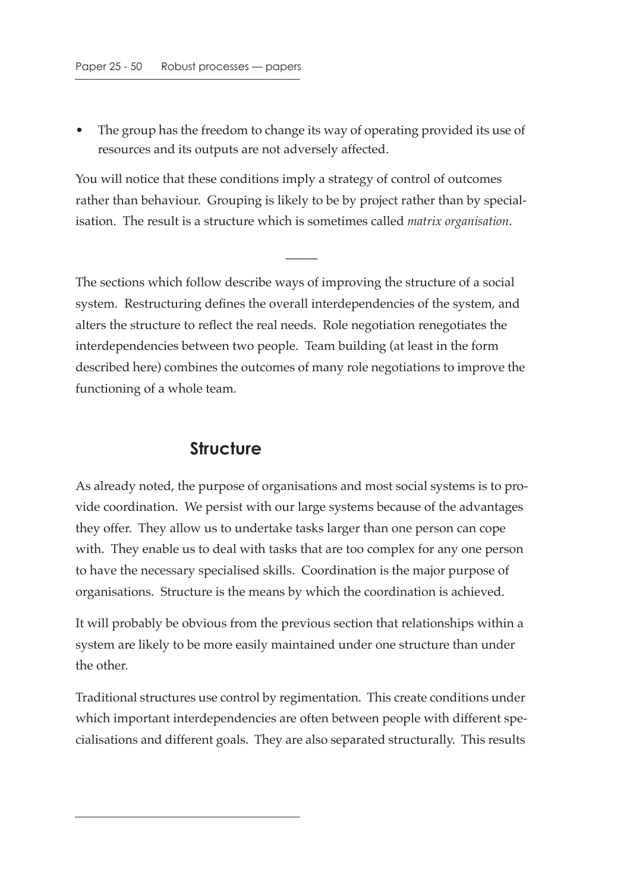- The group has the freedom to change its way of operating provided its use of resources and its outputs are not adversely affected.

You will notice that these conditions imply a strategy of control of outcomes rather than behaviour. Grouping is likely to be by project rather than by specialisation. The result is a structure which is sometimes called *matrix organisation*.

—

The sections which follow describe ways of improving the structure of a social system. Restructuring defines the overall interdependencies of the system, and alters the structure to reflect the real needs. Role negotiation renegotiates the interdependencies between two people. Team building (at least in the form described here) combines the outcomes of many role negotiations to improve the functioning of a whole team.

## Structure

As already noted, the purpose of organisations and most social systems is to provide coordination. We persist with our large systems because of the advantages they offer. They allow us to undertake tasks larger than one person can cope with. They enable us to deal with tasks that are too complex for any one person to have the necessary specialised skills. Coordination is the major purpose of organisations. Structure is the means by which the coordination is achieved.

It will probably be obvious from the previous section that relationships within a system are likely to be more easily maintained under one structure than under the other.

Traditional structures use control by regimentation. This create conditions under which important interdependencies are often between people with different specialisations and different goals. They are also separated structurally. This results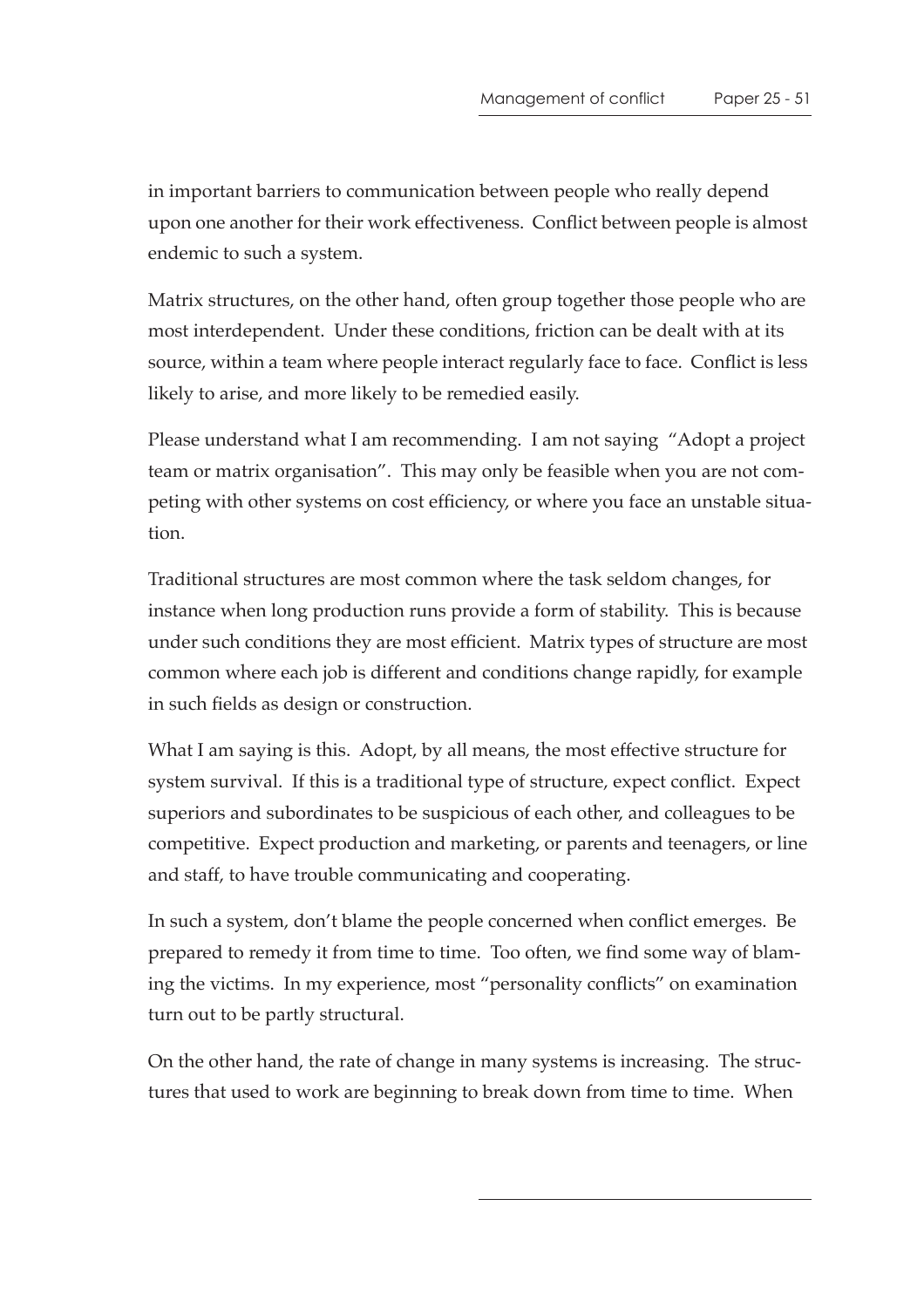in important barriers to communication between people who really depend upon one another for their work effectiveness. Conflict between people is almost endemic to such a system.

Matrix structures, on the other hand, often group together those people who are most interdependent. Under these conditions, friction can be dealt with at its source, within a team where people interact regularly face to face. Conflict is less likely to arise, and more likely to be remedied easily.

Please understand what I am recommending. I am not saying "Adopt a project team or matrix organisation". This may only be feasible when you are not competing with other systems on cost efficiency, or where you face an unstable situation.

Traditional structures are most common where the task seldom changes, for instance when long production runs provide a form of stability. This is because under such conditions they are most efficient. Matrix types of structure are most common where each job is different and conditions change rapidly, for example in such fields as design or construction.

What I am saying is this. Adopt, by all means, the most effective structure for system survival. If this is a traditional type of structure, expect conflict. Expect superiors and subordinates to be suspicious of each other, and colleagues to be competitive. Expect production and marketing, or parents and teenagers, or line and staff, to have trouble communicating and cooperating.

In such a system, don't blame the people concerned when conflict emerges. Be prepared to remedy it from time to time. Too often, we find some way of blaming the victims. In my experience, most "personality conflicts" on examination turn out to be partly structural.

On the other hand, the rate of change in many systems is increasing. The structures that used to work are beginning to break down from time to time. When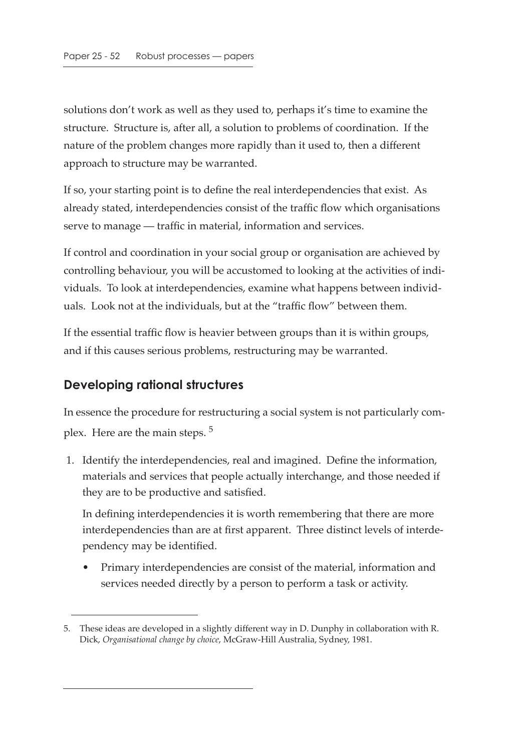solutions don't work as well as they used to, perhaps it's time to examine the structure. Structure is, after all, a solution to problems of coordination. If the nature of the problem changes more rapidly than it used to, then a different approach to structure may be warranted.

If so, your starting point is to define the real interdependencies that exist. As already stated, interdependencies consist of the traffic flow which organisations serve to manage — traffic in material, information and services.

If control and coordination in your social group or organisation are achieved by controlling behaviour, you will be accustomed to looking at the activities of individuals. To look at interdependencies, examine what happens between individuals. Look not at the individuals, but at the "traffic flow" between them.

If the essential traffic flow is heavier between groups than it is within groups, and if this causes serious problems, restructuring may be warranted.

## Developing rational structures

In essence the procedure for restructuring a social system is not particularly complex. Here are the main steps. [5]

1. Identify the interdependencies, real and imagined. Define the information, materials and services that people actually interchange, and those needed if they are to be productive and satisfied.

   In defining interdependencies it is worth remembering that there are more interdependencies than are at first apparent. Three distinct levels of interdependency may be identified.

   - Primary interdependencies are consist of the material, information and services needed directly by a person to perform a task or activity.

---

5. These ideas are developed in a slightly different way in D. Dunphy in collaboration with R. Dick, *Organisational change by choice*, McGraw-Hill Australia, Sydney, 1981.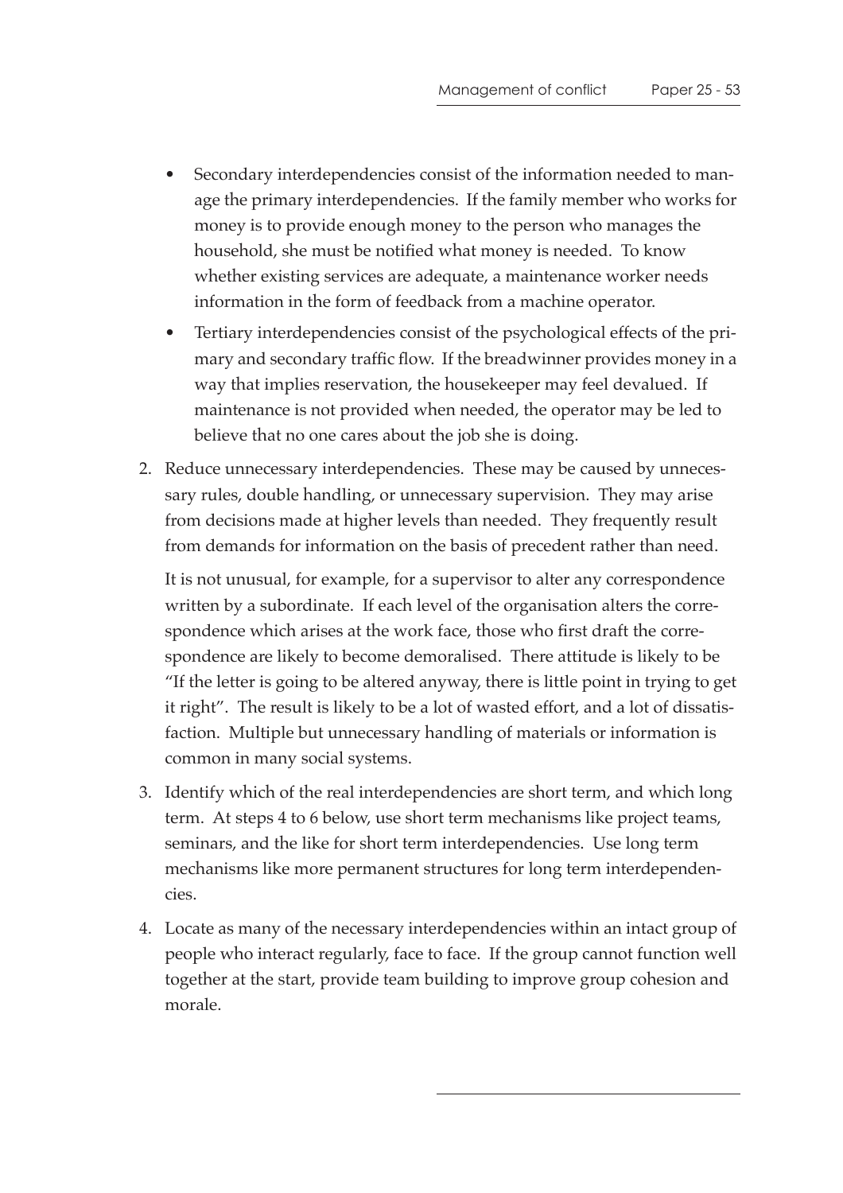- Secondary interdependencies consist of the information needed to manage the primary interdependencies. If the family member who works for money is to provide enough money to the person who manages the household, she must be notified what money is needed. To know whether existing services are adequate, a maintenance worker needs information in the form of feedback from a machine operator.
- Tertiary interdependencies consist of the psychological effects of the primary and secondary traffic flow. If the breadwinner provides money in a way that implies reservation, the housekeeper may feel devalued. If maintenance is not provided when needed, the operator may be led to believe that no one cares about the job she is doing.

2. Reduce unnecessary interdependencies. These may be caused by unnecessary rules, double handling, or unnecessary supervision. They may arise from decisions made at higher levels than needed. They frequently result from demands for information on the basis of precedent rather than need.

   It is not unusual, for example, for a supervisor to alter any correspondence written by a subordinate. If each level of the organisation alters the correspondence which arises at the work face, those who first draft the correspondence are likely to become demoralised. There attitude is likely to be "If the letter is going to be altered anyway, there is little point in trying to get it right". The result is likely to be a lot of wasted effort, and a lot of dissatisfaction. Multiple but unnecessary handling of materials or information is common in many social systems.

3. Identify which of the real interdependencies are short term, and which long term. At steps 4 to 6 below, use short term mechanisms like project teams, seminars, and the like for short term interdependencies. Use long term mechanisms like more permanent structures for long term interdependencies.

4. Locate as many of the necessary interdependencies within an intact group of people who interact regularly, face to face. If the group cannot function well together at the start, provide team building to improve group cohesion and morale.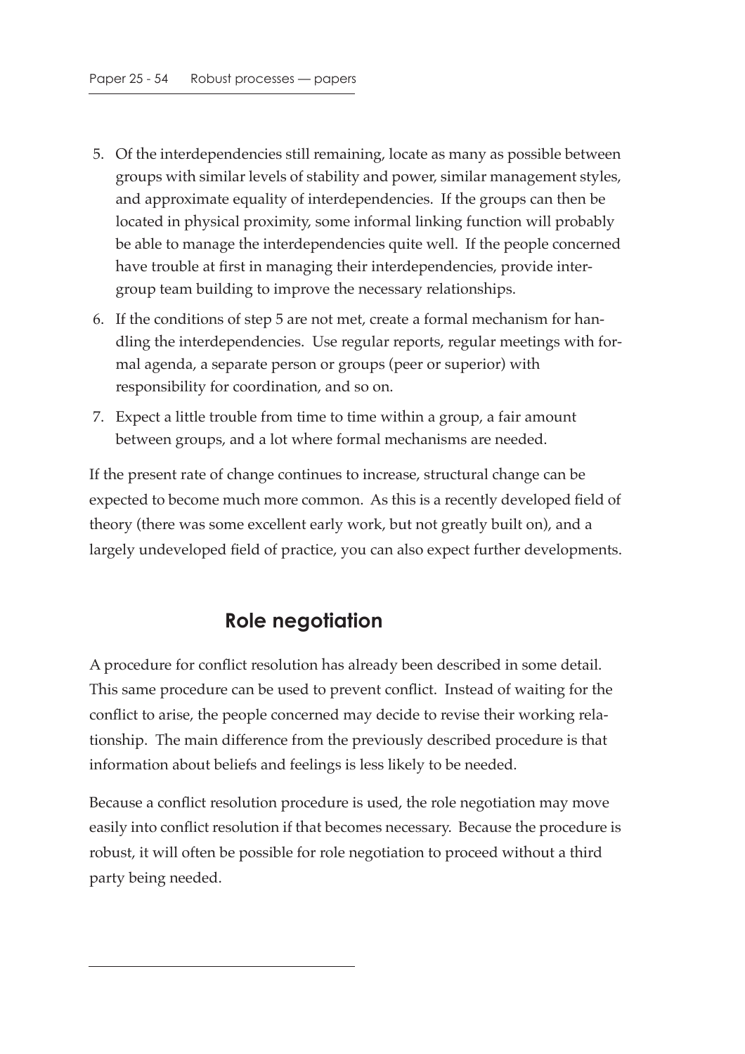5. Of the interdependencies still remaining, locate as many as possible between groups with similar levels of stability and power, similar management styles, and approximate equality of interdependencies. If the groups can then be located in physical proximity, some informal linking function will probably be able to manage the interdependencies quite well. If the people concerned have trouble at first in managing their interdependencies, provide intergroup team building to improve the necessary relationships.
6. If the conditions of step 5 are not met, create a formal mechanism for handling the interdependencies. Use regular reports, regular meetings with formal agenda, a separate person or groups (peer or superior) with responsibility for coordination, and so on.
7. Expect a little trouble from time to time within a group, a fair amount between groups, and a lot where formal mechanisms are needed.

If the present rate of change continues to increase, structural change can be expected to become much more common. As this is a recently developed field of theory (there was some excellent early work, but not greatly built on), and a largely undeveloped field of practice, you can also expect further developments.

## Role negotiation

A procedure for conflict resolution has already been described in some detail. This same procedure can be used to prevent conflict. Instead of waiting for the conflict to arise, the people concerned may decide to revise their working relationship. The main difference from the previously described procedure is that information about beliefs and feelings is less likely to be needed.

Because a conflict resolution procedure is used, the role negotiation may move easily into conflict resolution if that becomes necessary. Because the procedure is robust, it will often be possible for role negotiation to proceed without a third party being needed.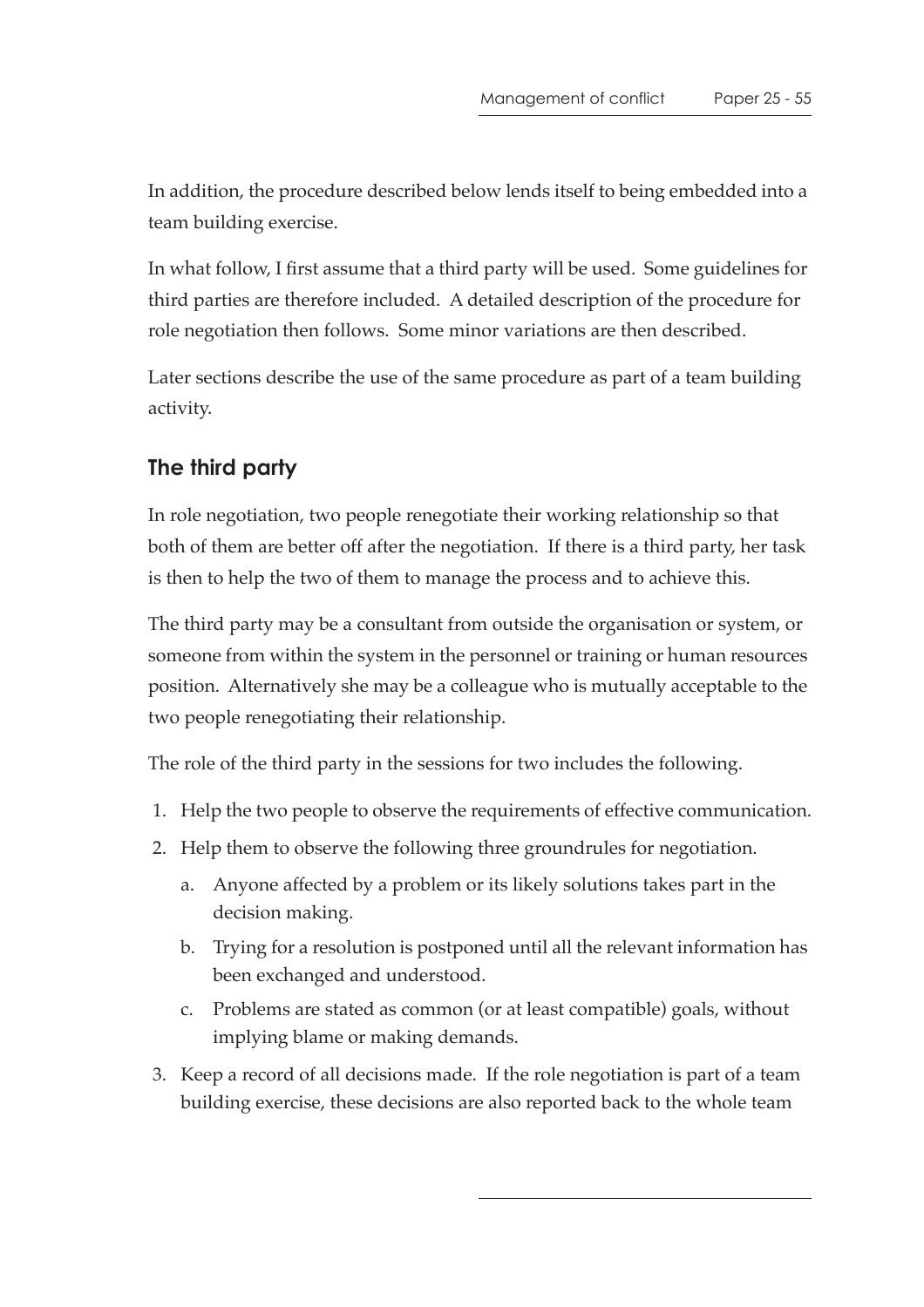In addition, the procedure described below lends itself to being embedded into a team building exercise.

In what follow, I first assume that a third party will be used. Some guidelines for third parties are therefore included. A detailed description of the procedure for role negotiation then follows. Some minor variations are then described.

Later sections describe the use of the same procedure as part of a team building activity.

## The third party

In role negotiation, two people renegotiate their working relationship so that both of them are better off after the negotiation. If there is a third party, her task is then to help the two of them to manage the process and to achieve this.

The third party may be a consultant from outside the organisation or system, or someone from within the system in the personnel or training or human resources position. Alternatively she may be a colleague who is mutually acceptable to the two people renegotiating their relationship.

The role of the third party in the sessions for two includes the following.

1. Help the two people to observe the requirements of effective communication.
2. Help them to observe the following three groundrules for negotiation.
   a. Anyone affected by a problem or its likely solutions takes part in the decision making.
   b. Trying for a resolution is postponed until all the relevant information has been exchanged and understood.
   c. Problems are stated as common (or at least compatible) goals, without implying blame or making demands.
3. Keep a record of all decisions made. If the role negotiation is part of a team building exercise, these decisions are also reported back to the whole team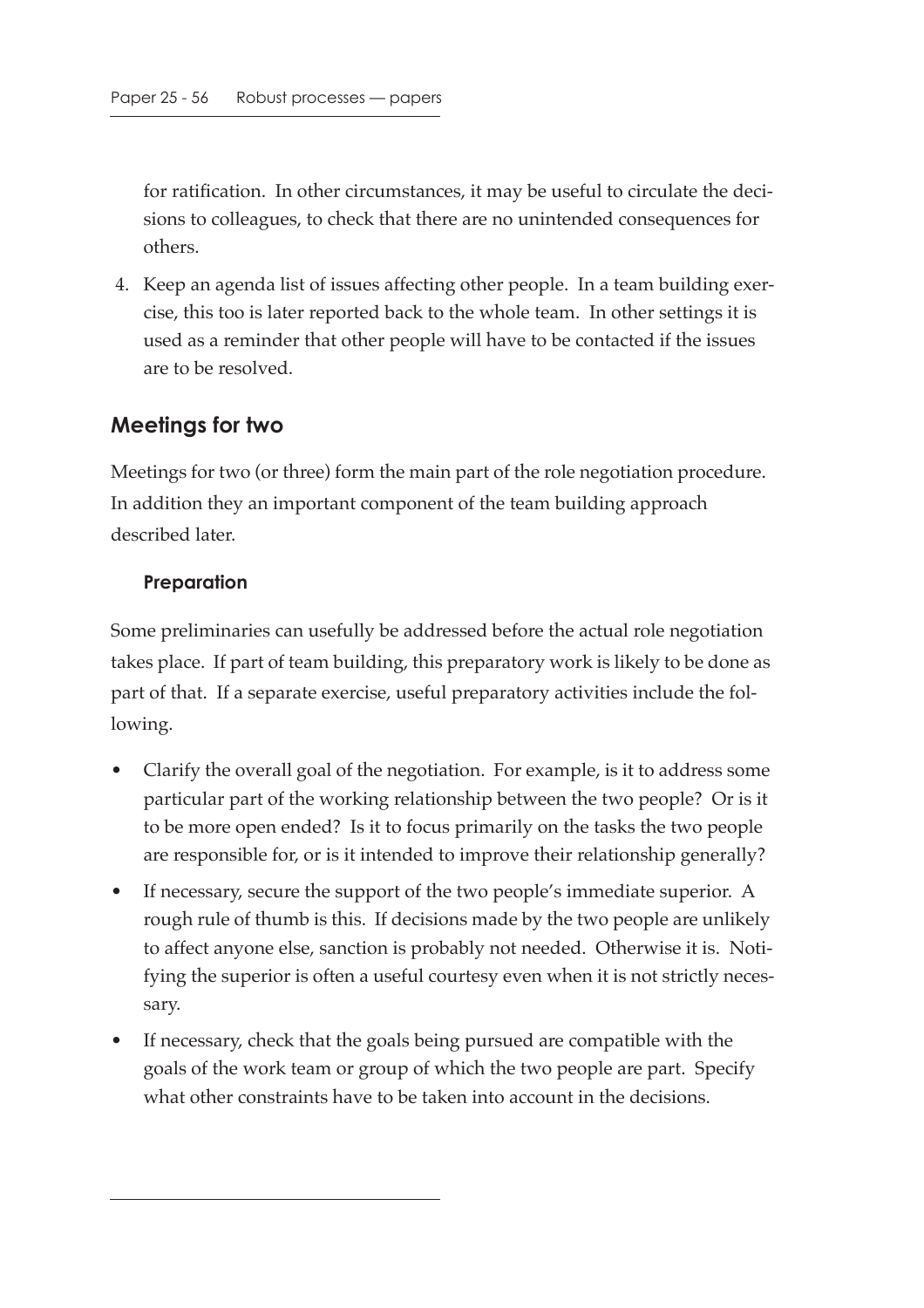for ratification. In other circumstances, it may be useful to circulate the decisions to colleagues, to check that there are no unintended consequences for others.

4. Keep an agenda list of issues affecting other people. In a team building exercise, this too is later reported back to the whole team. In other settings it is used as a reminder that other people will have to be contacted if the issues are to be resolved.

## Meetings for two

Meetings for two (or three) form the main part of the role negotiation procedure. In addition they an important component of the team building approach described later.

### Preparation

Some preliminaries can usefully be addressed before the actual role negotiation takes place. If part of team building, this preparatory work is likely to be done as part of that. If a separate exercise, useful preparatory activities include the following.

- Clarify the overall goal of the negotiation. For example, is it to address some particular part of the working relationship between the two people? Or is it to be more open ended? Is it to focus primarily on the tasks the two people are responsible for, or is it intended to improve their relationship generally?
- If necessary, secure the support of the two people's immediate superior. A rough rule of thumb is this. If decisions made by the two people are unlikely to affect anyone else, sanction is probably not needed. Otherwise it is. Notifying the superior is often a useful courtesy even when it is not strictly necessary.
- If necessary, check that the goals being pursued are compatible with the goals of the work team or group of which the two people are part. Specify what other constraints have to be taken into account in the decisions.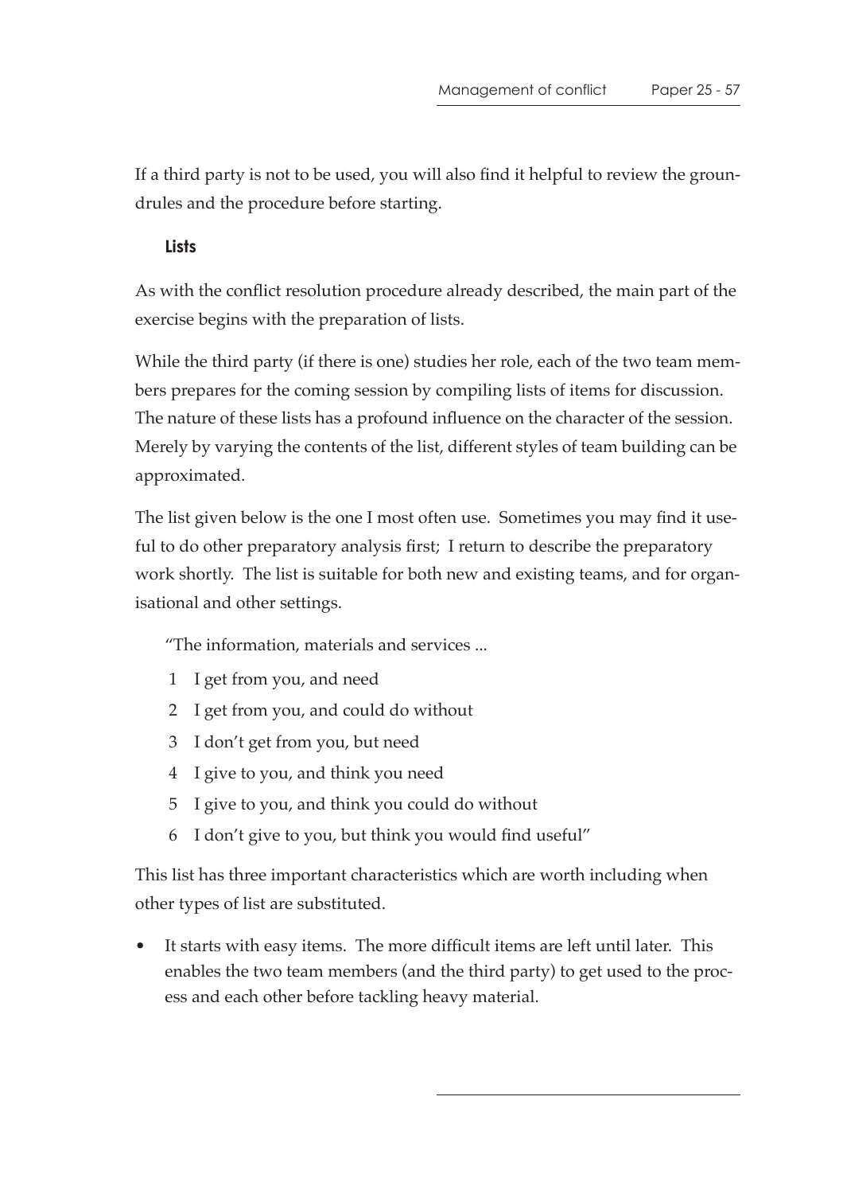If a third party is not to be used, you will also find it helpful to review the groundrules and the procedure before starting.

### Lists

As with the conflict resolution procedure already described, the main part of the exercise begins with the preparation of lists.

While the third party (if there is one) studies her role, each of the two team members prepares for the coming session by compiling lists of items for discussion. The nature of these lists has a profound influence on the character of the session. Merely by varying the contents of the list, different styles of team building can be approximated.

The list given below is the one I most often use. Sometimes you may find it useful to do other preparatory analysis first; I return to describe the preparatory work shortly. The list is suitable for both new and existing teams, and for organisational and other settings.

> "The information, materials and services ...
>
> 1 I get from you, and need
> 2 I get from you, and could do without
> 3 I don't get from you, but need
> 4 I give to you, and think you need
> 5 I give to you, and think you could do without
> 6 I don't give to you, but think you would find useful"

This list has three important characteristics which are worth including when other types of list are substituted.

- It starts with easy items. The more difficult items are left until later. This enables the two team members (and the third party) to get used to the process and each other before tackling heavy material.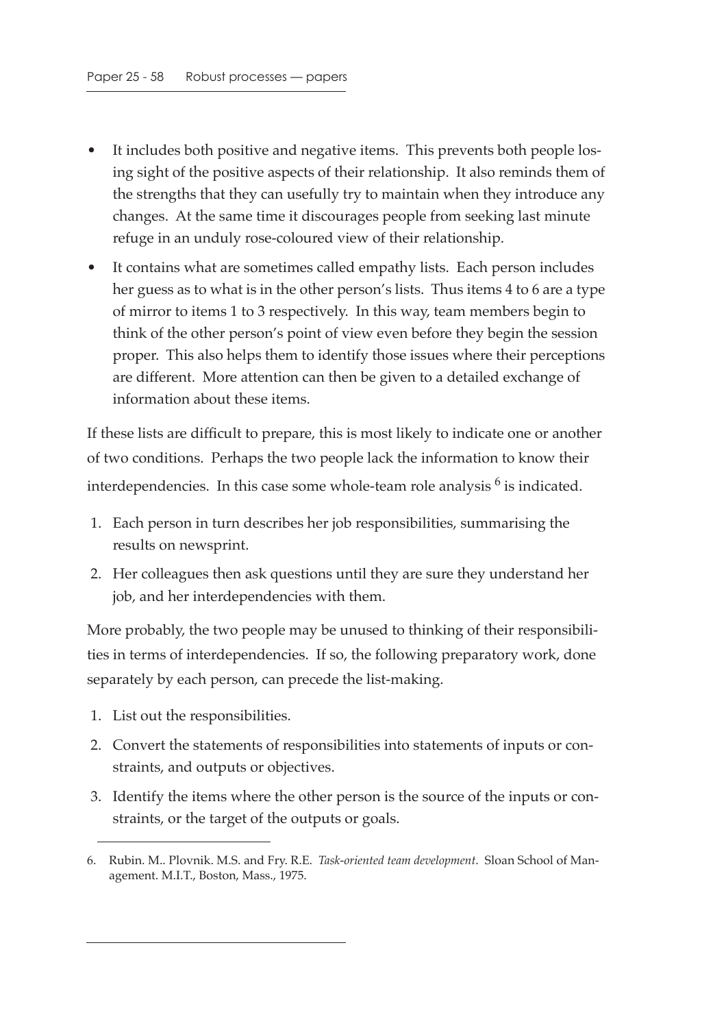- It includes both positive and negative items. This prevents both people losing sight of the positive aspects of their relationship. It also reminds them of the strengths that they can usefully try to maintain when they introduce any changes. At the same time it discourages people from seeking last minute refuge in an unduly rose-coloured view of their relationship.
- It contains what are sometimes called empathy lists. Each person includes her guess as to what is in the other person's lists. Thus items 4 to 6 are a type of mirror to items 1 to 3 respectively. In this way, team members begin to think of the other person's point of view even before they begin the session proper. This also helps them to identify those issues where their perceptions are different. More attention can then be given to a detailed exchange of information about these items.

If these lists are difficult to prepare, this is most likely to indicate one or another of two conditions. Perhaps the two people lack the information to know their interdependencies. In this case some whole-team role analysis [6] is indicated.

1. Each person in turn describes her job responsibilities, summarising the results on newsprint.
2. Her colleagues then ask questions until they are sure they understand her job, and her interdependencies with them.

More probably, the two people may be unused to thinking of their responsibilities in terms of interdependencies. If so, the following preparatory work, done separately by each person, can precede the list-making.

1. List out the responsibilities.
2. Convert the statements of responsibilities into statements of inputs or constraints, and outputs or objectives.
3. Identify the items where the other person is the source of the inputs or constraints, or the target of the outputs or goals.

---

6. Rubin. M.. Plovnik. M.S. and Fry. R.E. *Task-oriented team development*. Sloan School of Management. M.I.T., Boston, Mass., 1975.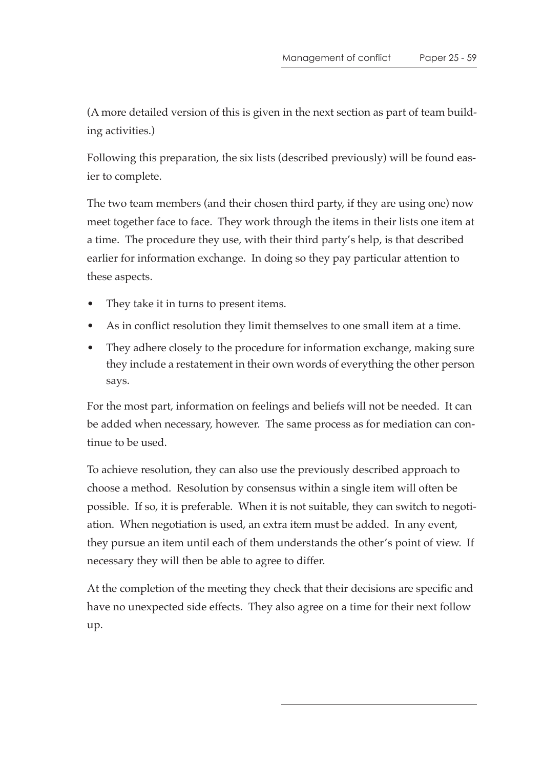(A more detailed version of this is given in the next section as part of team building activities.)

Following this preparation, the six lists (described previously) will be found easier to complete.

The two team members (and their chosen third party, if they are using one) now meet together face to face. They work through the items in their lists one item at a time. The procedure they use, with their third party's help, is that described earlier for information exchange. In doing so they pay particular attention to these aspects.

- They take it in turns to present items.
- As in conflict resolution they limit themselves to one small item at a time.
- They adhere closely to the procedure for information exchange, making sure they include a restatement in their own words of everything the other person says.

For the most part, information on feelings and beliefs will not be needed. It can be added when necessary, however. The same process as for mediation can continue to be used.

To achieve resolution, they can also use the previously described approach to choose a method. Resolution by consensus within a single item will often be possible. If so, it is preferable. When it is not suitable, they can switch to negotiation. When negotiation is used, an extra item must be added. In any event, they pursue an item until each of them understands the other's point of view. If necessary they will then be able to agree to differ.

At the completion of the meeting they check that their decisions are specific and have no unexpected side effects. They also agree on a time for their next follow up.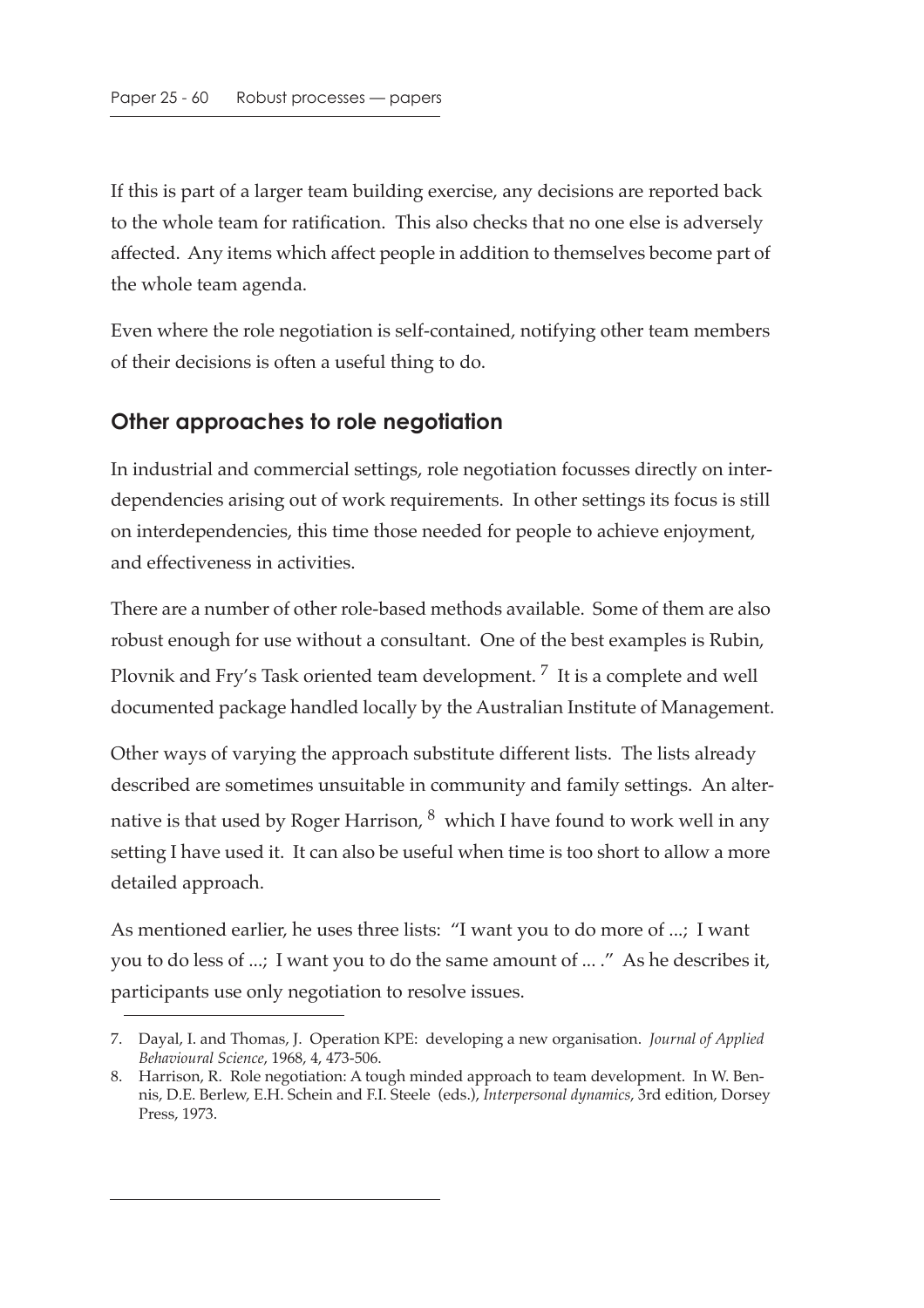If this is part of a larger team building exercise, any decisions are reported back to the whole team for ratification. This also checks that no one else is adversely affected. Any items which affect people in addition to themselves become part of the whole team agenda.

Even where the role negotiation is self-contained, notifying other team members of their decisions is often a useful thing to do.

## Other approaches to role negotiation

In industrial and commercial settings, role negotiation focusses directly on interdependencies arising out of work requirements. In other settings its focus is still on interdependencies, this time those needed for people to achieve enjoyment, and effectiveness in activities.

There are a number of other role-based methods available. Some of them are also robust enough for use without a consultant. One of the best examples is Rubin, Plovnik and Fry's Task oriented team development. [7] It is a complete and well documented package handled locally by the Australian Institute of Management.

Other ways of varying the approach substitute different lists. The lists already described are sometimes unsuitable in community and family settings. An alternative is that used by Roger Harrison, [8] which I have found to work well in any setting I have used it. It can also be useful when time is too short to allow a more detailed approach.

As mentioned earlier, he uses three lists: "I want you to do more of ...; I want you to do less of ...; I want you to do the same amount of ... ." As he describes it, participants use only negotiation to resolve issues.

---

7. Dayal, I. and Thomas, J. Operation KPE: developing a new organisation. *Journal of Applied Behavioural Science*, 1968, 4, 473-506.
8. Harrison, R. Role negotiation: A tough minded approach to team development. In W. Bennis, D.E. Berlew, E.H. Schein and F.I. Steele (eds.), *Interpersonal dynamics*, 3rd edition, Dorsey Press, 1973.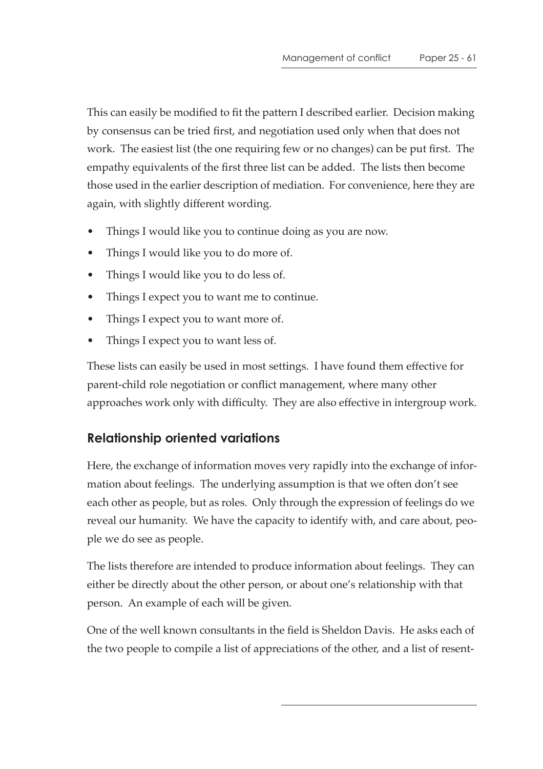This can easily be modified to fit the pattern I described earlier. Decision making by consensus can be tried first, and negotiation used only when that does not work. The easiest list (the one requiring few or no changes) can be put first. The empathy equivalents of the first three list can be added. The lists then become those used in the earlier description of mediation. For convenience, here they are again, with slightly different wording.

- Things I would like you to continue doing as you are now.
- Things I would like you to do more of.
- Things I would like you to do less of.
- Things I expect you to want me to continue.
- Things I expect you to want more of.
- Things I expect you to want less of.

These lists can easily be used in most settings. I have found them effective for parent-child role negotiation or conflict management, where many other approaches work only with difficulty. They are also effective in intergroup work.

## Relationship oriented variations

Here, the exchange of information moves very rapidly into the exchange of information about feelings. The underlying assumption is that we often don't see each other as people, but as roles. Only through the expression of feelings do we reveal our humanity. We have the capacity to identify with, and care about, people we do see as people.

The lists therefore are intended to produce information about feelings. They can either be directly about the other person, or about one's relationship with that person. An example of each will be given.

One of the well known consultants in the field is Sheldon Davis. He asks each of the two people to compile a list of appreciations of the other, and a list of resent-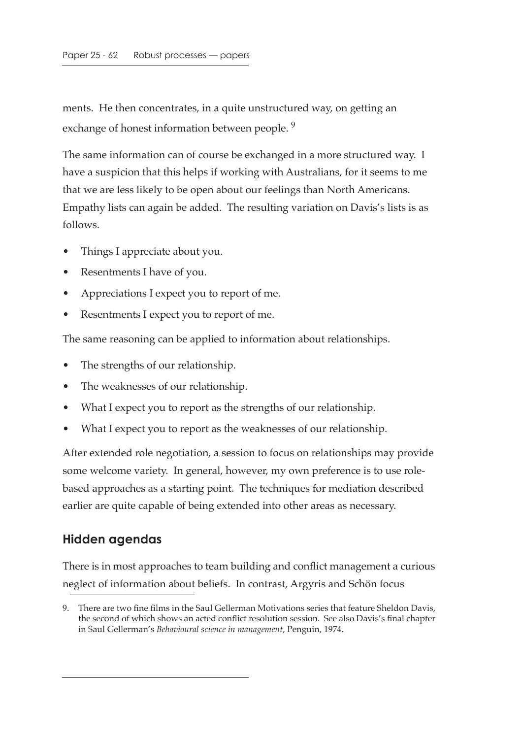ments. He then concentrates, in a quite unstructured way, on getting an exchange of honest information between people. [9]

The same information can of course be exchanged in a more structured way. I have a suspicion that this helps if working with Australians, for it seems to me that we are less likely to be open about our feelings than North Americans. Empathy lists can again be added. The resulting variation on Davis's lists is as follows.

- Things I appreciate about you.
- Resentments I have of you.
- Appreciations I expect you to report of me.
- Resentments I expect you to report of me.

The same reasoning can be applied to information about relationships.

- The strengths of our relationship.
- The weaknesses of our relationship.
- What I expect you to report as the strengths of our relationship.
- What I expect you to report as the weaknesses of our relationship.

After extended role negotiation, a session to focus on relationships may provide some welcome variety. In general, however, my own preference is to use role-based approaches as a starting point. The techniques for mediation described earlier are quite capable of being extended into other areas as necessary.

## Hidden agendas

There is in most approaches to team building and conflict management a curious neglect of information about beliefs. In contrast, Argyris and Schön focus

9. There are two fine films in the Saul Gellerman Motivations series that feature Sheldon Davis, the second of which shows an acted conflict resolution session. See also Davis's final chapter in Saul Gellerman's *Behavioural science in management*, Penguin, 1974.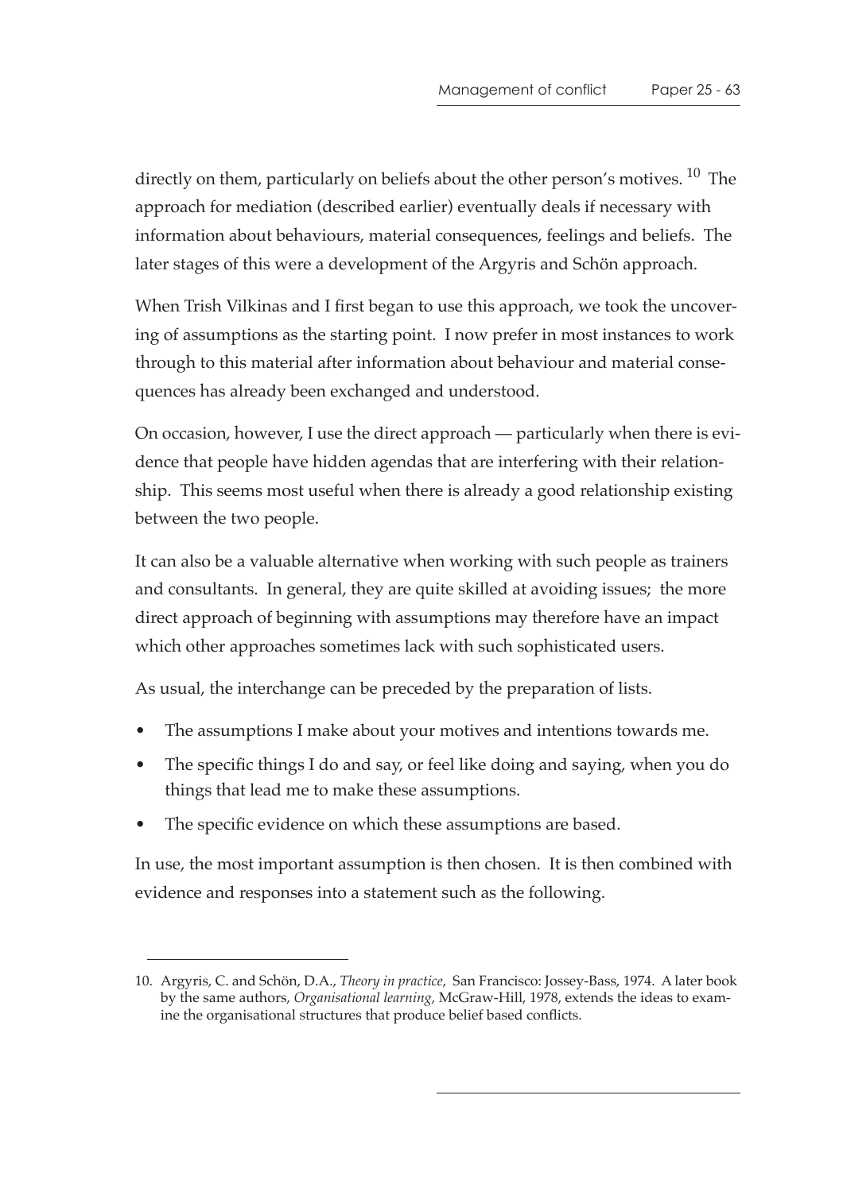directly on them, particularly on beliefs about the other person's motives. [10] The approach for mediation (described earlier) eventually deals if necessary with information about behaviours, material consequences, feelings and beliefs. The later stages of this were a development of the Argyris and Schön approach.

When Trish Vilkinas and I first began to use this approach, we took the uncovering of assumptions as the starting point. I now prefer in most instances to work through to this material after information about behaviour and material consequences has already been exchanged and understood.

On occasion, however, I use the direct approach — particularly when there is evidence that people have hidden agendas that are interfering with their relationship. This seems most useful when there is already a good relationship existing between the two people.

It can also be a valuable alternative when working with such people as trainers and consultants. In general, they are quite skilled at avoiding issues; the more direct approach of beginning with assumptions may therefore have an impact which other approaches sometimes lack with such sophisticated users.

As usual, the interchange can be preceded by the preparation of lists.

- The assumptions I make about your motives and intentions towards me.
- The specific things I do and say, or feel like doing and saying, when you do things that lead me to make these assumptions.
- The specific evidence on which these assumptions are based.

In use, the most important assumption is then chosen. It is then combined with evidence and responses into a statement such as the following.

---

10. Argyris, C. and Schön, D.A., *Theory in practice*, San Francisco: Jossey-Bass, 1974. A later book by the same authors, *Organisational learning*, McGraw-Hill, 1978, extends the ideas to examine the organisational structures that produce belief based conflicts.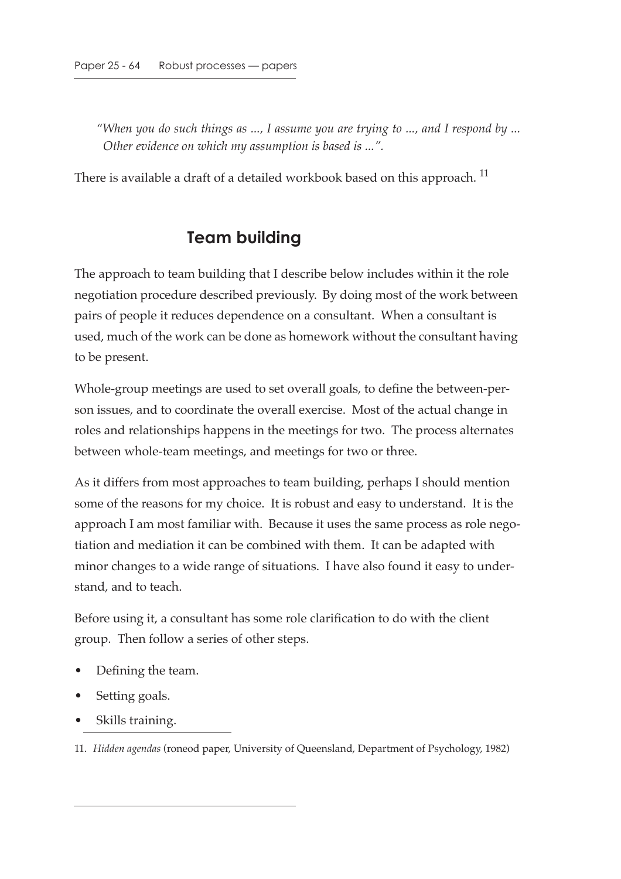*"When you do such things as ..., I assume you are trying to ..., and I respond by ... Other evidence on which my assumption is based is ...".*

There is available a draft of a detailed workbook based on this approach. [11]

## Team building

The approach to team building that I describe below includes within it the role negotiation procedure described previously. By doing most of the work between pairs of people it reduces dependence on a consultant. When a consultant is used, much of the work can be done as homework without the consultant having to be present.

Whole-group meetings are used to set overall goals, to define the between-person issues, and to coordinate the overall exercise. Most of the actual change in roles and relationships happens in the meetings for two. The process alternates between whole-team meetings, and meetings for two or three.

As it differs from most approaches to team building, perhaps I should mention some of the reasons for my choice. It is robust and easy to understand. It is the approach I am most familiar with. Because it uses the same process as role negotiation and mediation it can be combined with them. It can be adapted with minor changes to a wide range of situations. I have also found it easy to understand, and to teach.

Before using it, a consultant has some role clarification to do with the client group. Then follow a series of other steps.

- Defining the team.
- Setting goals.
- Skills training.

11. *Hidden agendas* (roneod paper, University of Queensland, Department of Psychology, 1982)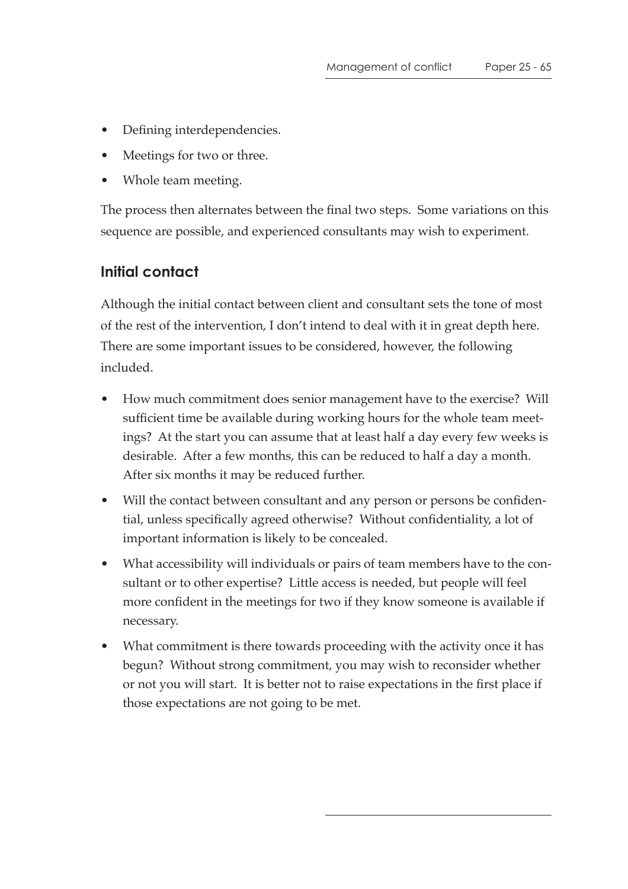- Defining interdependencies.
- Meetings for two or three.
- Whole team meeting.

The process then alternates between the final two steps. Some variations on this sequence are possible, and experienced consultants may wish to experiment.

## Initial contact

Although the initial contact between client and consultant sets the tone of most of the rest of the intervention, I don't intend to deal with it in great depth here. There are some important issues to be considered, however, the following included.

- How much commitment does senior management have to the exercise? Will sufficient time be available during working hours for the whole team meetings? At the start you can assume that at least half a day every few weeks is desirable. After a few months, this can be reduced to half a day a month. After six months it may be reduced further.
- Will the contact between consultant and any person or persons be confidential, unless specifically agreed otherwise? Without confidentiality, a lot of important information is likely to be concealed.
- What accessibility will individuals or pairs of team members have to the consultant or to other expertise? Little access is needed, but people will feel more confident in the meetings for two if they know someone is available if necessary.
- What commitment is there towards proceeding with the activity once it has begun? Without strong commitment, you may wish to reconsider whether or not you will start. It is better not to raise expectations in the first place if those expectations are not going to be met.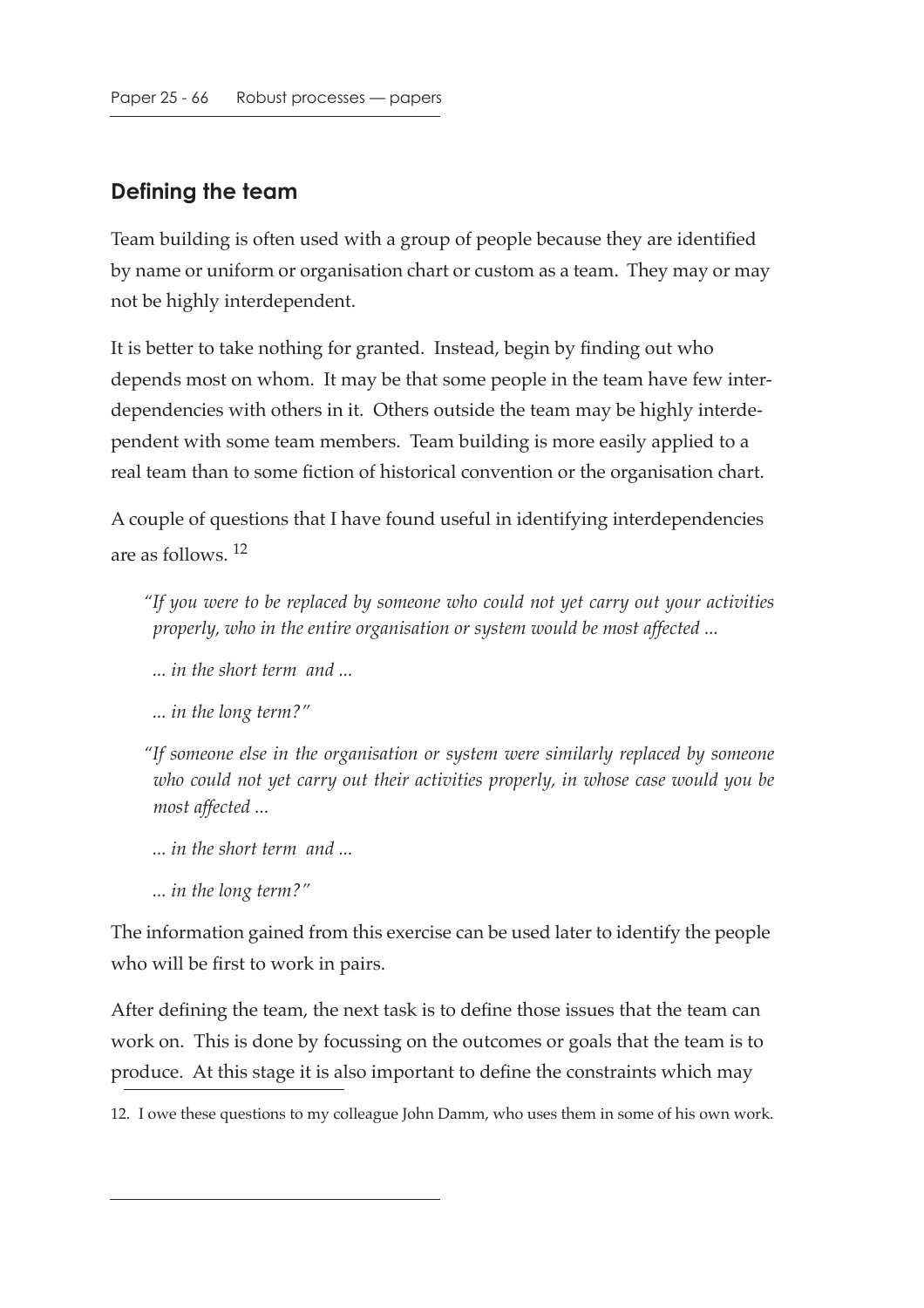## Defining the team

Team building is often used with a group of people because they are identified by name or uniform or organisation chart or custom as a team. They may or may not be highly interdependent.

It is better to take nothing for granted. Instead, begin by finding out who depends most on whom. It may be that some people in the team have few interdependencies with others in it. Others outside the team may be highly interdependent with some team members. Team building is more easily applied to a real team than to some fiction of historical convention or the organisation chart.

A couple of questions that I have found useful in identifying interdependencies are as follows. [12]

> *"If you were to be replaced by someone who could not yet carry out your activities properly, who in the entire organisation or system would be most affected ...*
>
> *... in the short term and ...*
>
> *... in the long term?"*
>
> *"If someone else in the organisation or system were similarly replaced by someone who could not yet carry out their activities properly, in whose case would you be most affected ...*
>
> *... in the short term and ...*
>
> *... in the long term?"*

The information gained from this exercise can be used later to identify the people who will be first to work in pairs.

After defining the team, the next task is to define those issues that the team can work on. This is done by focussing on the outcomes or goals that the team is to produce. At this stage it is also important to define the constraints which may

12. I owe these questions to my colleague John Damm, who uses them in some of his own work.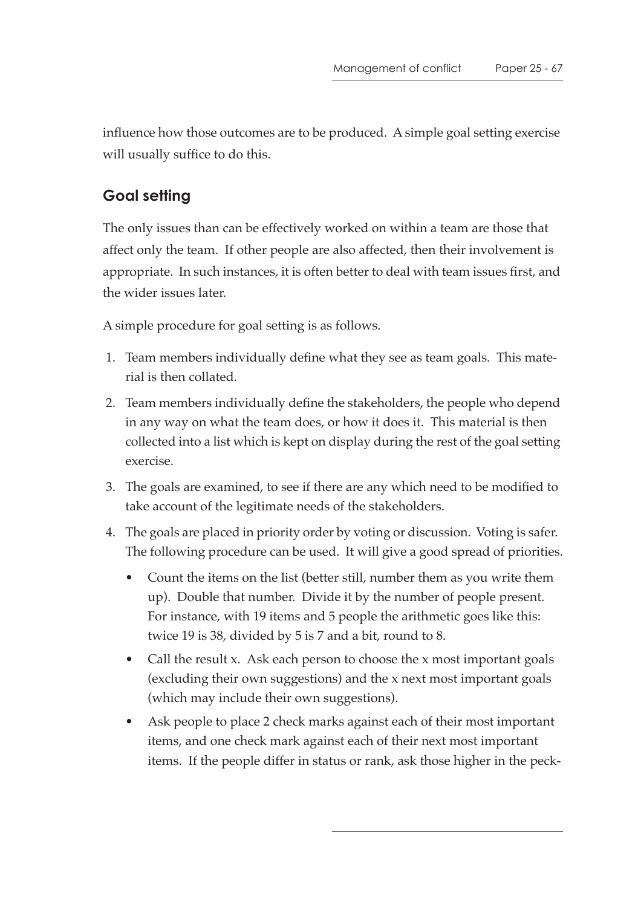influence how those outcomes are to be produced. A simple goal setting exercise will usually suffice to do this.

## Goal setting

The only issues than can be effectively worked on within a team are those that affect only the team. If other people are also affected, then their involvement is appropriate. In such instances, it is often better to deal with team issues first, and the wider issues later.

A simple procedure for goal setting is as follows.

1. Team members individually define what they see as team goals. This material is then collated.
2. Team members individually define the stakeholders, the people who depend in any way on what the team does, or how it does it. This material is then collected into a list which is kept on display during the rest of the goal setting exercise.
3. The goals are examined, to see if there are any which need to be modified to take account of the legitimate needs of the stakeholders.
4. The goals are placed in priority order by voting or discussion. Voting is safer. The following procedure can be used. It will give a good spread of priorities.
   - Count the items on the list (better still, number them as you write them up). Double that number. Divide it by the number of people present. For instance, with 19 items and 5 people the arithmetic goes like this: twice 19 is 38, divided by 5 is 7 and a bit, round to 8.
   - Call the result x. Ask each person to choose the x most important goals (excluding their own suggestions) and the x next most important goals (which may include their own suggestions).
   - Ask people to place 2 check marks against each of their most important items, and one check mark against each of their next most important items. If the people differ in status or rank, ask those higher in the peck-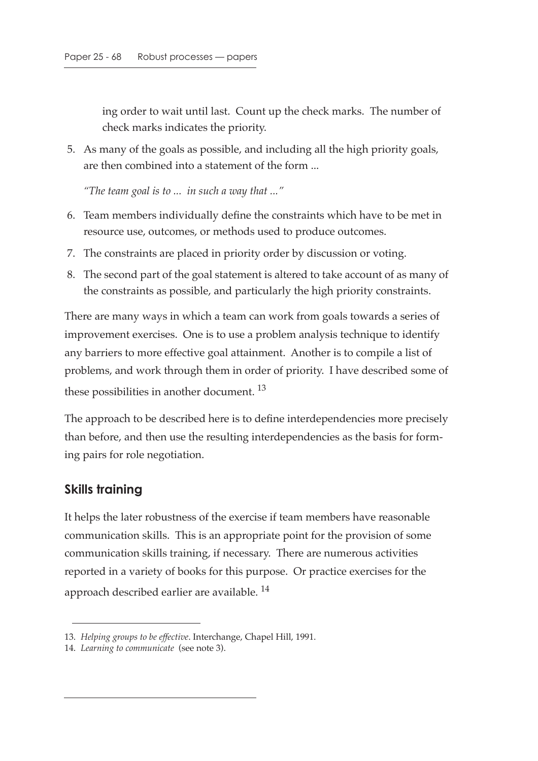ing order to wait until last. Count up the check marks. The number of check marks indicates the priority.

5. As many of the goals as possible, and including all the high priority goals, are then combined into a statement of the form ...

   *"The team goal is to ... in such a way that ..."*

6. Team members individually define the constraints which have to be met in resource use, outcomes, or methods used to produce outcomes.
7. The constraints are placed in priority order by discussion or voting.
8. The second part of the goal statement is altered to take account of as many of the constraints as possible, and particularly the high priority constraints.

There are many ways in which a team can work from goals towards a series of improvement exercises. One is to use a problem analysis technique to identify any barriers to more effective goal attainment. Another is to compile a list of problems, and work through them in order of priority. I have described some of these possibilities in another document. [13]

The approach to be described here is to define interdependencies more precisely than before, and then use the resulting interdependencies as the basis for forming pairs for role negotiation.

## Skills training

It helps the later robustness of the exercise if team members have reasonable communication skills. This is an appropriate point for the provision of some communication skills training, if necessary. There are numerous activities reported in a variety of books for this purpose. Or practice exercises for the approach described earlier are available. [14]

---

13. *Helping groups to be effective*. Interchange, Chapel Hill, 1991.
14. *Learning to communicate* (see note 3).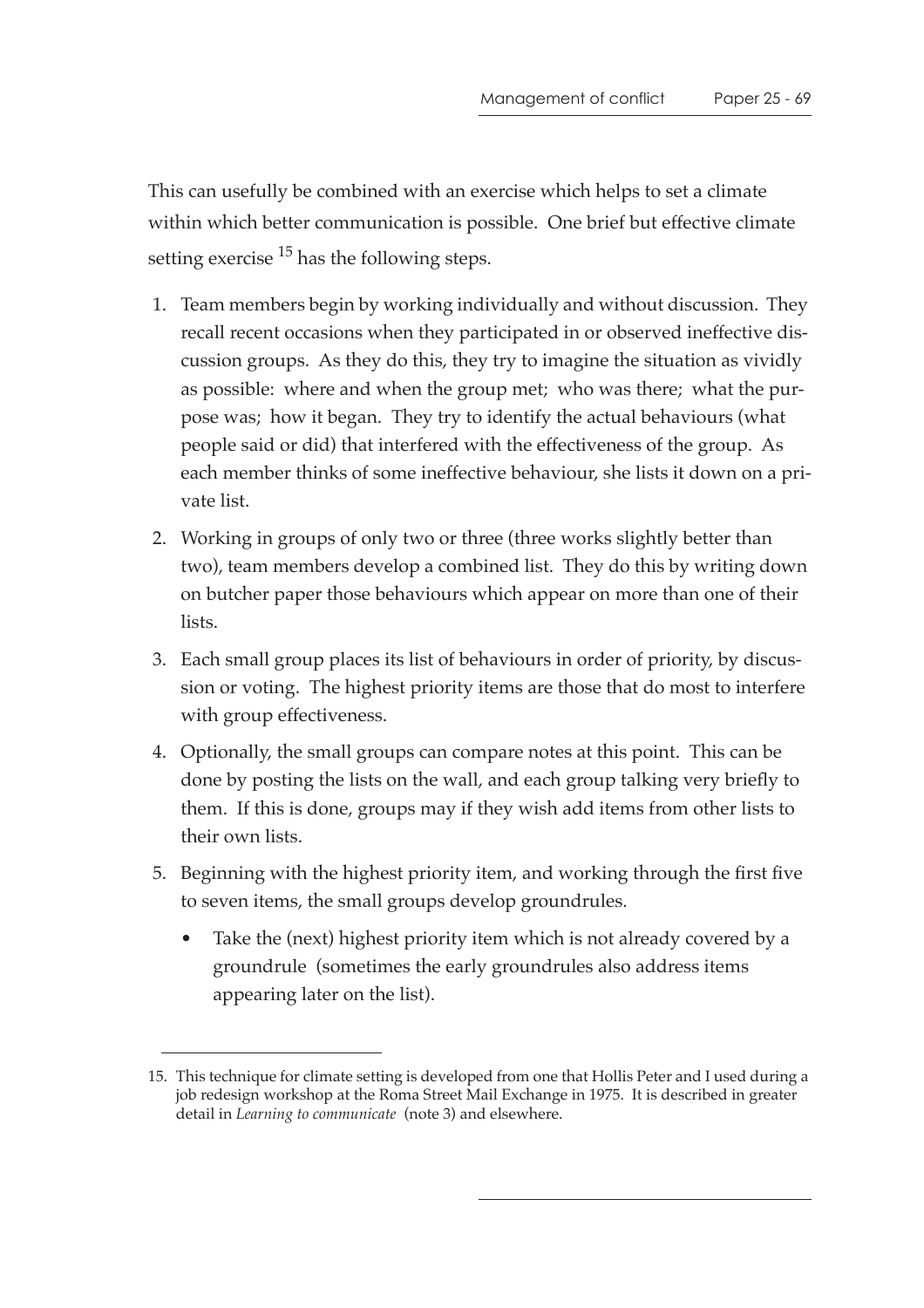This can usefully be combined with an exercise which helps to set a climate within which better communication is possible. One brief but effective climate setting exercise [15] has the following steps.

1. Team members begin by working individually and without discussion. They recall recent occasions when they participated in or observed ineffective discussion groups. As they do this, they try to imagine the situation as vividly as possible: where and when the group met; who was there; what the purpose was; how it began. They try to identify the actual behaviours (what people said or did) that interfered with the effectiveness of the group. As each member thinks of some ineffective behaviour, she lists it down on a private list.
2. Working in groups of only two or three (three works slightly better than two), team members develop a combined list. They do this by writing down on butcher paper those behaviours which appear on more than one of their lists.
3. Each small group places its list of behaviours in order of priority, by discussion or voting. The highest priority items are those that do most to interfere with group effectiveness.
4. Optionally, the small groups can compare notes at this point. This can be done by posting the lists on the wall, and each group talking very briefly to them. If this is done, groups may if they wish add items from other lists to their own lists.
5. Beginning with the highest priority item, and working through the first five to seven items, the small groups develop groundrules.
   - Take the (next) highest priority item which is not already covered by a groundrule (sometimes the early groundrules also address items appearing later on the list).

---

15. This technique for climate setting is developed from one that Hollis Peter and I used during a job redesign workshop at the Roma Street Mail Exchange in 1975. It is described in greater detail in *Learning to communicate* (note 3) and elsewhere.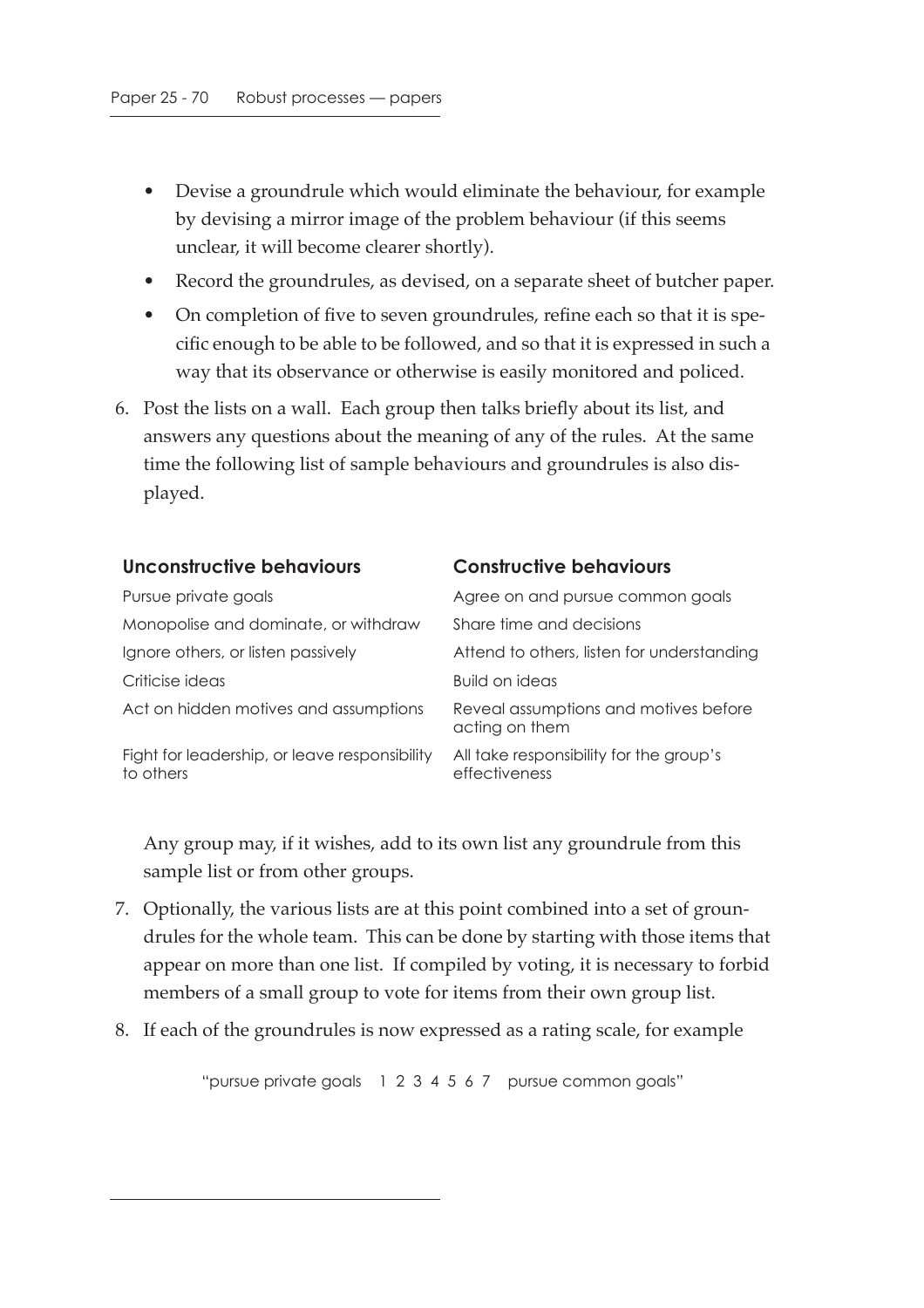- Devise a groundrule which would eliminate the behaviour, for example by devising a mirror image of the problem behaviour (if this seems unclear, it will become clearer shortly).
- Record the groundrules, as devised, on a separate sheet of butcher paper.
- On completion of five to seven groundrules, refine each so that it is specific enough to be able to be followed, and so that it is expressed in such a way that its observance or otherwise is easily monitored and policed.

6. Post the lists on a wall. Each group then talks briefly about its list, and answers any questions about the meaning of any of the rules. At the same time the following list of sample behaviours and groundrules is also displayed.

| **Unconstructive behaviours** | **Constructive behaviours** |
|---|---|
| Pursue private goals | Agree on and pursue common goals |
| Monopolise and dominate, or withdraw | Share time and decisions |
| Ignore others, or listen passively | Attend to others, listen for understanding |
| Criticise ideas | Build on ideas |
| Act on hidden motives and assumptions | Reveal assumptions and motives before acting on them |
| Fight for leadership, or leave responsibility to others | All take responsibility for the group's effectiveness |

   Any group may, if it wishes, add to its own list any groundrule from this sample list or from other groups.

7. Optionally, the various lists are at this point combined into a set of groundrules for the whole team. This can be done by starting with those items that appear on more than one list. If compiled by voting, it is necessary to forbid members of a small group to vote for items from their own group list.

8. If each of the groundrules is now expressed as a rating scale, for example

   "pursue private goals 1 2 3 4 5 6 7 pursue common goals"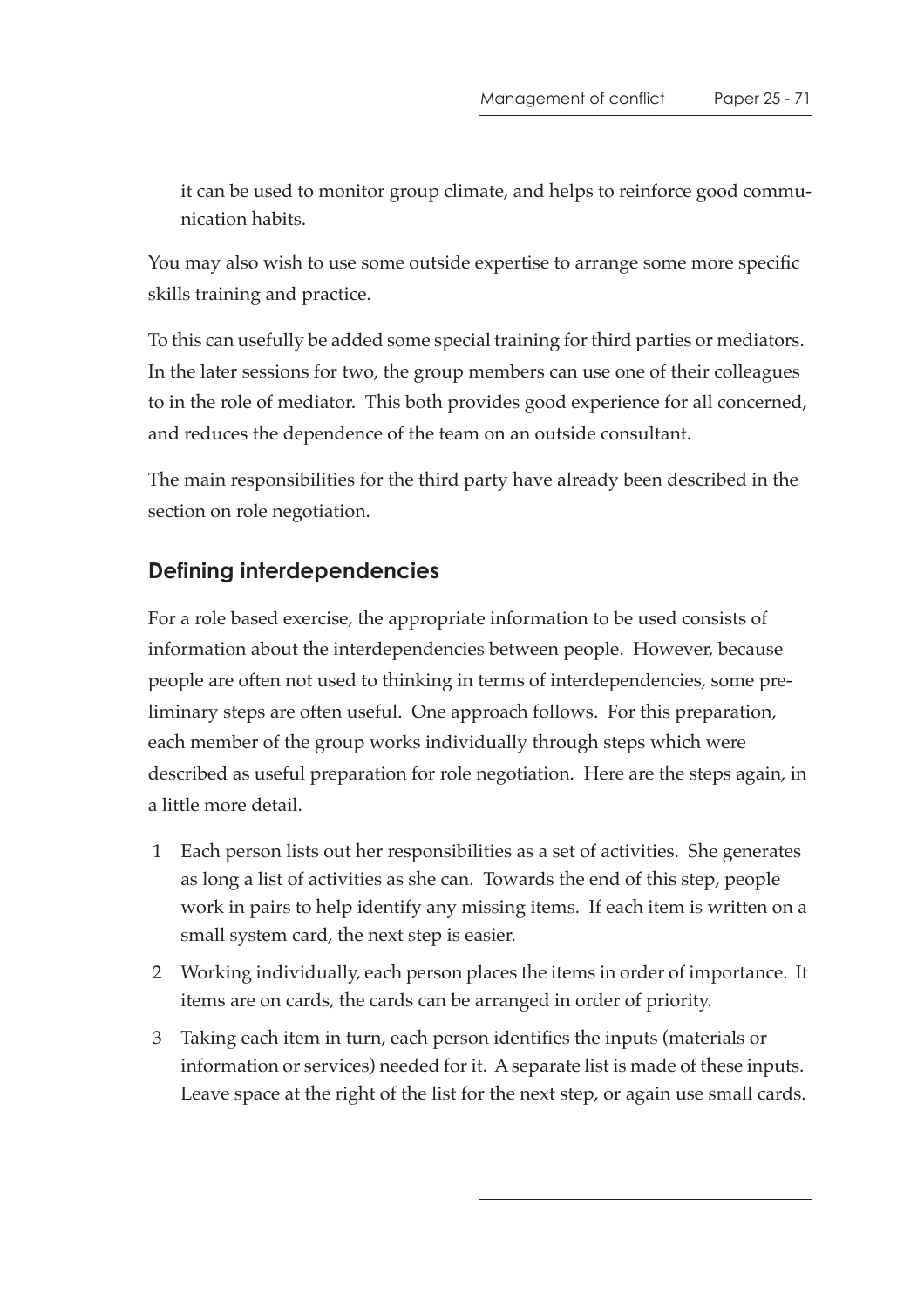it can be used to monitor group climate, and helps to reinforce good communication habits.

You may also wish to use some outside expertise to arrange some more specific skills training and practice.

To this can usefully be added some special training for third parties or mediators. In the later sessions for two, the group members can use one of their colleagues to in the role of mediator. This both provides good experience for all concerned, and reduces the dependence of the team on an outside consultant.

The main responsibilities for the third party have already been described in the section on role negotiation.

## Defining interdependencies

For a role based exercise, the appropriate information to be used consists of information about the interdependencies between people. However, because people are often not used to thinking in terms of interdependencies, some preliminary steps are often useful. One approach follows. For this preparation, each member of the group works individually through steps which were described as useful preparation for role negotiation. Here are the steps again, in a little more detail.

1. Each person lists out her responsibilities as a set of activities. She generates as long a list of activities as she can. Towards the end of this step, people work in pairs to help identify any missing items. If each item is written on a small system card, the next step is easier.
2. Working individually, each person places the items in order of importance. It items are on cards, the cards can be arranged in order of priority.
3. Taking each item in turn, each person identifies the inputs (materials or information or services) needed for it. A separate list is made of these inputs. Leave space at the right of the list for the next step, or again use small cards.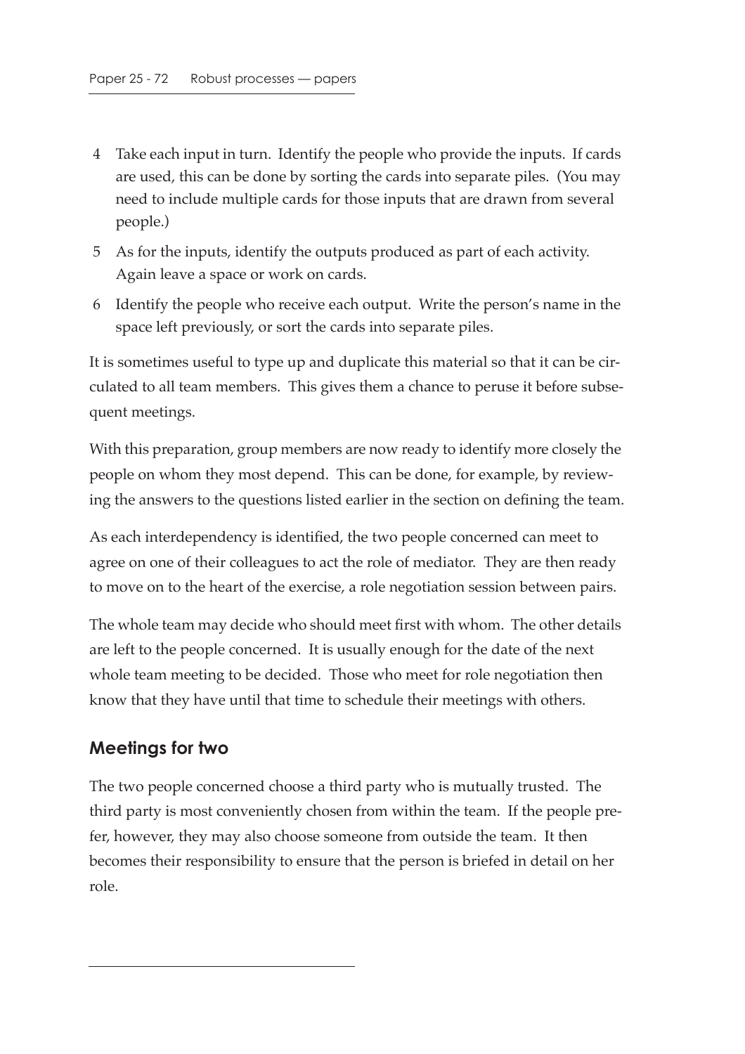4. Take each input in turn. Identify the people who provide the inputs. If cards are used, this can be done by sorting the cards into separate piles. (You may need to include multiple cards for those inputs that are drawn from several people.)
5. As for the inputs, identify the outputs produced as part of each activity. Again leave a space or work on cards.
6. Identify the people who receive each output. Write the person's name in the space left previously, or sort the cards into separate piles.

It is sometimes useful to type up and duplicate this material so that it can be circulated to all team members. This gives them a chance to peruse it before subsequent meetings.

With this preparation, group members are now ready to identify more closely the people on whom they most depend. This can be done, for example, by reviewing the answers to the questions listed earlier in the section on defining the team.

As each interdependency is identified, the two people concerned can meet to agree on one of their colleagues to act the role of mediator. They are then ready to move on to the heart of the exercise, a role negotiation session between pairs.

The whole team may decide who should meet first with whom. The other details are left to the people concerned. It is usually enough for the date of the next whole team meeting to be decided. Those who meet for role negotiation then know that they have until that time to schedule their meetings with others.

## Meetings for two

The two people concerned choose a third party who is mutually trusted. The third party is most conveniently chosen from within the team. If the people prefer, however, they may also choose someone from outside the team. It then becomes their responsibility to ensure that the person is briefed in detail on her role.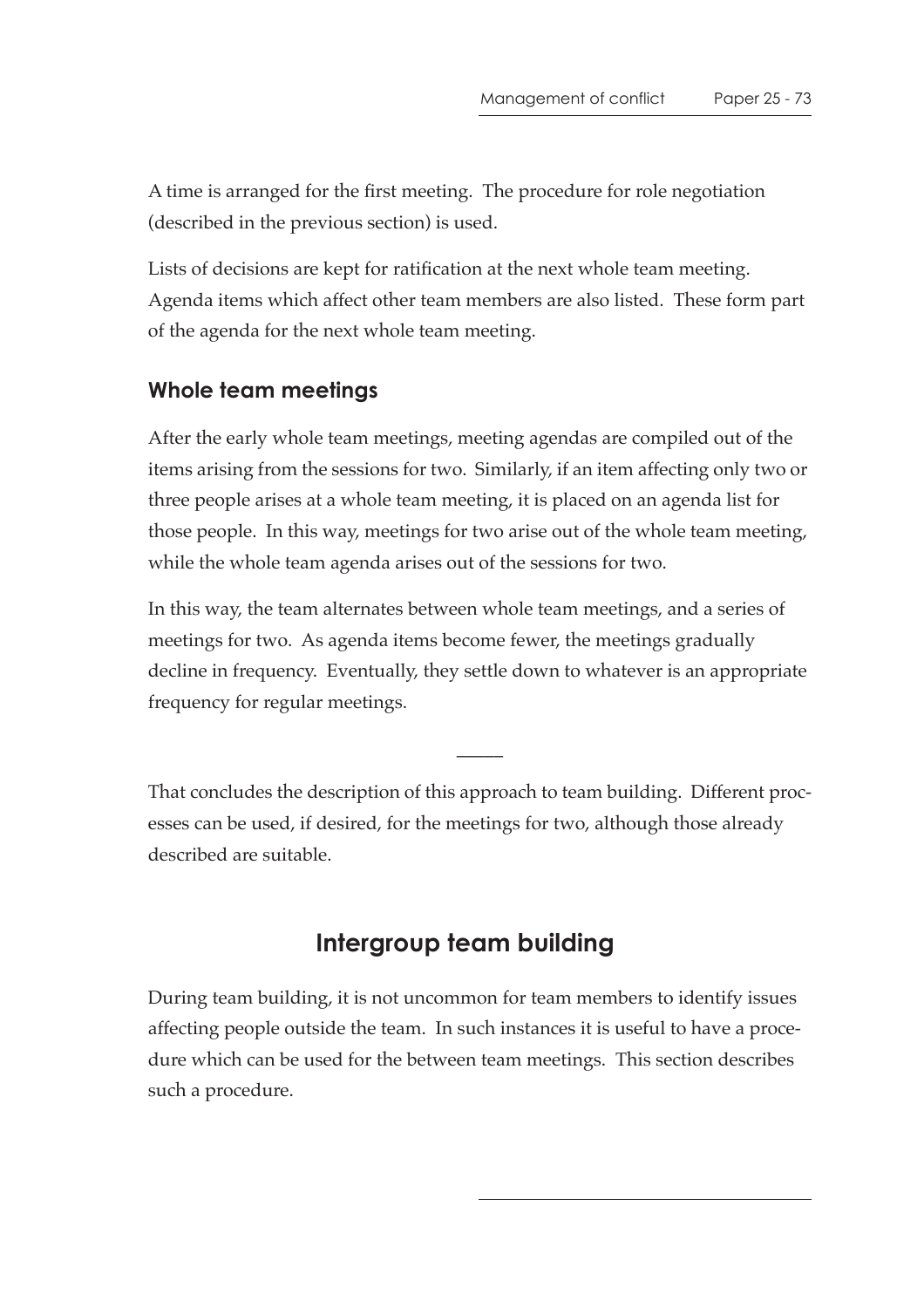A time is arranged for the first meeting. The procedure for role negotiation (described in the previous section) is used.

Lists of decisions are kept for ratification at the next whole team meeting. Agenda items which affect other team members are also listed. These form part of the agenda for the next whole team meeting.

### Whole team meetings

After the early whole team meetings, meeting agendas are compiled out of the items arising from the sessions for two. Similarly, if an item affecting only two or three people arises at a whole team meeting, it is placed on an agenda list for those people. In this way, meetings for two arise out of the whole team meeting, while the whole team agenda arises out of the sessions for two.

In this way, the team alternates between whole team meetings, and a series of meetings for two. As agenda items become fewer, the meetings gradually decline in frequency. Eventually, they settle down to whatever is an appropriate frequency for regular meetings.

—

That concludes the description of this approach to team building. Different processes can be used, if desired, for the meetings for two, although those already described are suitable.

## Intergroup team building

During team building, it is not uncommon for team members to identify issues affecting people outside the team. In such instances it is useful to have a procedure which can be used for the between team meetings. This section describes such a procedure.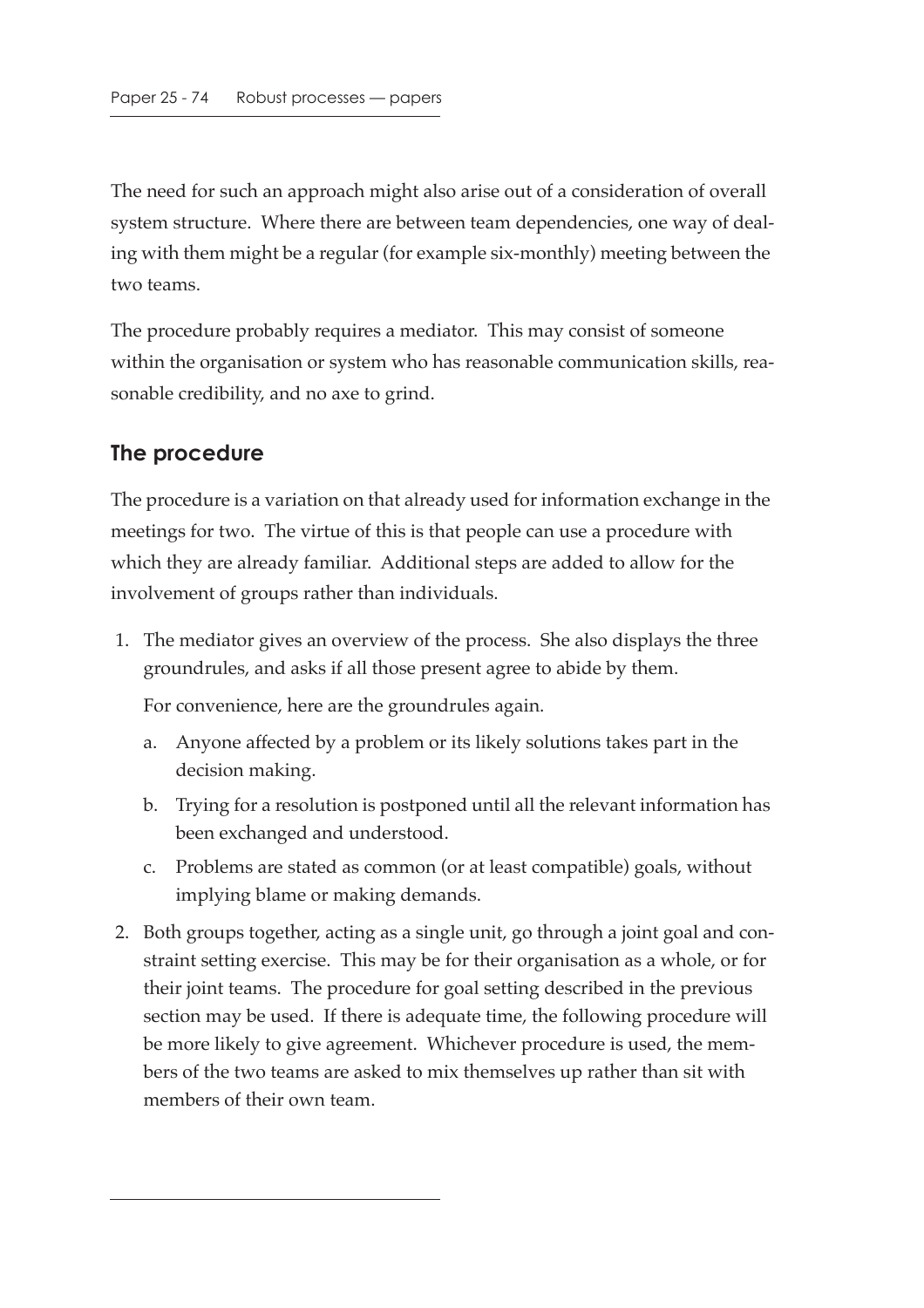The need for such an approach might also arise out of a consideration of overall system structure. Where there are between team dependencies, one way of dealing with them might be a regular (for example six-monthly) meeting between the two teams.

The procedure probably requires a mediator. This may consist of someone within the organisation or system who has reasonable communication skills, reasonable credibility, and no axe to grind.

## The procedure

The procedure is a variation on that already used for information exchange in the meetings for two. The virtue of this is that people can use a procedure with which they are already familiar. Additional steps are added to allow for the involvement of groups rather than individuals.

1. The mediator gives an overview of the process. She also displays the three groundrules, and asks if all those present agree to abide by them.

   For convenience, here are the groundrules again.

   a. Anyone affected by a problem or its likely solutions takes part in the decision making.

   b. Trying for a resolution is postponed until all the relevant information has been exchanged and understood.

   c. Problems are stated as common (or at least compatible) goals, without implying blame or making demands.

2. Both groups together, acting as a single unit, go through a joint goal and constraint setting exercise. This may be for their organisation as a whole, or for their joint teams. The procedure for goal setting described in the previous section may be used. If there is adequate time, the following procedure will be more likely to give agreement. Whichever procedure is used, the members of the two teams are asked to mix themselves up rather than sit with members of their own team.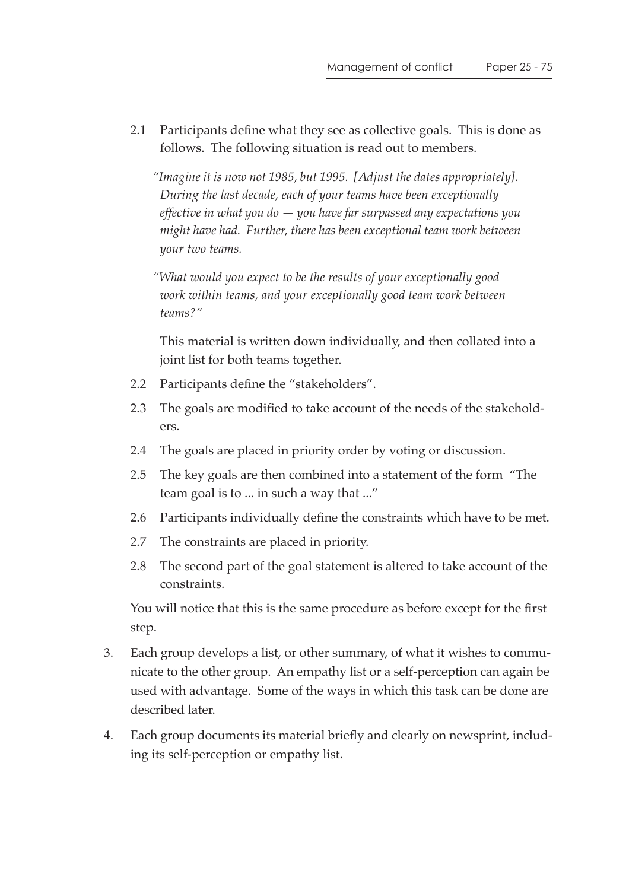2.1 Participants define what they see as collective goals. This is done as follows. The following situation is read out to members.

> *"Imagine it is now not 1985, but 1995. [Adjust the dates appropriately]. During the last decade, each of your teams have been exceptionally effective in what you do — you have far surpassed any expectations you might have had. Further, there has been exceptional team work between your two teams.*
>
> *"What would you expect to be the results of your exceptionally good work within teams, and your exceptionally good team work between teams?"*

This material is written down individually, and then collated into a joint list for both teams together.

2.2 Participants define the "stakeholders".

2.3 The goals are modified to take account of the needs of the stakeholders.

2.4 The goals are placed in priority order by voting or discussion.

2.5 The key goals are then combined into a statement of the form "The team goal is to ... in such a way that ..."

2.6 Participants individually define the constraints which have to be met.

2.7 The constraints are placed in priority.

2.8 The second part of the goal statement is altered to take account of the constraints.

You will notice that this is the same procedure as before except for the first step.

3. Each group develops a list, or other summary, of what it wishes to communicate to the other group. An empathy list or a self-perception can again be used with advantage. Some of the ways in which this task can be done are described later.

4. Each group documents its material briefly and clearly on newsprint, including its self-perception or empathy list.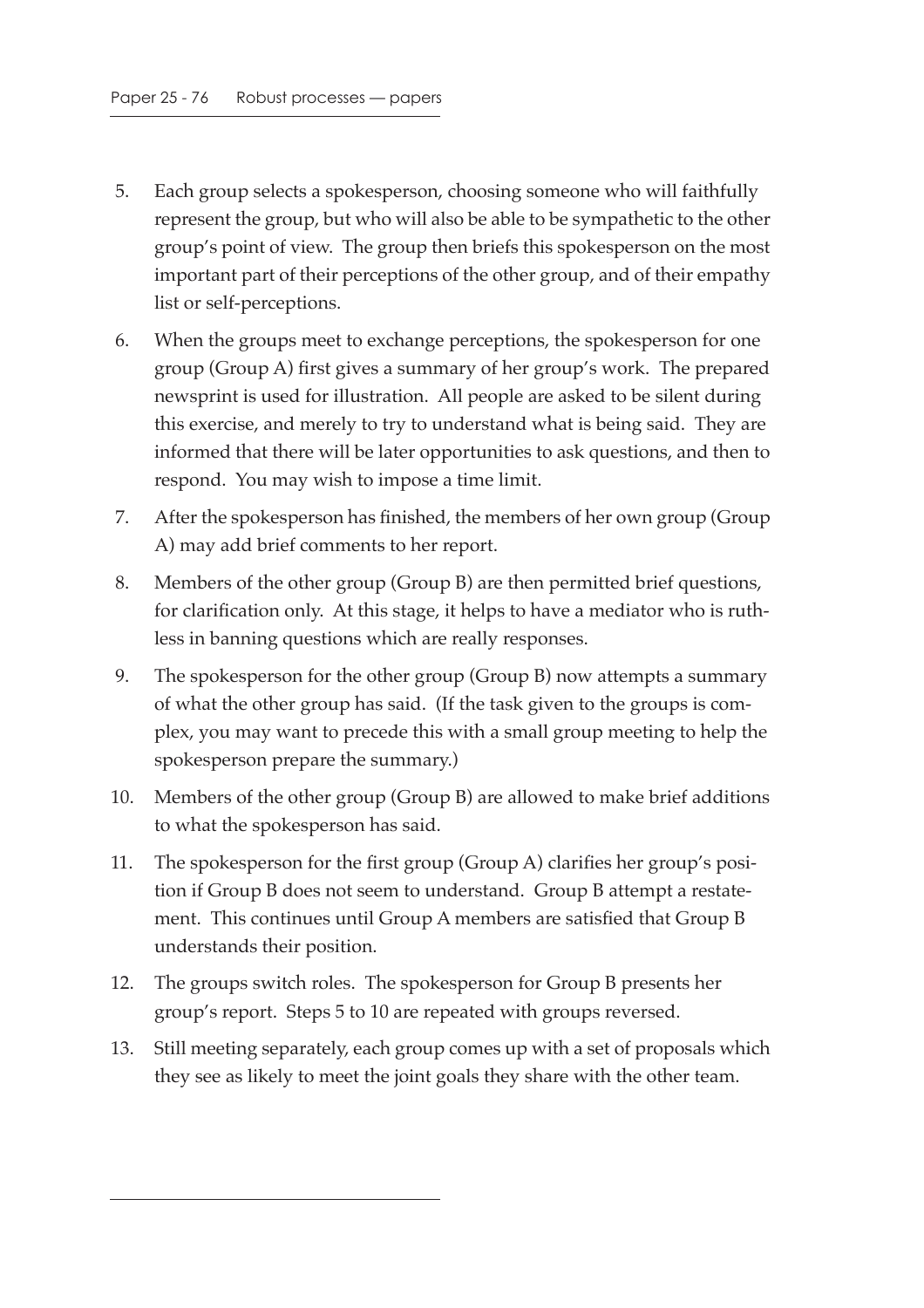5. Each group selects a spokesperson, choosing someone who will faithfully represent the group, but who will also be able to be sympathetic to the other group's point of view. The group then briefs this spokesperson on the most important part of their perceptions of the other group, and of their empathy list or self-perceptions.
6. When the groups meet to exchange perceptions, the spokesperson for one group (Group A) first gives a summary of her group's work. The prepared newsprint is used for illustration. All people are asked to be silent during this exercise, and merely to try to understand what is being said. They are informed that there will be later opportunities to ask questions, and then to respond. You may wish to impose a time limit.
7. After the spokesperson has finished, the members of her own group (Group A) may add brief comments to her report.
8. Members of the other group (Group B) are then permitted brief questions, for clarification only. At this stage, it helps to have a mediator who is ruthless in banning questions which are really responses.
9. The spokesperson for the other group (Group B) now attempts a summary of what the other group has said. (If the task given to the groups is complex, you may want to precede this with a small group meeting to help the spokesperson prepare the summary.)
10. Members of the other group (Group B) are allowed to make brief additions to what the spokesperson has said.
11. The spokesperson for the first group (Group A) clarifies her group's position if Group B does not seem to understand. Group B attempt a restatement. This continues until Group A members are satisfied that Group B understands their position.
12. The groups switch roles. The spokesperson for Group B presents her group's report. Steps 5 to 10 are repeated with groups reversed.
13. Still meeting separately, each group comes up with a set of proposals which they see as likely to meet the joint goals they share with the other team.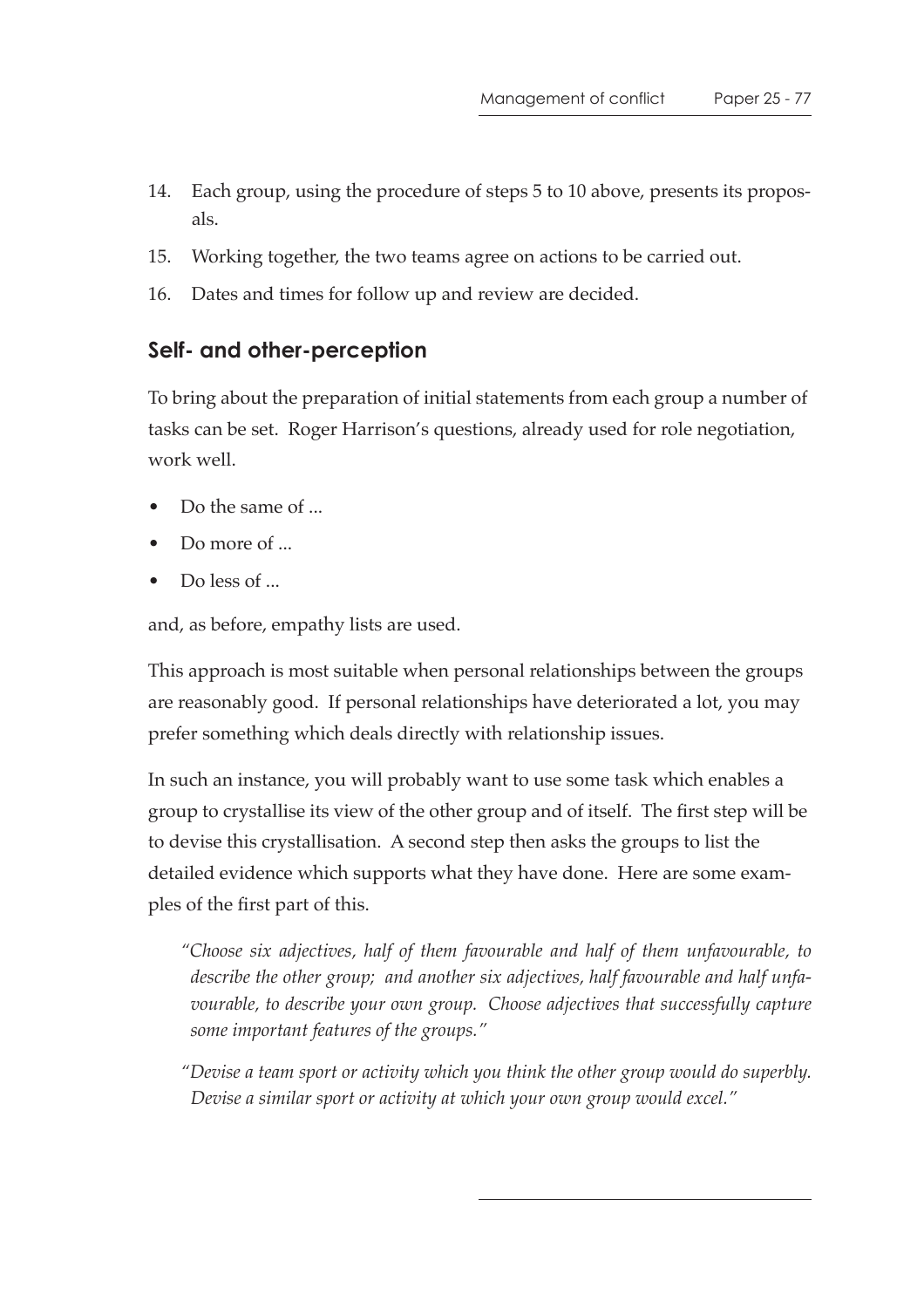14. Each group, using the procedure of steps 5 to 10 above, presents its proposals.
15. Working together, the two teams agree on actions to be carried out.
16. Dates and times for follow up and review are decided.

## Self- and other-perception

To bring about the preparation of initial statements from each group a number of tasks can be set. Roger Harrison's questions, already used for role negotiation, work well.

- Do the same of ...
- Do more of ...
- Do less of ...

and, as before, empathy lists are used.

This approach is most suitable when personal relationships between the groups are reasonably good. If personal relationships have deteriorated a lot, you may prefer something which deals directly with relationship issues.

In such an instance, you will probably want to use some task which enables a group to crystallise its view of the other group and of itself. The first step will be to devise this crystallisation. A second step then asks the groups to list the detailed evidence which supports what they have done. Here are some examples of the first part of this.

> *"Choose six adjectives, half of them favourable and half of them unfavourable, to describe the other group; and another six adjectives, half favourable and half unfavourable, to describe your own group. Choose adjectives that successfully capture some important features of the groups."*

> *"Devise a team sport or activity which you think the other group would do superbly. Devise a similar sport or activity at which your own group would excel."*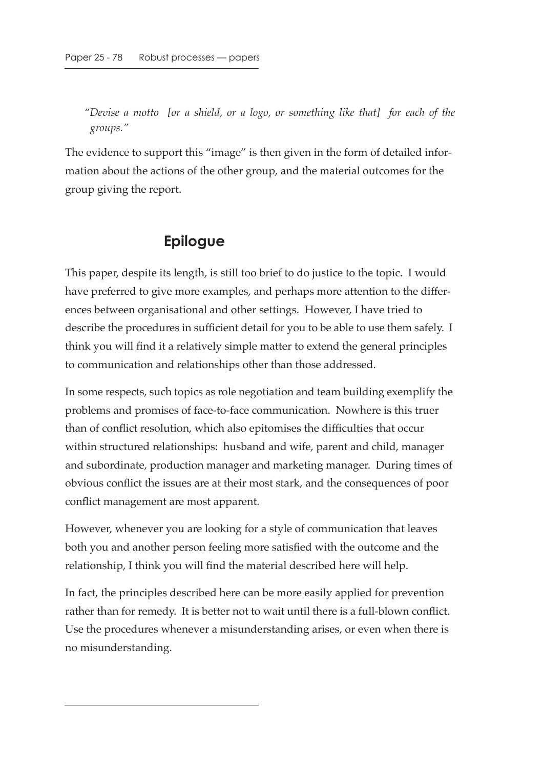*"Devise a motto [or a shield, or a logo, or something like that] for each of the groups."*

The evidence to support this "image" is then given in the form of detailed information about the actions of the other group, and the material outcomes for the group giving the report.

## Epilogue

This paper, despite its length, is still too brief to do justice to the topic. I would have preferred to give more examples, and perhaps more attention to the differences between organisational and other settings. However, I have tried to describe the procedures in sufficient detail for you to be able to use them safely. I think you will find it a relatively simple matter to extend the general principles to communication and relationships other than those addressed.

In some respects, such topics as role negotiation and team building exemplify the problems and promises of face-to-face communication. Nowhere is this truer than of conflict resolution, which also epitomises the difficulties that occur within structured relationships: husband and wife, parent and child, manager and subordinate, production manager and marketing manager. During times of obvious conflict the issues are at their most stark, and the consequences of poor conflict management are most apparent.

However, whenever you are looking for a style of communication that leaves both you and another person feeling more satisfied with the outcome and the relationship, I think you will find the material described here will help.

In fact, the principles described here can be more easily applied for prevention rather than for remedy. It is better not to wait until there is a full-blown conflict. Use the procedures whenever a misunderstanding arises, or even when there is no misunderstanding.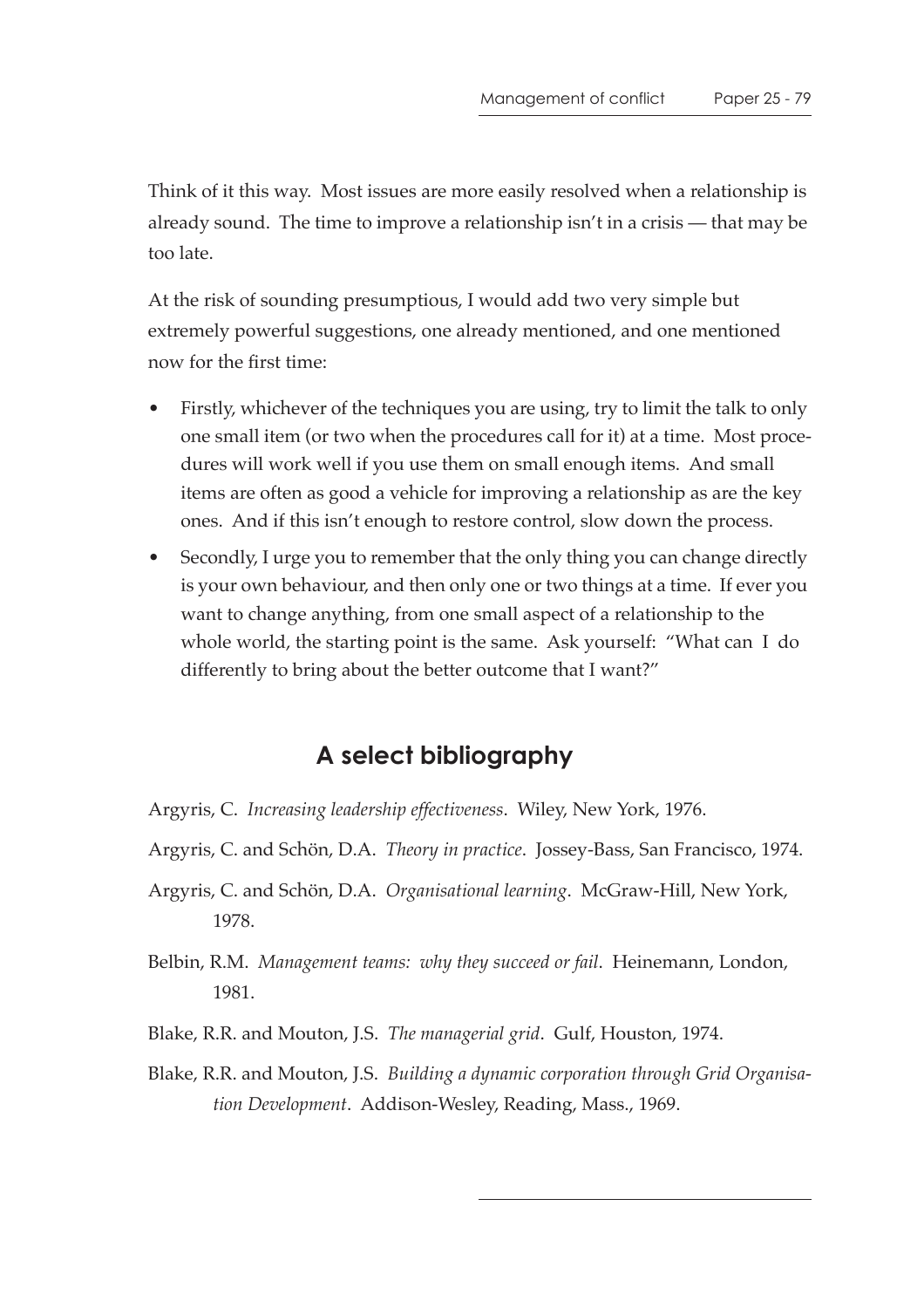Think of it this way. Most issues are more easily resolved when a relationship is already sound. The time to improve a relationship isn't in a crisis — that may be too late.

At the risk of sounding presumptious, I would add two very simple but extremely powerful suggestions, one already mentioned, and one mentioned now for the first time:

- Firstly, whichever of the techniques you are using, try to limit the talk to only one small item (or two when the procedures call for it) at a time. Most procedures will work well if you use them on small enough items. And small items are often as good a vehicle for improving a relationship as are the key ones. And if this isn't enough to restore control, slow down the process.
- Secondly, I urge you to remember that the only thing you can change directly is your own behaviour, and then only one or two things at a time. If ever you want to change anything, from one small aspect of a relationship to the whole world, the starting point is the same. Ask yourself: "What can I do differently to bring about the better outcome that I want?"

## A select bibliography

Argyris, C. *Increasing leadership effectiveness*. Wiley, New York, 1976.

Argyris, C. and Schön, D.A. *Theory in practice*. Jossey-Bass, San Francisco, 1974.

Argyris, C. and Schön, D.A. *Organisational learning*. McGraw-Hill, New York, 1978.

Belbin, R.M. *Management teams: why they succeed or fail*. Heinemann, London, 1981.

Blake, R.R. and Mouton, J.S. *The managerial grid*. Gulf, Houston, 1974.

Blake, R.R. and Mouton, J.S. *Building a dynamic corporation through Grid Organisation Development*. Addison-Wesley, Reading, Mass., 1969.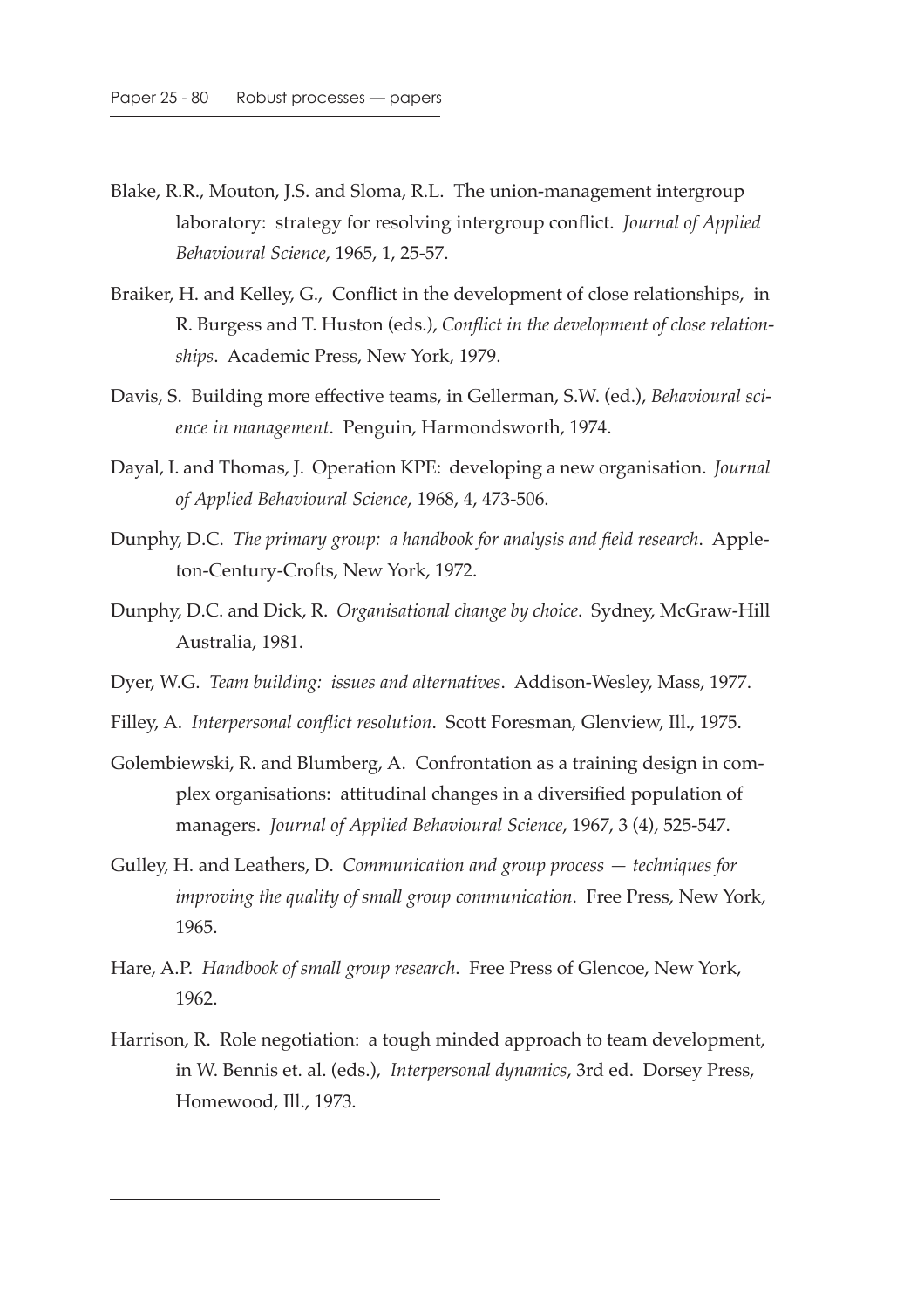Blake, R.R., Mouton, J.S. and Sloma, R.L. The union-management intergroup laboratory: strategy for resolving intergroup conflict. *Journal of Applied Behavioural Science*, 1965, 1, 25-57.

Braiker, H. and Kelley, G., Conflict in the development of close relationships, in R. Burgess and T. Huston (eds.), *Conflict in the development of close relationships*. Academic Press, New York, 1979.

Davis, S. Building more effective teams, in Gellerman, S.W. (ed.), *Behavioural science in management*. Penguin, Harmondsworth, 1974.

Dayal, I. and Thomas, J. Operation KPE: developing a new organisation. *Journal of Applied Behavioural Science*, 1968, 4, 473-506.

Dunphy, D.C. *The primary group: a handbook for analysis and field research*. Appleton-Century-Crofts, New York, 1972.

Dunphy, D.C. and Dick, R. *Organisational change by choice*. Sydney, McGraw-Hill Australia, 1981.

Dyer, W.G. *Team building: issues and alternatives*. Addison-Wesley, Mass, 1977.

Filley, A. *Interpersonal conflict resolution*. Scott Foresman, Glenview, Ill., 1975.

Golembiewski, R. and Blumberg, A. Confrontation as a training design in complex organisations: attitudinal changes in a diversified population of managers. *Journal of Applied Behavioural Science*, 1967, 3 (4), 525-547.

Gulley, H. and Leathers, D. *Communication and group process — techniques for improving the quality of small group communication*. Free Press, New York, 1965.

Hare, A.P. *Handbook of small group research*. Free Press of Glencoe, New York, 1962.

Harrison, R. Role negotiation: a tough minded approach to team development, in W. Bennis et. al. (eds.), *Interpersonal dynamics*, 3rd ed. Dorsey Press, Homewood, Ill., 1973.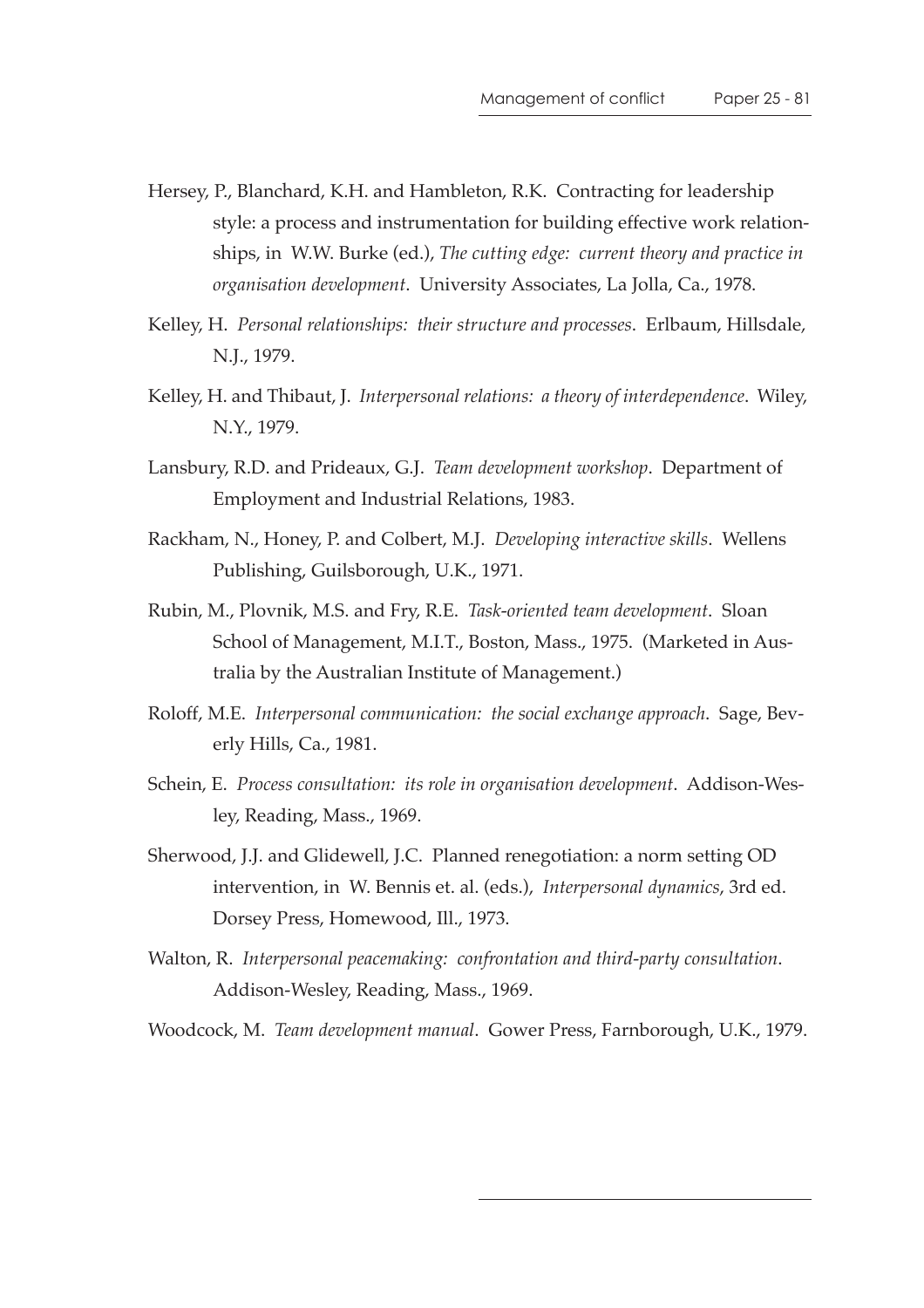Hersey, P., Blanchard, K.H. and Hambleton, R.K. Contracting for leadership style: a process and instrumentation for building effective work relationships, in W.W. Burke (ed.), *The cutting edge: current theory and practice in organisation development*. University Associates, La Jolla, Ca., 1978.

Kelley, H. *Personal relationships: their structure and processes*. Erlbaum, Hillsdale, N.J., 1979.

Kelley, H. and Thibaut, J. *Interpersonal relations: a theory of interdependence*. Wiley, N.Y., 1979.

Lansbury, R.D. and Prideaux, G.J. *Team development workshop*. Department of Employment and Industrial Relations, 1983.

Rackham, N., Honey, P. and Colbert, M.J. *Developing interactive skills*. Wellens Publishing, Guilsborough, U.K., 1971.

Rubin, M., Plovnik, M.S. and Fry, R.E. *Task-oriented team development*. Sloan School of Management, M.I.T., Boston, Mass., 1975. (Marketed in Australia by the Australian Institute of Management.)

Roloff, M.E. *Interpersonal communication: the social exchange approach*. Sage, Beverly Hills, Ca., 1981.

Schein, E. *Process consultation: its role in organisation development*. Addison-Wesley, Reading, Mass., 1969.

Sherwood, J.J. and Glidewell, J.C. Planned renegotiation: a norm setting OD intervention, in W. Bennis et. al. (eds.), *Interpersonal dynamics*, 3rd ed. Dorsey Press, Homewood, Ill., 1973.

Walton, R. *Interpersonal peacemaking: confrontation and third-party consultation*. Addison-Wesley, Reading, Mass., 1969.

Woodcock, M. *Team development manual*. Gower Press, Farnborough, U.K., 1979.